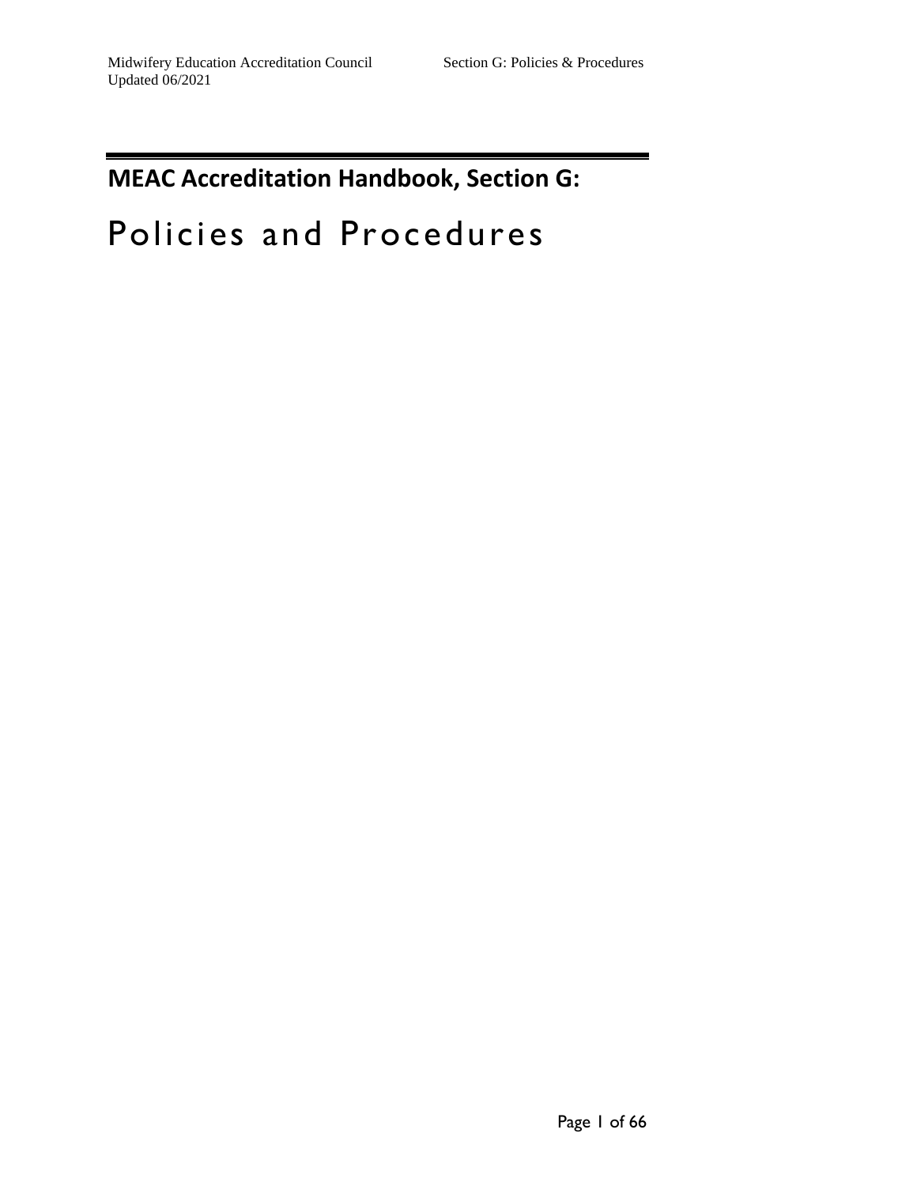# MEAC Accreditation Handbook, Section G:

# Policies and Procedures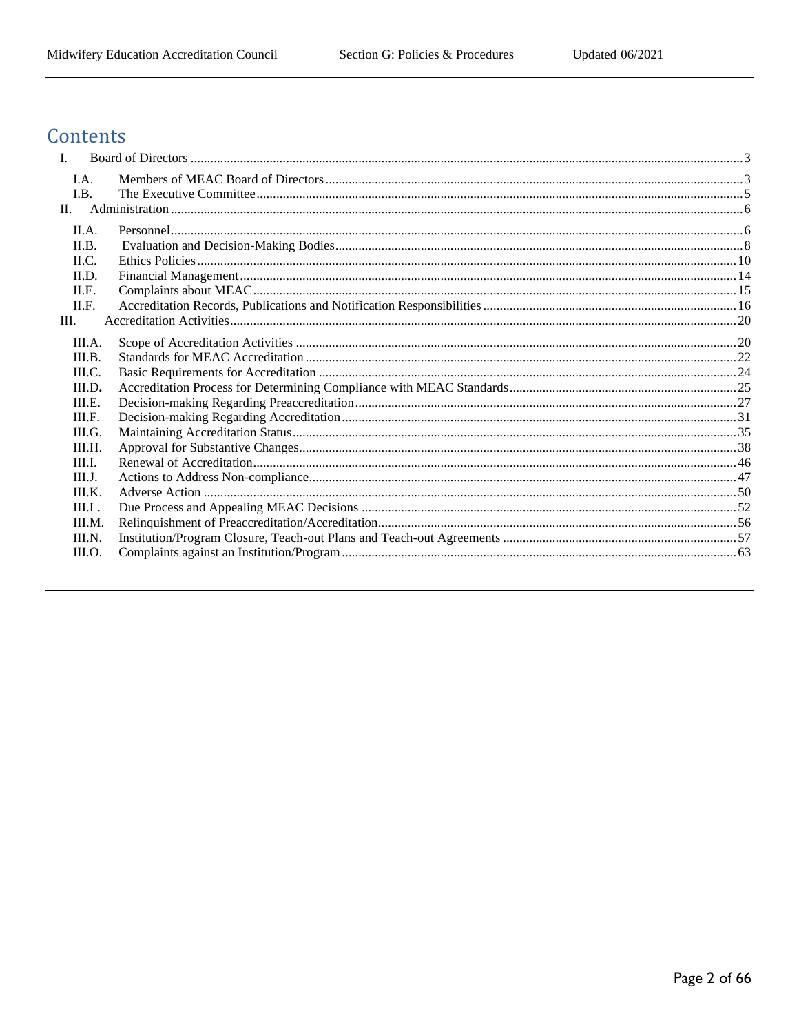# Contents

- I. Board of Directors ... 3
  - I.A. Members of MEAC Board of Directors ... 3
  - I.B. The Executive Committee ... 5
- II. Administration ... 6
  - II.A. Personnel ... 6
  - II.B. Evaluation and Decision-Making Bodies ... 8
  - II.C. Ethics Policies ... 10
  - II.D. Financial Management ... 14
  - II.E. Complaints about MEAC ... 15
  - II.F. Accreditation Records, Publications and Notification Responsibilities ... 16
- III. Accreditation Activities ... 20
  - III.A. Scope of Accreditation Activities ... 20
  - III.B. Standards for MEAC Accreditation ... 22
  - III.C. Basic Requirements for Accreditation ... 24
  - III.D. Accreditation Process for Determining Compliance with MEAC Standards ... 25
  - III.E. Decision-making Regarding Preaccreditation ... 27
  - III.F. Decision-making Regarding Accreditation ... 31
  - III.G. Maintaining Accreditation Status ... 35
  - III.H. Approval for Substantive Changes ... 38
  - III.I. Renewal of Accreditation ... 46
  - III.J. Actions to Address Non-compliance ... 47
  - III.K. Adverse Action ... 50
  - III.L. Due Process and Appealing MEAC Decisions ... 52
  - III.M. Relinquishment of Preaccreditation/Accreditation ... 56
  - III.N. Institution/Program Closure, Teach-out Plans and Teach-out Agreements ... 57
  - III.O. Complaints against an Institution/Program ... 63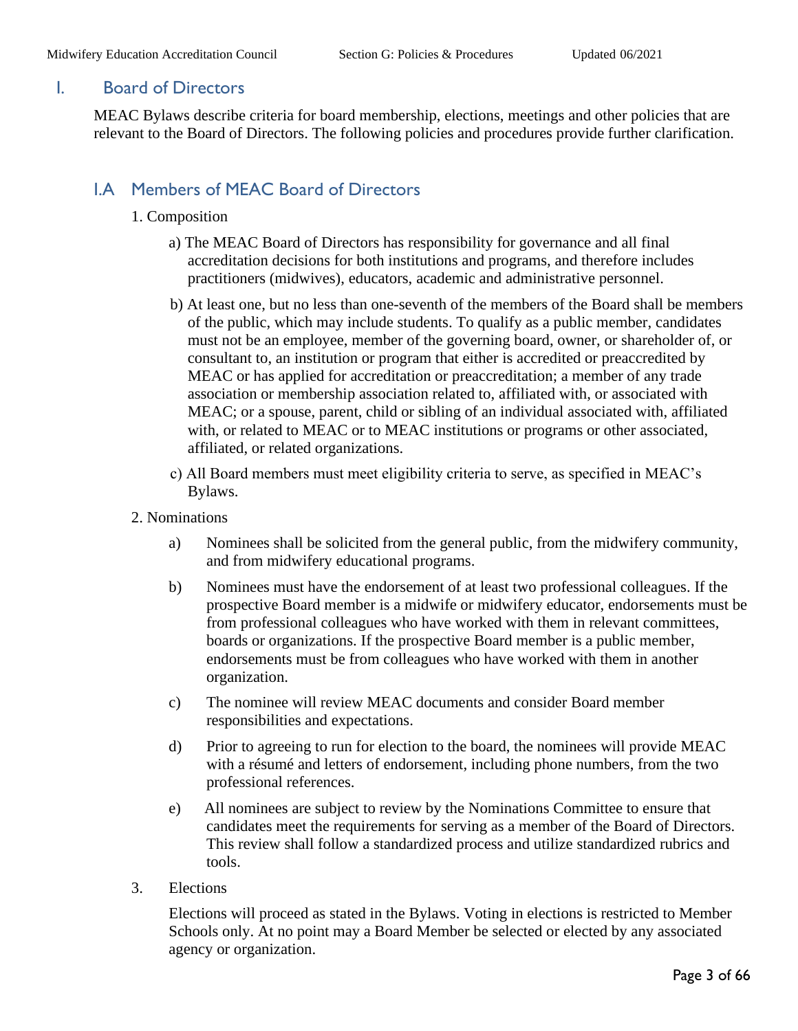# I. Board of Directors

MEAC Bylaws describe criteria for board membership, elections, meetings and other policies that are relevant to the Board of Directors. The following policies and procedures provide further clarification.

## I.A Members of MEAC Board of Directors

1. Composition

   a) The MEAC Board of Directors has responsibility for governance and all final accreditation decisions for both institutions and programs, and therefore includes practitioners (midwives), educators, academic and administrative personnel.

   b) At least one, but no less than one-seventh of the members of the Board shall be members of the public, which may include students. To qualify as a public member, candidates must not be an employee, member of the governing board, owner, or shareholder of, or consultant to, an institution or program that either is accredited or preaccredited by MEAC or has applied for accreditation or preaccreditation; a member of any trade association or membership association related to, affiliated with, or associated with MEAC; or a spouse, parent, child or sibling of an individual associated with, affiliated with, or related to MEAC or to MEAC institutions or programs or other associated, affiliated, or related organizations.

   c) All Board members must meet eligibility criteria to serve, as specified in MEAC's Bylaws.

2. Nominations

   a) Nominees shall be solicited from the general public, from the midwifery community, and from midwifery educational programs.

   b) Nominees must have the endorsement of at least two professional colleagues. If the prospective Board member is a midwife or midwifery educator, endorsements must be from professional colleagues who have worked with them in relevant committees, boards or organizations. If the prospective Board member is a public member, endorsements must be from colleagues who have worked with them in another organization.

   c) The nominee will review MEAC documents and consider Board member responsibilities and expectations.

   d) Prior to agreeing to run for election to the board, the nominees will provide MEAC with a résumé and letters of endorsement, including phone numbers, from the two professional references.

   e) All nominees are subject to review by the Nominations Committee to ensure that candidates meet the requirements for serving as a member of the Board of Directors. This review shall follow a standardized process and utilize standardized rubrics and tools.

3. Elections

   Elections will proceed as stated in the Bylaws. Voting in elections is restricted to Member Schools only. At no point may a Board Member be selected or elected by any associated agency or organization.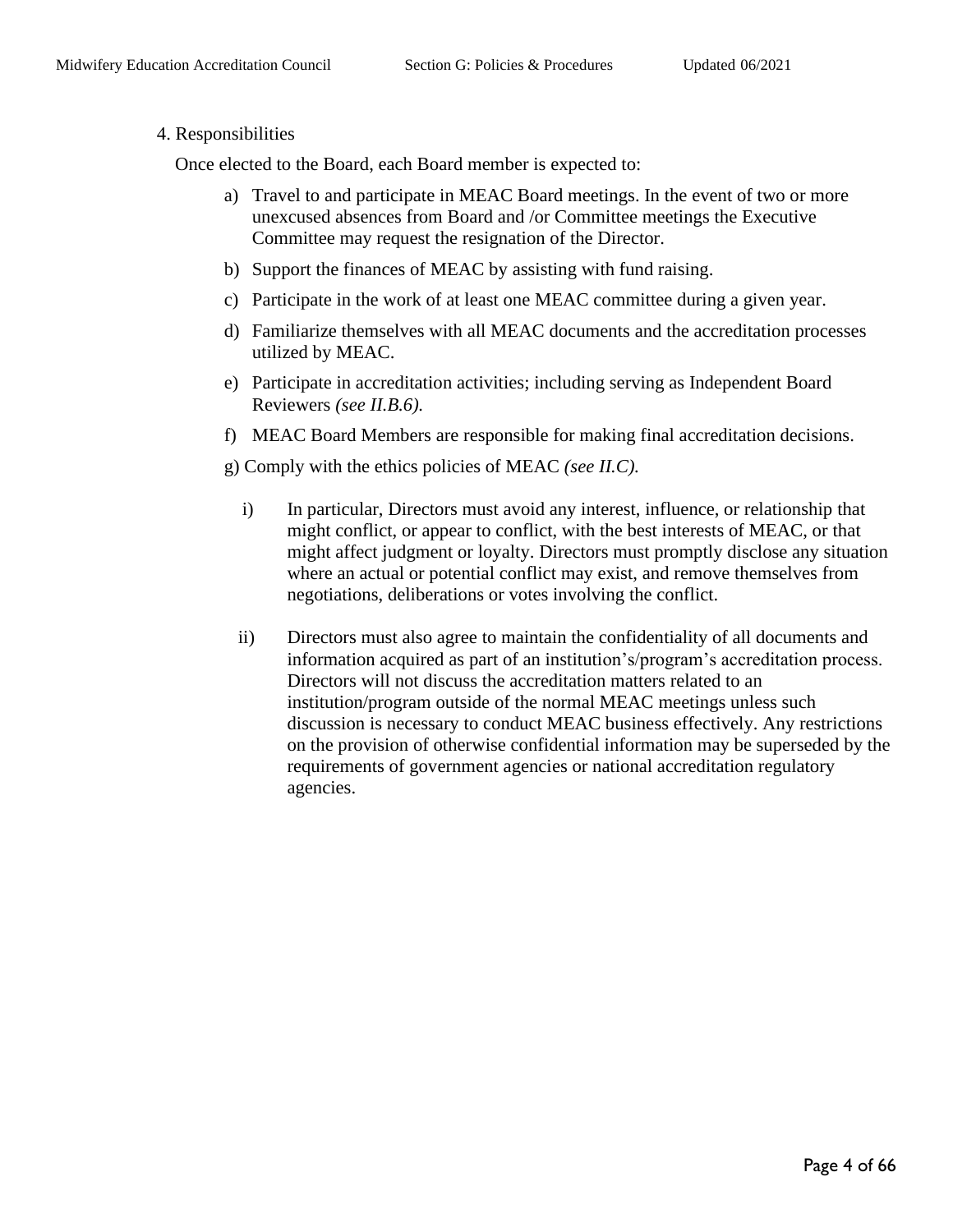4. Responsibilities

Once elected to the Board, each Board member is expected to:

a) Travel to and participate in MEAC Board meetings. In the event of two or more unexcused absences from Board and /or Committee meetings the Executive Committee may request the resignation of the Director.

b) Support the finances of MEAC by assisting with fund raising.

c) Participate in the work of at least one MEAC committee during a given year.

d) Familiarize themselves with all MEAC documents and the accreditation processes utilized by MEAC.

e) Participate in accreditation activities; including serving as Independent Board Reviewers *(see II.B.6).*

f) MEAC Board Members are responsible for making final accreditation decisions.

g) Comply with the ethics policies of MEAC *(see II.C).*

   i) In particular, Directors must avoid any interest, influence, or relationship that might conflict, or appear to conflict, with the best interests of MEAC, or that might affect judgment or loyalty. Directors must promptly disclose any situation where an actual or potential conflict may exist, and remove themselves from negotiations, deliberations or votes involving the conflict.

   ii) Directors must also agree to maintain the confidentiality of all documents and information acquired as part of an institution's/program's accreditation process. Directors will not discuss the accreditation matters related to an institution/program outside of the normal MEAC meetings unless such discussion is necessary to conduct MEAC business effectively. Any restrictions on the provision of otherwise confidential information may be superseded by the requirements of government agencies or national accreditation regulatory agencies.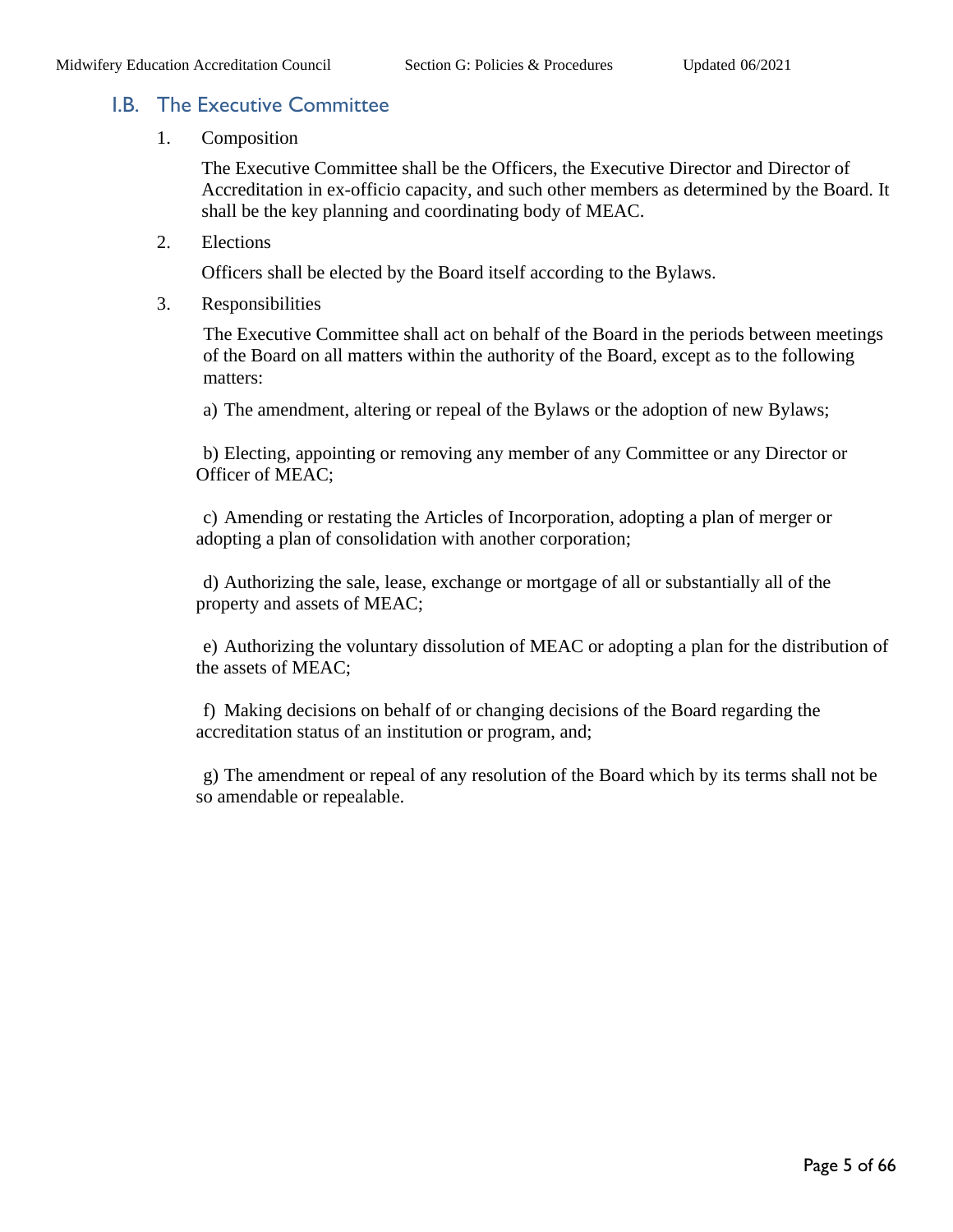## I.B. The Executive Committee

1. Composition

   The Executive Committee shall be the Officers, the Executive Director and Director of Accreditation in ex-officio capacity, and such other members as determined by the Board. It shall be the key planning and coordinating body of MEAC.

2. Elections

   Officers shall be elected by the Board itself according to the Bylaws.

3. Responsibilities

   The Executive Committee shall act on behalf of the Board in the periods between meetings of the Board on all matters within the authority of the Board, except as to the following matters:

   a) The amendment, altering or repeal of the Bylaws or the adoption of new Bylaws;

   b) Electing, appointing or removing any member of any Committee or any Director or Officer of MEAC;

   c) Amending or restating the Articles of Incorporation, adopting a plan of merger or adopting a plan of consolidation with another corporation;

   d) Authorizing the sale, lease, exchange or mortgage of all or substantially all of the property and assets of MEAC;

   e) Authorizing the voluntary dissolution of MEAC or adopting a plan for the distribution of the assets of MEAC;

   f) Making decisions on behalf of or changing decisions of the Board regarding the accreditation status of an institution or program, and;

   g) The amendment or repeal of any resolution of the Board which by its terms shall not be so amendable or repealable.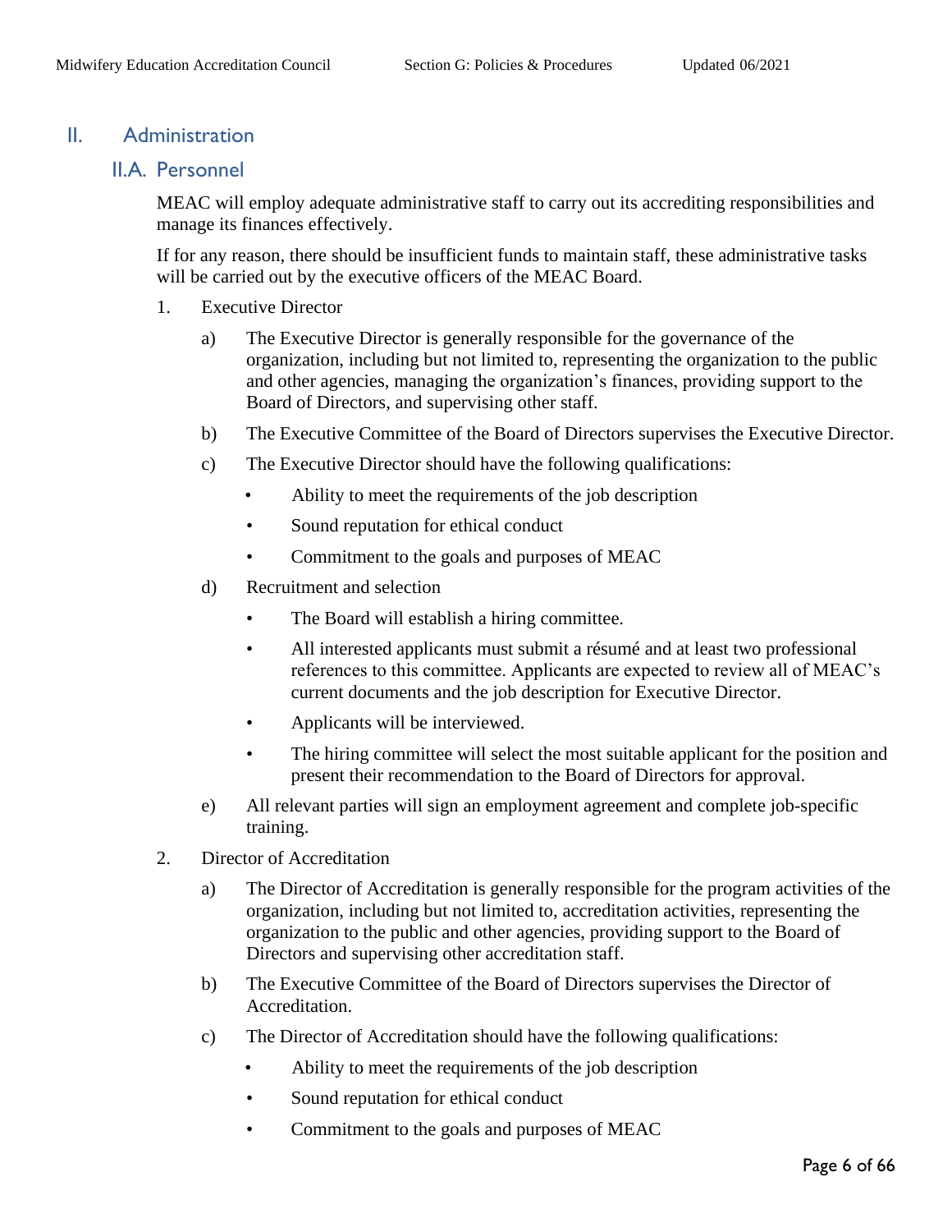# II. Administration

## II.A. Personnel

MEAC will employ adequate administrative staff to carry out its accrediting responsibilities and manage its finances effectively.

If for any reason, there should be insufficient funds to maintain staff, these administrative tasks will be carried out by the executive officers of the MEAC Board.

1. Executive Director
   a) The Executive Director is generally responsible for the governance of the organization, including but not limited to, representing the organization to the public and other agencies, managing the organization's finances, providing support to the Board of Directors, and supervising other staff.
   b) The Executive Committee of the Board of Directors supervises the Executive Director.
   c) The Executive Director should have the following qualifications:
      - Ability to meet the requirements of the job description
      - Sound reputation for ethical conduct
      - Commitment to the goals and purposes of MEAC
   d) Recruitment and selection
      - The Board will establish a hiring committee.
      - All interested applicants must submit a résumé and at least two professional references to this committee. Applicants are expected to review all of MEAC's current documents and the job description for Executive Director.
      - Applicants will be interviewed.
      - The hiring committee will select the most suitable applicant for the position and present their recommendation to the Board of Directors for approval.
   e) All relevant parties will sign an employment agreement and complete job-specific training.
2. Director of Accreditation
   a) The Director of Accreditation is generally responsible for the program activities of the organization, including but not limited to, accreditation activities, representing the organization to the public and other agencies, providing support to the Board of Directors and supervising other accreditation staff.
   b) The Executive Committee of the Board of Directors supervises the Director of Accreditation.
   c) The Director of Accreditation should have the following qualifications:
      - Ability to meet the requirements of the job description
      - Sound reputation for ethical conduct
      - Commitment to the goals and purposes of MEAC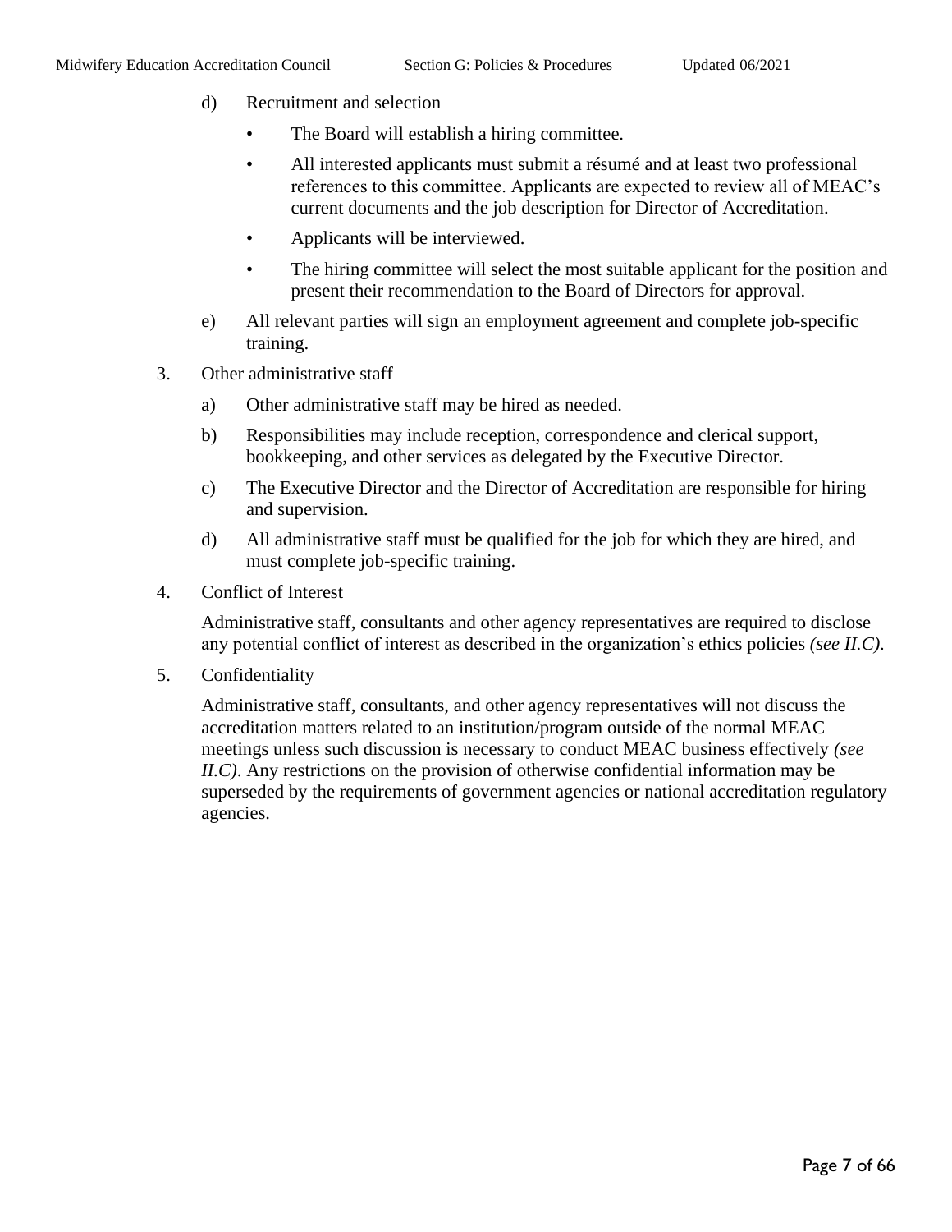d) Recruitment and selection

- The Board will establish a hiring committee.
- All interested applicants must submit a résumé and at least two professional references to this committee. Applicants are expected to review all of MEAC's current documents and the job description for Director of Accreditation.
- Applicants will be interviewed.
- The hiring committee will select the most suitable applicant for the position and present their recommendation to the Board of Directors for approval.

e) All relevant parties will sign an employment agreement and complete job-specific training.

3. Other administrative staff

   a) Other administrative staff may be hired as needed.

   b) Responsibilities may include reception, correspondence and clerical support, bookkeeping, and other services as delegated by the Executive Director.

   c) The Executive Director and the Director of Accreditation are responsible for hiring and supervision.

   d) All administrative staff must be qualified for the job for which they are hired, and must complete job-specific training.

4. Conflict of Interest

   Administrative staff, consultants and other agency representatives are required to disclose any potential conflict of interest as described in the organization's ethics policies *(see II.C)*.

5. Confidentiality

   Administrative staff, consultants, and other agency representatives will not discuss the accreditation matters related to an institution/program outside of the normal MEAC meetings unless such discussion is necessary to conduct MEAC business effectively *(see II.C)*. Any restrictions on the provision of otherwise confidential information may be superseded by the requirements of government agencies or national accreditation regulatory agencies.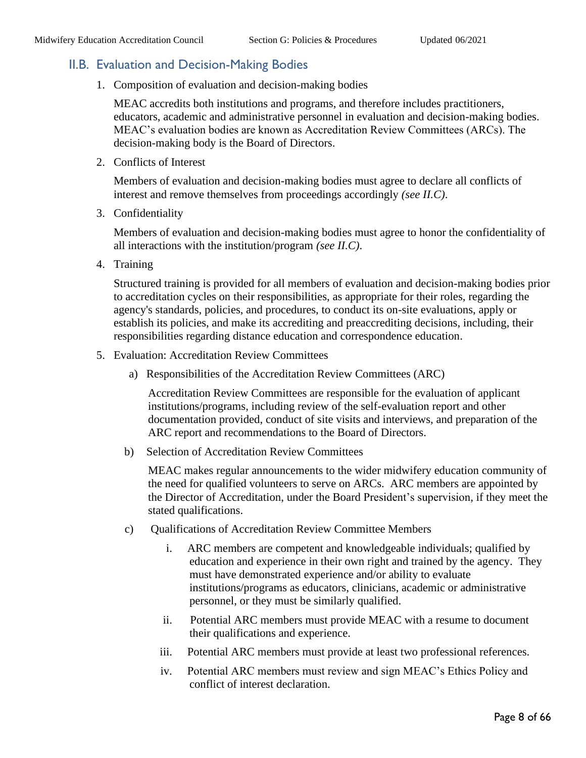## II.B. Evaluation and Decision-Making Bodies

1. Composition of evaluation and decision-making bodies

   MEAC accredits both institutions and programs, and therefore includes practitioners, educators, academic and administrative personnel in evaluation and decision-making bodies. MEAC's evaluation bodies are known as Accreditation Review Committees (ARCs). The decision-making body is the Board of Directors.

2. Conflicts of Interest

   Members of evaluation and decision-making bodies must agree to declare all conflicts of interest and remove themselves from proceedings accordingly *(see II.C)*.

3. Confidentiality

   Members of evaluation and decision-making bodies must agree to honor the confidentiality of all interactions with the institution/program *(see II.C)*.

4. Training

   Structured training is provided for all members of evaluation and decision-making bodies prior to accreditation cycles on their responsibilities, as appropriate for their roles, regarding the agency's standards, policies, and procedures, to conduct its on-site evaluations, apply or establish its policies, and make its accrediting and preaccrediting decisions, including, their responsibilities regarding distance education and correspondence education.

5. Evaluation: Accreditation Review Committees

   a) Responsibilities of the Accreditation Review Committees (ARC)

      Accreditation Review Committees are responsible for the evaluation of applicant institutions/programs, including review of the self-evaluation report and other documentation provided, conduct of site visits and interviews, and preparation of the ARC report and recommendations to the Board of Directors.

   b) Selection of Accreditation Review Committees

      MEAC makes regular announcements to the wider midwifery education community of the need for qualified volunteers to serve on ARCs. ARC members are appointed by the Director of Accreditation, under the Board President's supervision, if they meet the stated qualifications.

   c) Qualifications of Accreditation Review Committee Members

      i. ARC members are competent and knowledgeable individuals; qualified by education and experience in their own right and trained by the agency. They must have demonstrated experience and/or ability to evaluate institutions/programs as educators, clinicians, academic or administrative personnel, or they must be similarly qualified.

      ii. Potential ARC members must provide MEAC with a resume to document their qualifications and experience.

      iii. Potential ARC members must provide at least two professional references.

      iv. Potential ARC members must review and sign MEAC's Ethics Policy and conflict of interest declaration.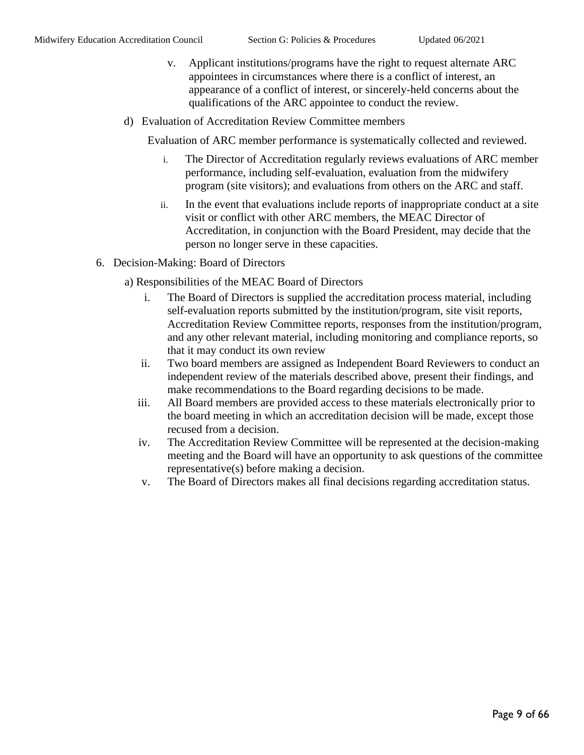v. Applicant institutions/programs have the right to request alternate ARC appointees in circumstances where there is a conflict of interest, an appearance of a conflict of interest, or sincerely-held concerns about the qualifications of the ARC appointee to conduct the review.

d) Evaluation of Accreditation Review Committee members

Evaluation of ARC member performance is systematically collected and reviewed.

i. The Director of Accreditation regularly reviews evaluations of ARC member performance, including self-evaluation, evaluation from the midwifery program (site visitors); and evaluations from others on the ARC and staff.

ii. In the event that evaluations include reports of inappropriate conduct at a site visit or conflict with other ARC members, the MEAC Director of Accreditation, in conjunction with the Board President, may decide that the person no longer serve in these capacities.

6. Decision-Making: Board of Directors

a) Responsibilities of the MEAC Board of Directors

i. The Board of Directors is supplied the accreditation process material, including self-evaluation reports submitted by the institution/program, site visit reports, Accreditation Review Committee reports, responses from the institution/program, and any other relevant material, including monitoring and compliance reports, so that it may conduct its own review

ii. Two board members are assigned as Independent Board Reviewers to conduct an independent review of the materials described above, present their findings, and make recommendations to the Board regarding decisions to be made.

iii. All Board members are provided access to these materials electronically prior to the board meeting in which an accreditation decision will be made, except those recused from a decision.

iv. The Accreditation Review Committee will be represented at the decision-making meeting and the Board will have an opportunity to ask questions of the committee representative(s) before making a decision.

v. The Board of Directors makes all final decisions regarding accreditation status.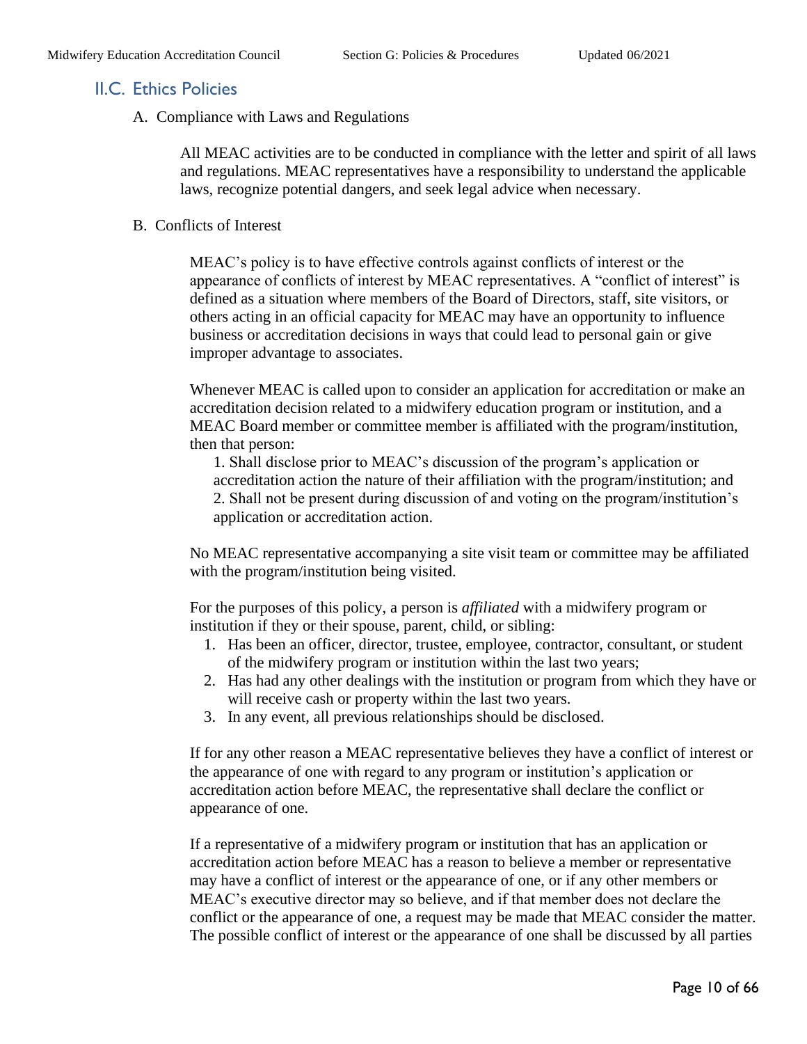## II.C. Ethics Policies

A. Compliance with Laws and Regulations

All MEAC activities are to be conducted in compliance with the letter and spirit of all laws and regulations. MEAC representatives have a responsibility to understand the applicable laws, recognize potential dangers, and seek legal advice when necessary.

B. Conflicts of Interest

MEAC's policy is to have effective controls against conflicts of interest or the appearance of conflicts of interest by MEAC representatives. A "conflict of interest" is defined as a situation where members of the Board of Directors, staff, site visitors, or others acting in an official capacity for MEAC may have an opportunity to influence business or accreditation decisions in ways that could lead to personal gain or give improper advantage to associates.

Whenever MEAC is called upon to consider an application for accreditation or make an accreditation decision related to a midwifery education program or institution, and a MEAC Board member or committee member is affiliated with the program/institution, then that person:

1. Shall disclose prior to MEAC's discussion of the program's application or accreditation action the nature of their affiliation with the program/institution; and
2. Shall not be present during discussion of and voting on the program/institution's application or accreditation action.

No MEAC representative accompanying a site visit team or committee may be affiliated with the program/institution being visited.

For the purposes of this policy, a person is *affiliated* with a midwifery program or institution if they or their spouse, parent, child, or sibling:

1. Has been an officer, director, trustee, employee, contractor, consultant, or student of the midwifery program or institution within the last two years;
2. Has had any other dealings with the institution or program from which they have or will receive cash or property within the last two years.
3. In any event, all previous relationships should be disclosed.

If for any other reason a MEAC representative believes they have a conflict of interest or the appearance of one with regard to any program or institution's application or accreditation action before MEAC, the representative shall declare the conflict or appearance of one.

If a representative of a midwifery program or institution that has an application or accreditation action before MEAC has a reason to believe a member or representative may have a conflict of interest or the appearance of one, or if any other members or MEAC's executive director may so believe, and if that member does not declare the conflict or the appearance of one, a request may be made that MEAC consider the matter. The possible conflict of interest or the appearance of one shall be discussed by all parties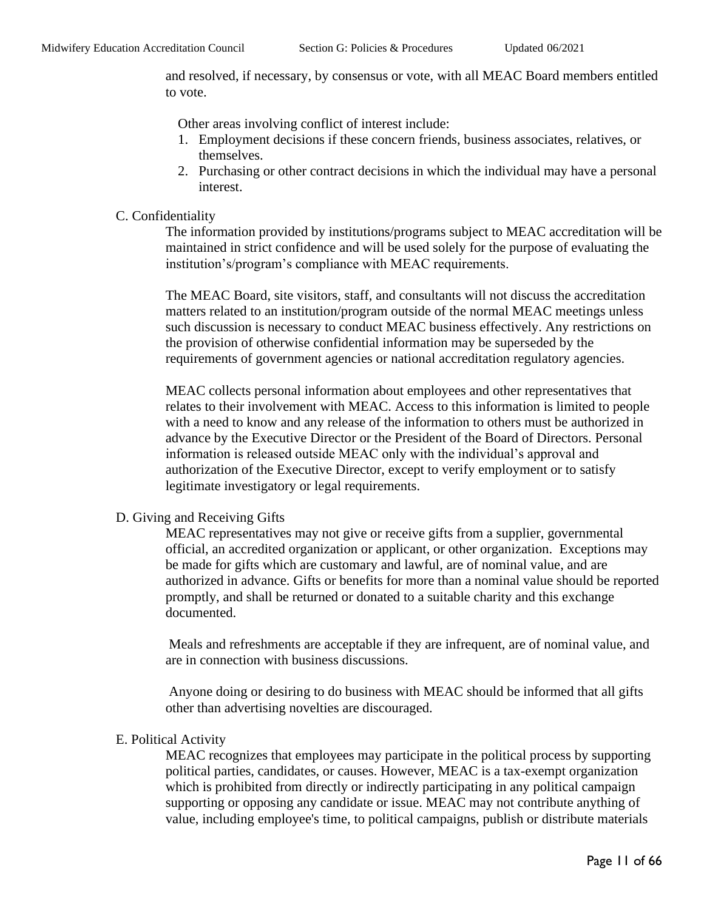and resolved, if necessary, by consensus or vote, with all MEAC Board members entitled to vote.

Other areas involving conflict of interest include:

1. Employment decisions if these concern friends, business associates, relatives, or themselves.
2. Purchasing or other contract decisions in which the individual may have a personal interest.

### C. Confidentiality

The information provided by institutions/programs subject to MEAC accreditation will be maintained in strict confidence and will be used solely for the purpose of evaluating the institution's/program's compliance with MEAC requirements.

The MEAC Board, site visitors, staff, and consultants will not discuss the accreditation matters related to an institution/program outside of the normal MEAC meetings unless such discussion is necessary to conduct MEAC business effectively. Any restrictions on the provision of otherwise confidential information may be superseded by the requirements of government agencies or national accreditation regulatory agencies.

MEAC collects personal information about employees and other representatives that relates to their involvement with MEAC. Access to this information is limited to people with a need to know and any release of the information to others must be authorized in advance by the Executive Director or the President of the Board of Directors. Personal information is released outside MEAC only with the individual's approval and authorization of the Executive Director, except to verify employment or to satisfy legitimate investigatory or legal requirements.

### D. Giving and Receiving Gifts

MEAC representatives may not give or receive gifts from a supplier, governmental official, an accredited organization or applicant, or other organization. Exceptions may be made for gifts which are customary and lawful, are of nominal value, and are authorized in advance. Gifts or benefits for more than a nominal value should be reported promptly, and shall be returned or donated to a suitable charity and this exchange documented.

Meals and refreshments are acceptable if they are infrequent, are of nominal value, and are in connection with business discussions.

Anyone doing or desiring to do business with MEAC should be informed that all gifts other than advertising novelties are discouraged.

### E. Political Activity

MEAC recognizes that employees may participate in the political process by supporting political parties, candidates, or causes. However, MEAC is a tax-exempt organization which is prohibited from directly or indirectly participating in any political campaign supporting or opposing any candidate or issue. MEAC may not contribute anything of value, including employee's time, to political campaigns, publish or distribute materials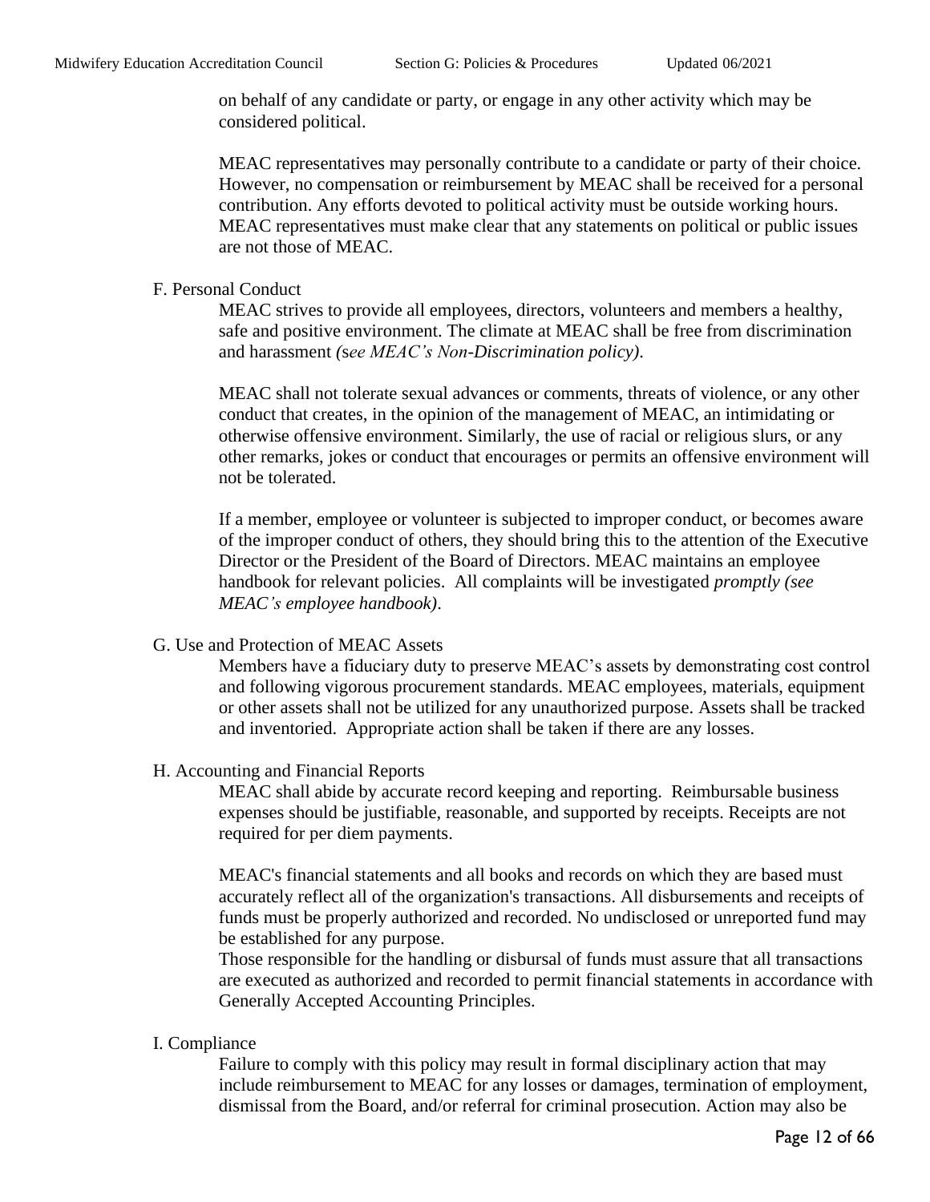on behalf of any candidate or party, or engage in any other activity which may be considered political.

MEAC representatives may personally contribute to a candidate or party of their choice. However, no compensation or reimbursement by MEAC shall be received for a personal contribution. Any efforts devoted to political activity must be outside working hours. MEAC representatives must make clear that any statements on political or public issues are not those of MEAC.

F. Personal Conduct

MEAC strives to provide all employees, directors, volunteers and members a healthy, safe and positive environment. The climate at MEAC shall be free from discrimination and harassment *(see MEAC's Non-Discrimination policy)*.

MEAC shall not tolerate sexual advances or comments, threats of violence, or any other conduct that creates, in the opinion of the management of MEAC, an intimidating or otherwise offensive environment. Similarly, the use of racial or religious slurs, or any other remarks, jokes or conduct that encourages or permits an offensive environment will not be tolerated.

If a member, employee or volunteer is subjected to improper conduct, or becomes aware of the improper conduct of others, they should bring this to the attention of the Executive Director or the President of the Board of Directors. MEAC maintains an employee handbook for relevant policies. All complaints will be investigated *promptly (see MEAC's employee handbook)*.

G. Use and Protection of MEAC Assets

Members have a fiduciary duty to preserve MEAC's assets by demonstrating cost control and following vigorous procurement standards. MEAC employees, materials, equipment or other assets shall not be utilized for any unauthorized purpose. Assets shall be tracked and inventoried. Appropriate action shall be taken if there are any losses.

H. Accounting and Financial Reports

MEAC shall abide by accurate record keeping and reporting. Reimbursable business expenses should be justifiable, reasonable, and supported by receipts. Receipts are not required for per diem payments.

MEAC's financial statements and all books and records on which they are based must accurately reflect all of the organization's transactions. All disbursements and receipts of funds must be properly authorized and recorded. No undisclosed or unreported fund may be established for any purpose.
Those responsible for the handling or disbursal of funds must assure that all transactions are executed as authorized and recorded to permit financial statements in accordance with Generally Accepted Accounting Principles.

I. Compliance

Failure to comply with this policy may result in formal disciplinary action that may include reimbursement to MEAC for any losses or damages, termination of employment, dismissal from the Board, and/or referral for criminal prosecution. Action may also be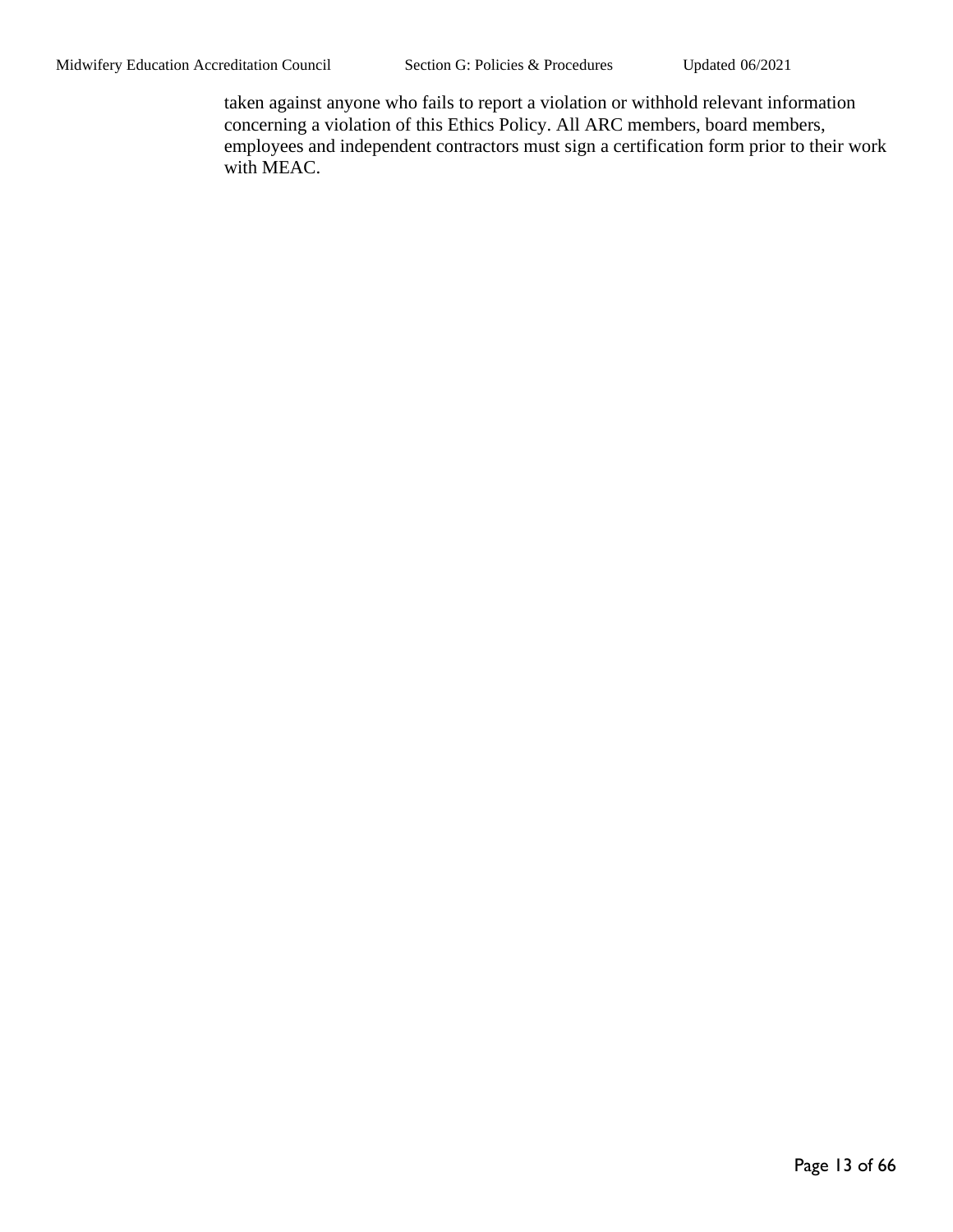taken against anyone who fails to report a violation or withhold relevant information concerning a violation of this Ethics Policy. All ARC members, board members, employees and independent contractors must sign a certification form prior to their work with MEAC.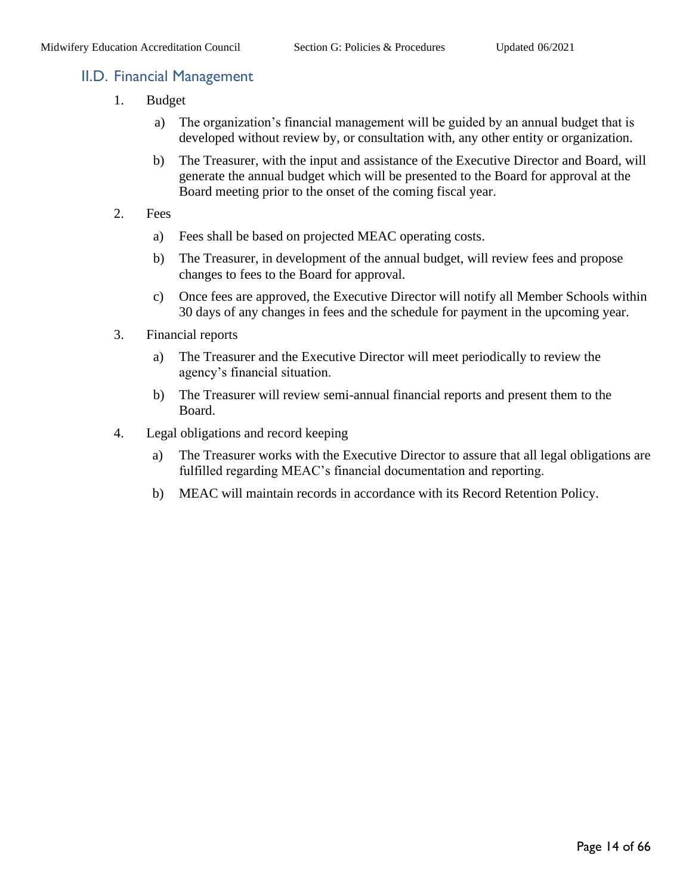## II.D. Financial Management

1. Budget

   a) The organization's financial management will be guided by an annual budget that is developed without review by, or consultation with, any other entity or organization.

   b) The Treasurer, with the input and assistance of the Executive Director and Board, will generate the annual budget which will be presented to the Board for approval at the Board meeting prior to the onset of the coming fiscal year.

2. Fees

   a) Fees shall be based on projected MEAC operating costs.

   b) The Treasurer, in development of the annual budget, will review fees and propose changes to fees to the Board for approval.

   c) Once fees are approved, the Executive Director will notify all Member Schools within 30 days of any changes in fees and the schedule for payment in the upcoming year.

3. Financial reports

   a) The Treasurer and the Executive Director will meet periodically to review the agency's financial situation.

   b) The Treasurer will review semi-annual financial reports and present them to the Board.

4. Legal obligations and record keeping

   a) The Treasurer works with the Executive Director to assure that all legal obligations are fulfilled regarding MEAC's financial documentation and reporting.

   b) MEAC will maintain records in accordance with its Record Retention Policy.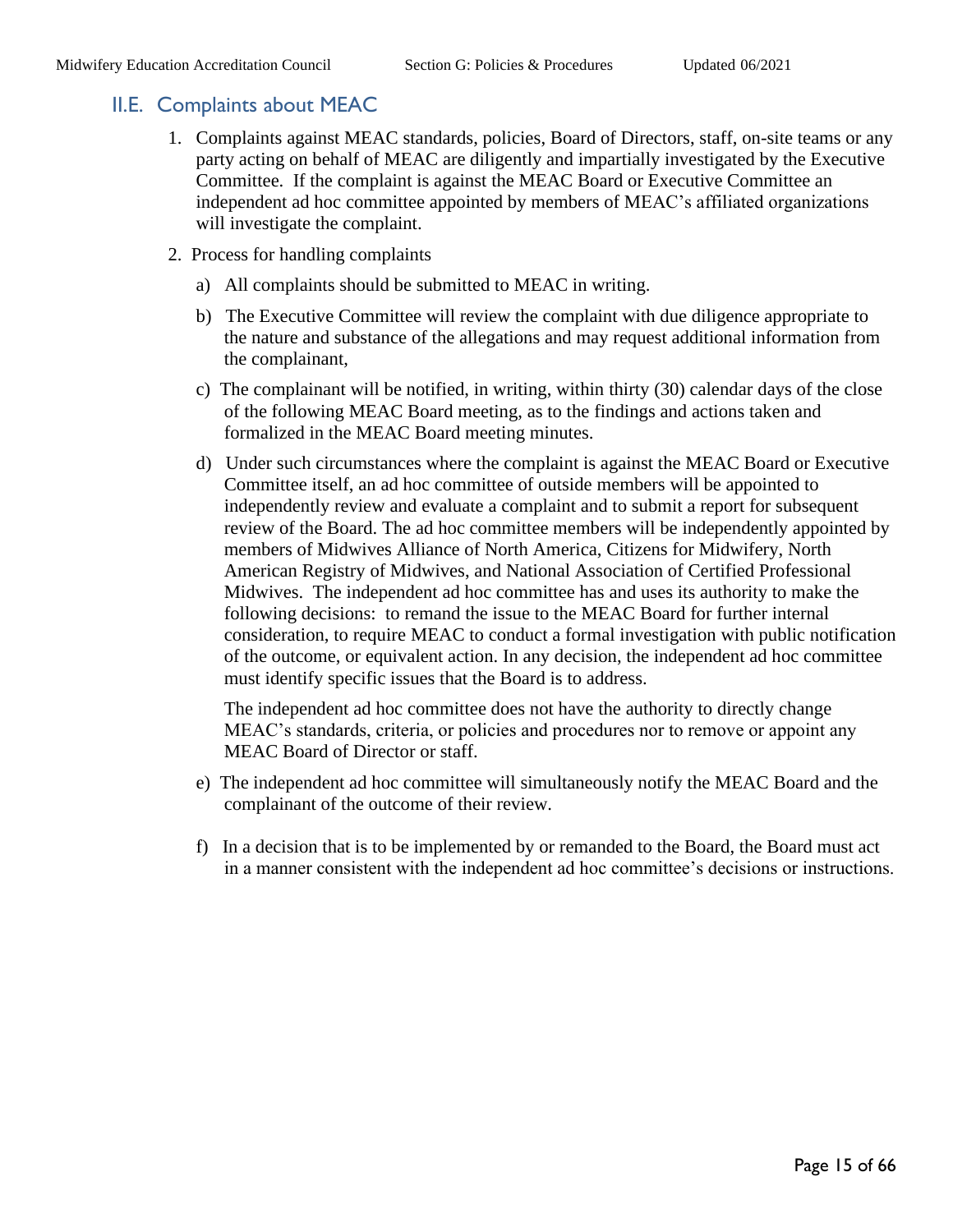## II.E. Complaints about MEAC

1. Complaints against MEAC standards, policies, Board of Directors, staff, on-site teams or any party acting on behalf of MEAC are diligently and impartially investigated by the Executive Committee. If the complaint is against the MEAC Board or Executive Committee an independent ad hoc committee appointed by members of MEAC's affiliated organizations will investigate the complaint.

2. Process for handling complaints

   a) All complaints should be submitted to MEAC in writing.

   b) The Executive Committee will review the complaint with due diligence appropriate to the nature and substance of the allegations and may request additional information from the complainant,

   c) The complainant will be notified, in writing, within thirty (30) calendar days of the close of the following MEAC Board meeting, as to the findings and actions taken and formalized in the MEAC Board meeting minutes.

   d) Under such circumstances where the complaint is against the MEAC Board or Executive Committee itself, an ad hoc committee of outside members will be appointed to independently review and evaluate a complaint and to submit a report for subsequent review of the Board. The ad hoc committee members will be independently appointed by members of Midwives Alliance of North America, Citizens for Midwifery, North American Registry of Midwives, and National Association of Certified Professional Midwives. The independent ad hoc committee has and uses its authority to make the following decisions: to remand the issue to the MEAC Board for further internal consideration, to require MEAC to conduct a formal investigation with public notification of the outcome, or equivalent action. In any decision, the independent ad hoc committee must identify specific issues that the Board is to address.

      The independent ad hoc committee does not have the authority to directly change MEAC's standards, criteria, or policies and procedures nor to remove or appoint any MEAC Board of Director or staff.

   e) The independent ad hoc committee will simultaneously notify the MEAC Board and the complainant of the outcome of their review.

   f) In a decision that is to be implemented by or remanded to the Board, the Board must act in a manner consistent with the independent ad hoc committee's decisions or instructions.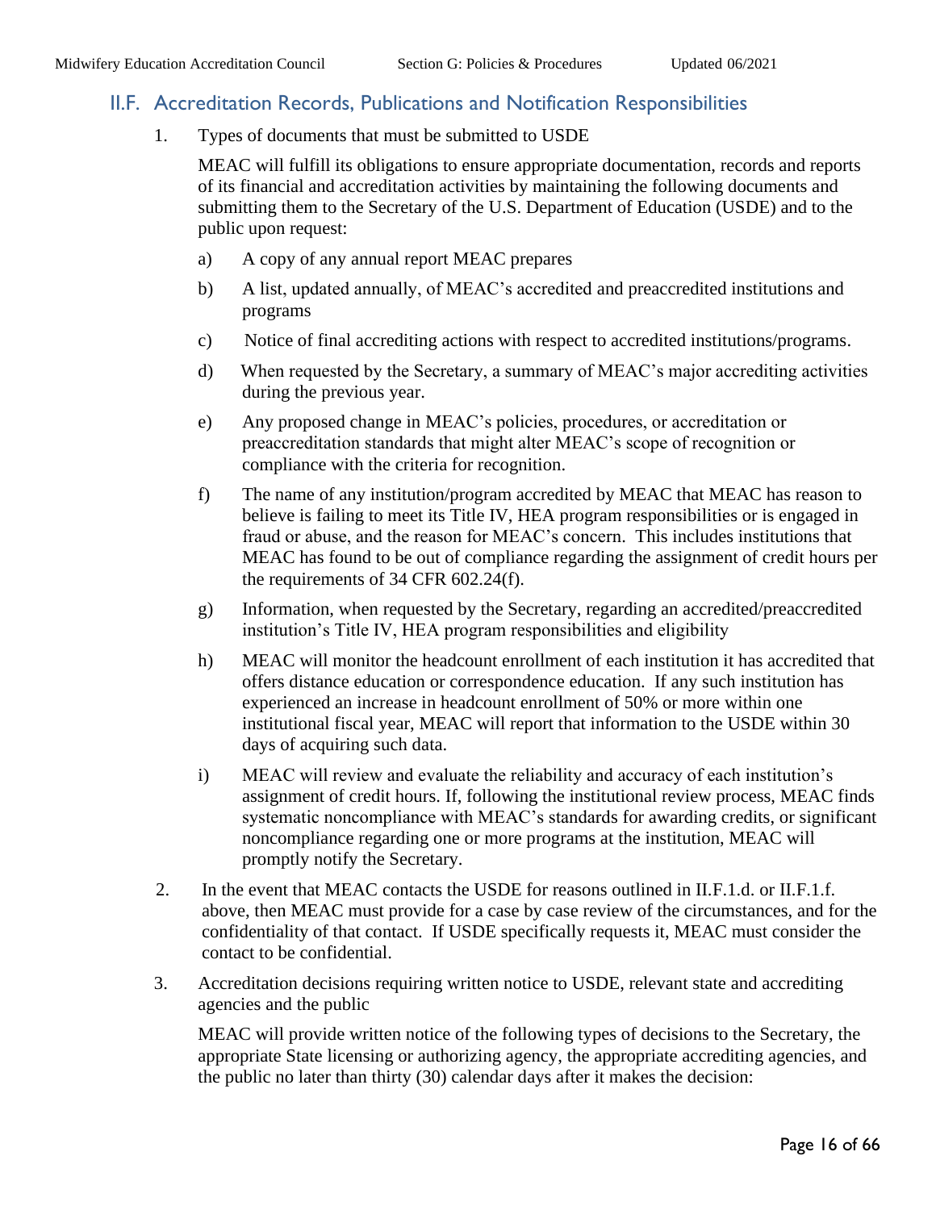## II.F. Accreditation Records, Publications and Notification Responsibilities

1. Types of documents that must be submitted to USDE

   MEAC will fulfill its obligations to ensure appropriate documentation, records and reports of its financial and accreditation activities by maintaining the following documents and submitting them to the Secretary of the U.S. Department of Education (USDE) and to the public upon request:

   a) A copy of any annual report MEAC prepares

   b) A list, updated annually, of MEAC's accredited and preaccredited institutions and programs

   c) Notice of final accrediting actions with respect to accredited institutions/programs.

   d) When requested by the Secretary, a summary of MEAC's major accrediting activities during the previous year.

   e) Any proposed change in MEAC's policies, procedures, or accreditation or preaccreditation standards that might alter MEAC's scope of recognition or compliance with the criteria for recognition.

   f) The name of any institution/program accredited by MEAC that MEAC has reason to believe is failing to meet its Title IV, HEA program responsibilities or is engaged in fraud or abuse, and the reason for MEAC's concern. This includes institutions that MEAC has found to be out of compliance regarding the assignment of credit hours per the requirements of 34 CFR 602.24(f).

   g) Information, when requested by the Secretary, regarding an accredited/preaccredited institution's Title IV, HEA program responsibilities and eligibility

   h) MEAC will monitor the headcount enrollment of each institution it has accredited that offers distance education or correspondence education. If any such institution has experienced an increase in headcount enrollment of 50% or more within one institutional fiscal year, MEAC will report that information to the USDE within 30 days of acquiring such data.

   i) MEAC will review and evaluate the reliability and accuracy of each institution's assignment of credit hours. If, following the institutional review process, MEAC finds systematic noncompliance with MEAC's standards for awarding credits, or significant noncompliance regarding one or more programs at the institution, MEAC will promptly notify the Secretary.

2. In the event that MEAC contacts the USDE for reasons outlined in II.F.1.d. or II.F.1.f. above, then MEAC must provide for a case by case review of the circumstances, and for the confidentiality of that contact. If USDE specifically requests it, MEAC must consider the contact to be confidential.

3. Accreditation decisions requiring written notice to USDE, relevant state and accrediting agencies and the public

   MEAC will provide written notice of the following types of decisions to the Secretary, the appropriate State licensing or authorizing agency, the appropriate accrediting agencies, and the public no later than thirty (30) calendar days after it makes the decision: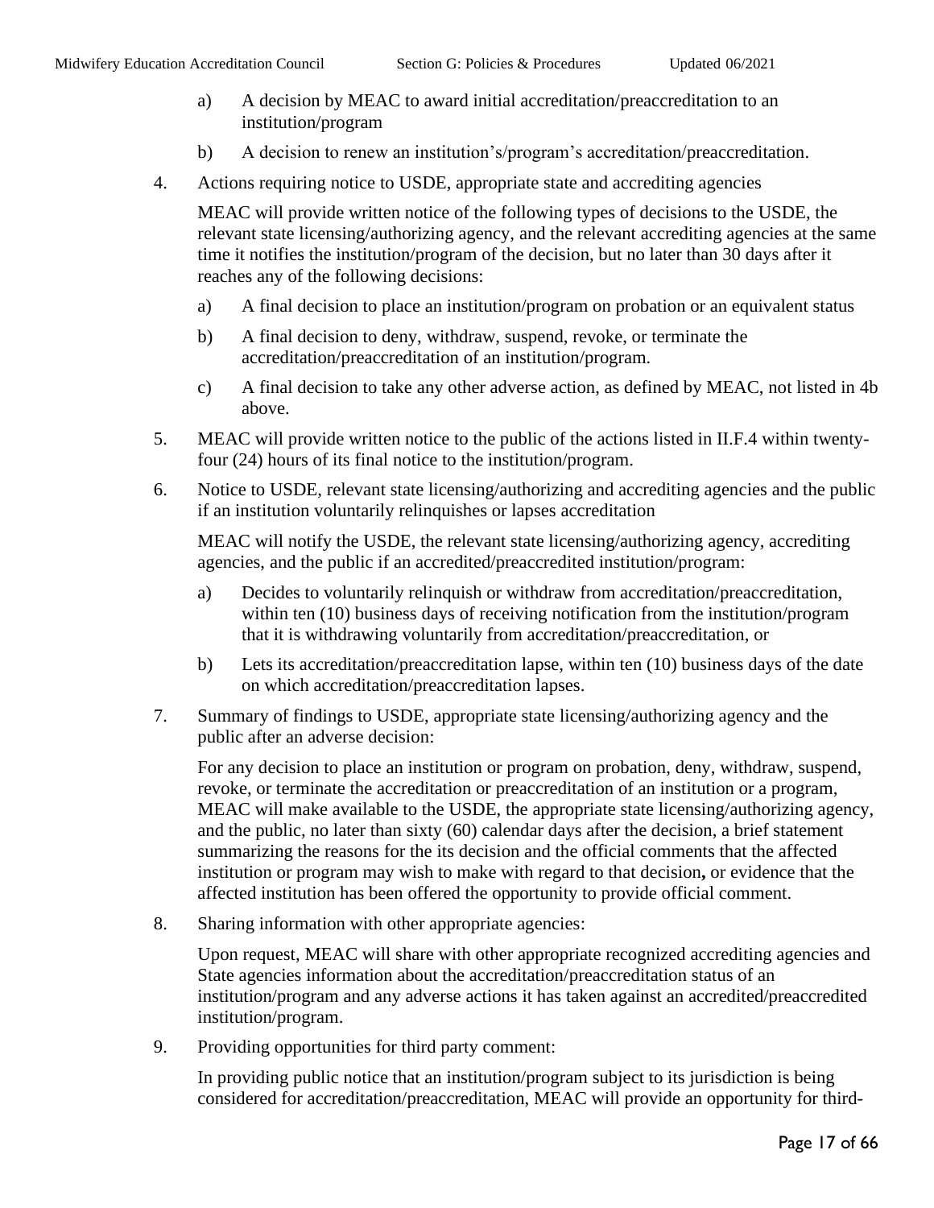a) A decision by MEAC to award initial accreditation/preaccreditation to an institution/program

b) A decision to renew an institution's/program's accreditation/preaccreditation.

4. Actions requiring notice to USDE, appropriate state and accrediting agencies

   MEAC will provide written notice of the following types of decisions to the USDE, the relevant state licensing/authorizing agency, and the relevant accrediting agencies at the same time it notifies the institution/program of the decision, but no later than 30 days after it reaches any of the following decisions:

   a) A final decision to place an institution/program on probation or an equivalent status

   b) A final decision to deny, withdraw, suspend, revoke, or terminate the accreditation/preaccreditation of an institution/program.

   c) A final decision to take any other adverse action, as defined by MEAC, not listed in 4b above.

5. MEAC will provide written notice to the public of the actions listed in II.F.4 within twenty-four (24) hours of its final notice to the institution/program.

6. Notice to USDE, relevant state licensing/authorizing and accrediting agencies and the public if an institution voluntarily relinquishes or lapses accreditation

   MEAC will notify the USDE, the relevant state licensing/authorizing agency, accrediting agencies, and the public if an accredited/preaccredited institution/program:

   a) Decides to voluntarily relinquish or withdraw from accreditation/preaccreditation, within ten (10) business days of receiving notification from the institution/program that it is withdrawing voluntarily from accreditation/preaccreditation, or

   b) Lets its accreditation/preaccreditation lapse, within ten (10) business days of the date on which accreditation/preaccreditation lapses.

7. Summary of findings to USDE, appropriate state licensing/authorizing agency and the public after an adverse decision:

   For any decision to place an institution or program on probation, deny, withdraw, suspend, revoke, or terminate the accreditation or preaccreditation of an institution or a program, MEAC will make available to the USDE, the appropriate state licensing/authorizing agency, and the public, no later than sixty (60) calendar days after the decision, a brief statement summarizing the reasons for the its decision and the official comments that the affected institution or program may wish to make with regard to that decision**,** or evidence that the affected institution has been offered the opportunity to provide official comment.

8. Sharing information with other appropriate agencies:

   Upon request, MEAC will share with other appropriate recognized accrediting agencies and State agencies information about the accreditation/preaccreditation status of an institution/program and any adverse actions it has taken against an accredited/preaccredited institution/program.

9. Providing opportunities for third party comment:

   In providing public notice that an institution/program subject to its jurisdiction is being considered for accreditation/preaccreditation, MEAC will provide an opportunity for third-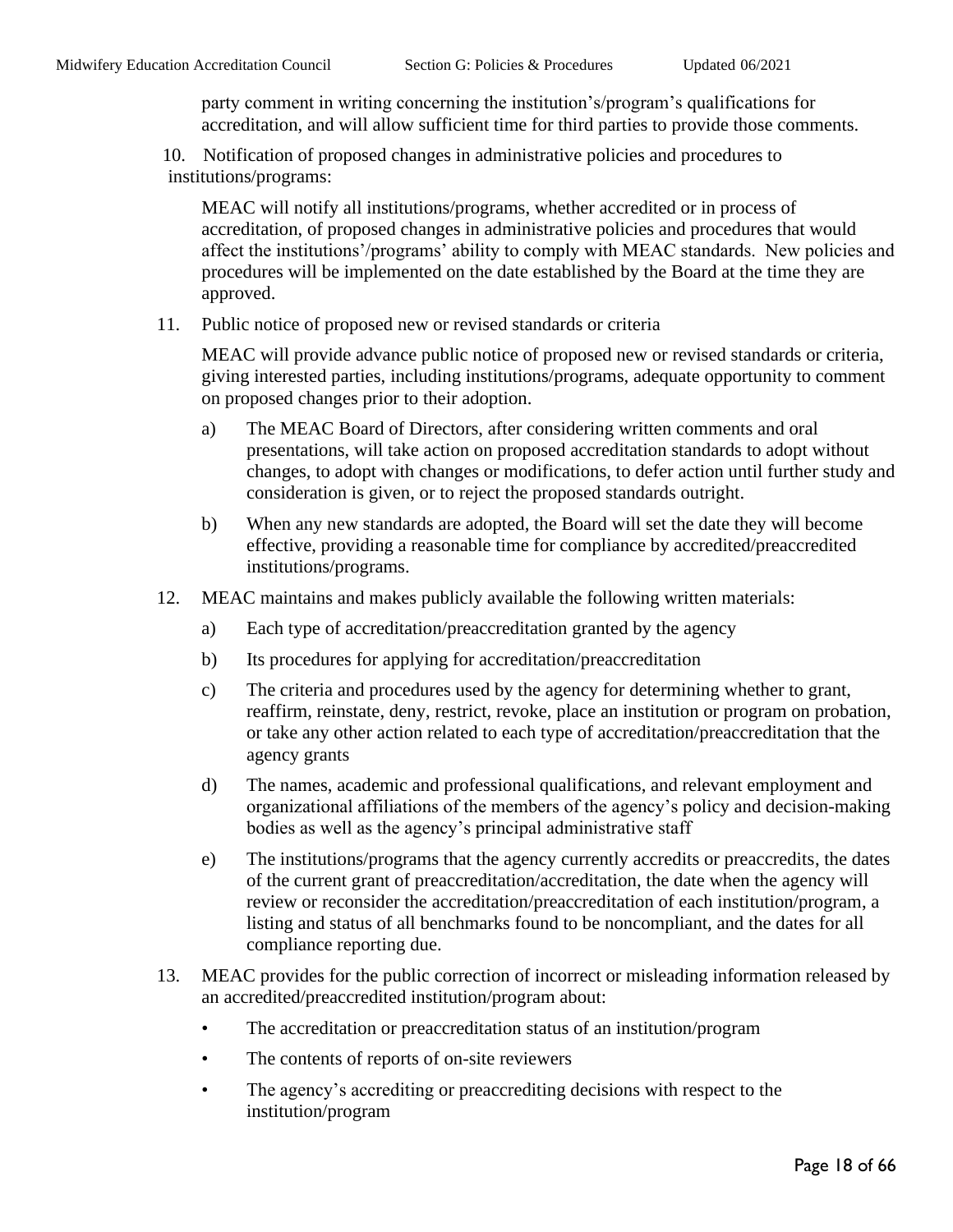party comment in writing concerning the institution's/program's qualifications for accreditation, and will allow sufficient time for third parties to provide those comments.

10. Notification of proposed changes in administrative policies and procedures to institutions/programs:

    MEAC will notify all institutions/programs, whether accredited or in process of accreditation, of proposed changes in administrative policies and procedures that would affect the institutions'/programs' ability to comply with MEAC standards. New policies and procedures will be implemented on the date established by the Board at the time they are approved.

11. Public notice of proposed new or revised standards or criteria

    MEAC will provide advance public notice of proposed new or revised standards or criteria, giving interested parties, including institutions/programs, adequate opportunity to comment on proposed changes prior to their adoption.

    a) The MEAC Board of Directors, after considering written comments and oral presentations, will take action on proposed accreditation standards to adopt without changes, to adopt with changes or modifications, to defer action until further study and consideration is given, or to reject the proposed standards outright.

    b) When any new standards are adopted, the Board will set the date they will become effective, providing a reasonable time for compliance by accredited/preaccredited institutions/programs.

12. MEAC maintains and makes publicly available the following written materials:

    a) Each type of accreditation/preaccreditation granted by the agency

    b) Its procedures for applying for accreditation/preaccreditation

    c) The criteria and procedures used by the agency for determining whether to grant, reaffirm, reinstate, deny, restrict, revoke, place an institution or program on probation, or take any other action related to each type of accreditation/preaccreditation that the agency grants

    d) The names, academic and professional qualifications, and relevant employment and organizational affiliations of the members of the agency's policy and decision-making bodies as well as the agency's principal administrative staff

    e) The institutions/programs that the agency currently accredits or preaccredits, the dates of the current grant of preaccreditation/accreditation, the date when the agency will review or reconsider the accreditation/preaccreditation of each institution/program, a listing and status of all benchmarks found to be noncompliant, and the dates for all compliance reporting due.

13. MEAC provides for the public correction of incorrect or misleading information released by an accredited/preaccredited institution/program about:

    - The accreditation or preaccreditation status of an institution/program
    - The contents of reports of on-site reviewers
    - The agency's accrediting or preaccrediting decisions with respect to the institution/program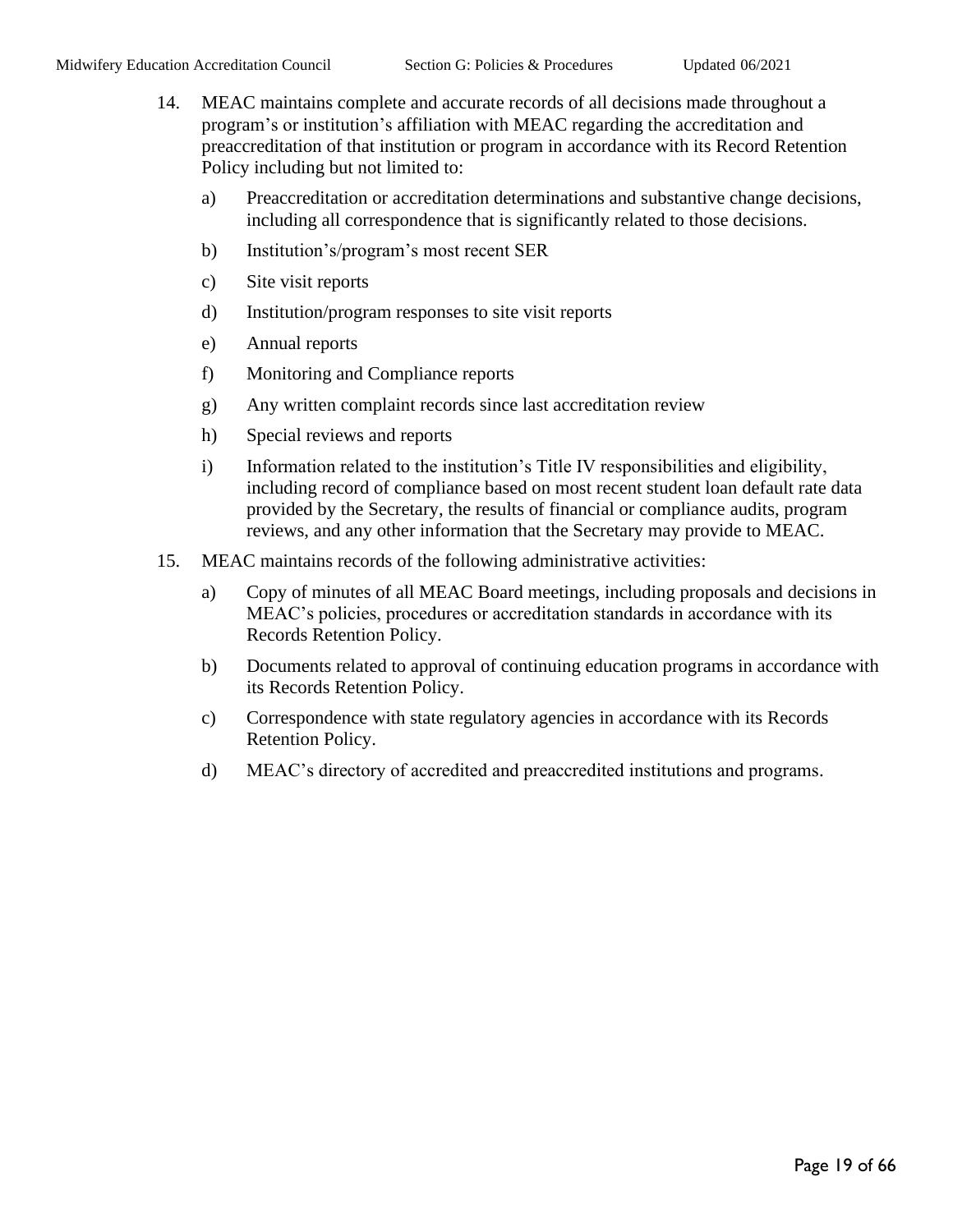14. MEAC maintains complete and accurate records of all decisions made throughout a program's or institution's affiliation with MEAC regarding the accreditation and preaccreditation of that institution or program in accordance with its Record Retention Policy including but not limited to:

    a) Preaccreditation or accreditation determinations and substantive change decisions, including all correspondence that is significantly related to those decisions.

    b) Institution's/program's most recent SER

    c) Site visit reports

    d) Institution/program responses to site visit reports

    e) Annual reports

    f) Monitoring and Compliance reports

    g) Any written complaint records since last accreditation review

    h) Special reviews and reports

    i) Information related to the institution's Title IV responsibilities and eligibility, including record of compliance based on most recent student loan default rate data provided by the Secretary, the results of financial or compliance audits, program reviews, and any other information that the Secretary may provide to MEAC.

15. MEAC maintains records of the following administrative activities:

    a) Copy of minutes of all MEAC Board meetings, including proposals and decisions in MEAC's policies, procedures or accreditation standards in accordance with its Records Retention Policy.

    b) Documents related to approval of continuing education programs in accordance with its Records Retention Policy.

    c) Correspondence with state regulatory agencies in accordance with its Records Retention Policy.

    d) MEAC's directory of accredited and preaccredited institutions and programs.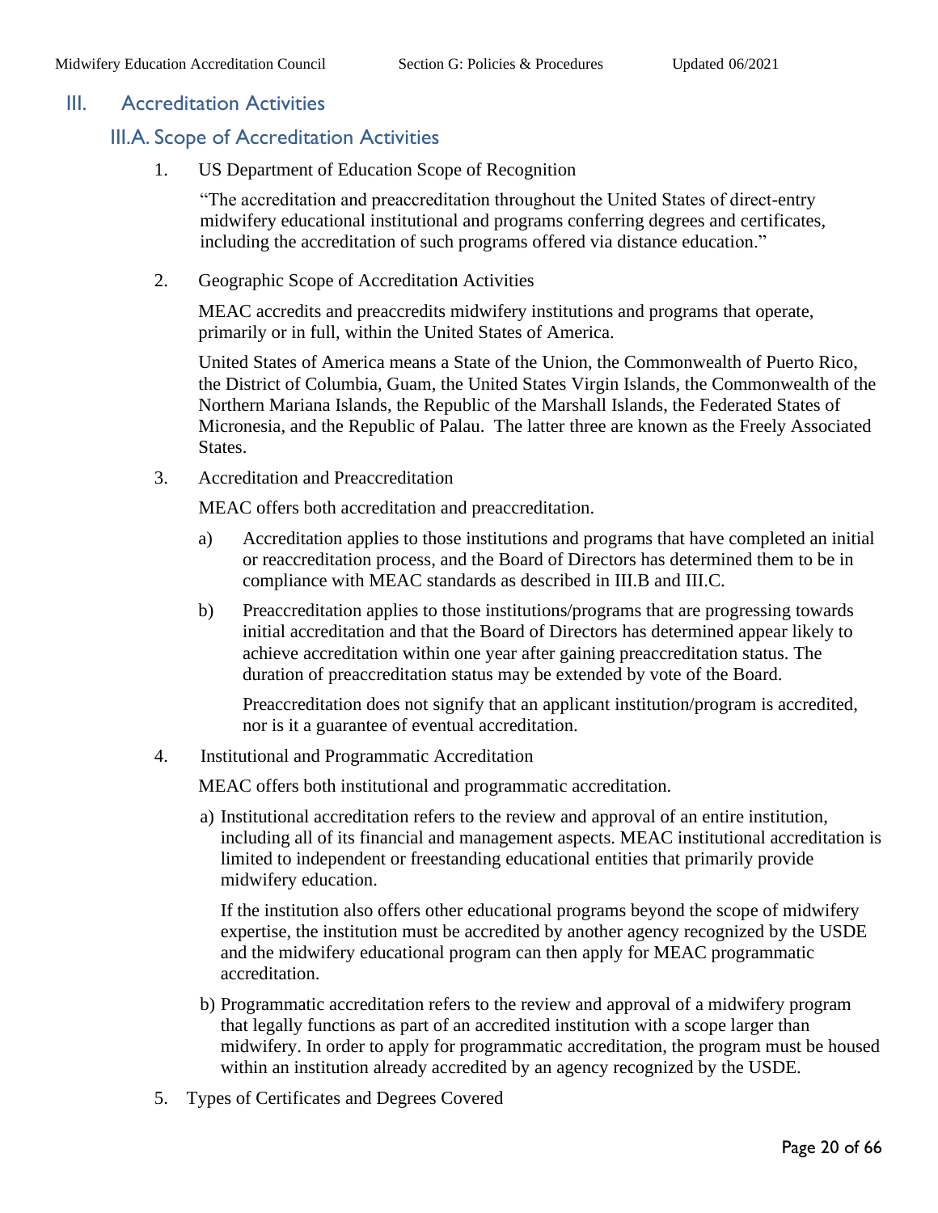# III. Accreditation Activities

## III.A. Scope of Accreditation Activities

1. US Department of Education Scope of Recognition

   "The accreditation and preaccreditation throughout the United States of direct-entry midwifery educational institutional and programs conferring degrees and certificates, including the accreditation of such programs offered via distance education."

2. Geographic Scope of Accreditation Activities

   MEAC accredits and preaccredits midwifery institutions and programs that operate, primarily or in full, within the United States of America.

   United States of America means a State of the Union, the Commonwealth of Puerto Rico, the District of Columbia, Guam, the United States Virgin Islands, the Commonwealth of the Northern Mariana Islands, the Republic of the Marshall Islands, the Federated States of Micronesia, and the Republic of Palau. The latter three are known as the Freely Associated States.

3. Accreditation and Preaccreditation

   MEAC offers both accreditation and preaccreditation.

   a) Accreditation applies to those institutions and programs that have completed an initial or reaccreditation process, and the Board of Directors has determined them to be in compliance with MEAC standards as described in III.B and III.C.

   b) Preaccreditation applies to those institutions/programs that are progressing towards initial accreditation and that the Board of Directors has determined appear likely to achieve accreditation within one year after gaining preaccreditation status. The duration of preaccreditation status may be extended by vote of the Board.

      Preaccreditation does not signify that an applicant institution/program is accredited, nor is it a guarantee of eventual accreditation.

4. Institutional and Programmatic Accreditation

   MEAC offers both institutional and programmatic accreditation.

   a) Institutional accreditation refers to the review and approval of an entire institution, including all of its financial and management aspects. MEAC institutional accreditation is limited to independent or freestanding educational entities that primarily provide midwifery education.

      If the institution also offers other educational programs beyond the scope of midwifery expertise, the institution must be accredited by another agency recognized by the USDE and the midwifery educational program can then apply for MEAC programmatic accreditation.

   b) Programmatic accreditation refers to the review and approval of a midwifery program that legally functions as part of an accredited institution with a scope larger than midwifery. In order to apply for programmatic accreditation, the program must be housed within an institution already accredited by an agency recognized by the USDE.

5. Types of Certificates and Degrees Covered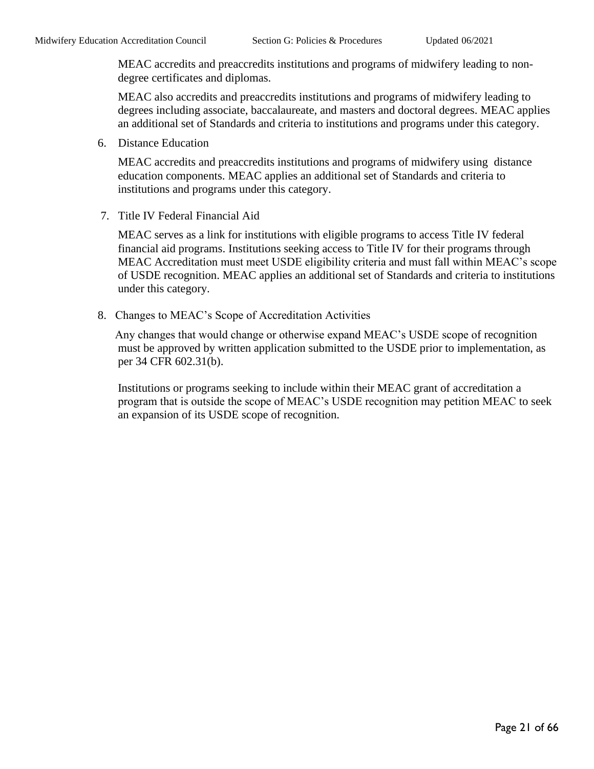MEAC accredits and preaccredits institutions and programs of midwifery leading to non-degree certificates and diplomas.

MEAC also accredits and preaccredits institutions and programs of midwifery leading to degrees including associate, baccalaureate, and masters and doctoral degrees. MEAC applies an additional set of Standards and criteria to institutions and programs under this category.

6. Distance Education

   MEAC accredits and preaccredits institutions and programs of midwifery using distance education components. MEAC applies an additional set of Standards and criteria to institutions and programs under this category.

7. Title IV Federal Financial Aid

   MEAC serves as a link for institutions with eligible programs to access Title IV federal financial aid programs. Institutions seeking access to Title IV for their programs through MEAC Accreditation must meet USDE eligibility criteria and must fall within MEAC's scope of USDE recognition. MEAC applies an additional set of Standards and criteria to institutions under this category.

8. Changes to MEAC's Scope of Accreditation Activities

   Any changes that would change or otherwise expand MEAC's USDE scope of recognition must be approved by written application submitted to the USDE prior to implementation, as per 34 CFR 602.31(b).

   Institutions or programs seeking to include within their MEAC grant of accreditation a program that is outside the scope of MEAC's USDE recognition may petition MEAC to seek an expansion of its USDE scope of recognition.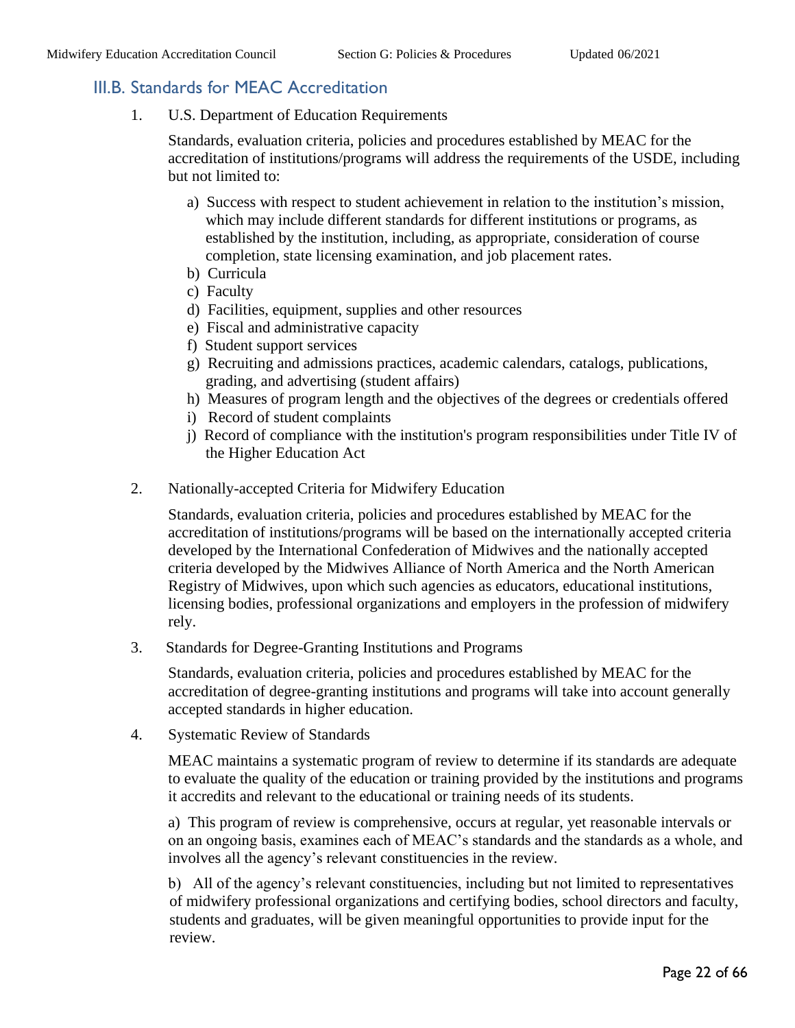## III.B. Standards for MEAC Accreditation

1. U.S. Department of Education Requirements

   Standards, evaluation criteria, policies and procedures established by MEAC for the accreditation of institutions/programs will address the requirements of the USDE, including but not limited to:

   a) Success with respect to student achievement in relation to the institution's mission, which may include different standards for different institutions or programs, as established by the institution, including, as appropriate, consideration of course completion, state licensing examination, and job placement rates.
   b) Curricula
   c) Faculty
   d) Facilities, equipment, supplies and other resources
   e) Fiscal and administrative capacity
   f) Student support services
   g) Recruiting and admissions practices, academic calendars, catalogs, publications, grading, and advertising (student affairs)
   h) Measures of program length and the objectives of the degrees or credentials offered
   i) Record of student complaints
   j) Record of compliance with the institution's program responsibilities under Title IV of the Higher Education Act

2. Nationally-accepted Criteria for Midwifery Education

   Standards, evaluation criteria, policies and procedures established by MEAC for the accreditation of institutions/programs will be based on the internationally accepted criteria developed by the International Confederation of Midwives and the nationally accepted criteria developed by the Midwives Alliance of North America and the North American Registry of Midwives, upon which such agencies as educators, educational institutions, licensing bodies, professional organizations and employers in the profession of midwifery rely.

3. Standards for Degree-Granting Institutions and Programs

   Standards, evaluation criteria, policies and procedures established by MEAC for the accreditation of degree-granting institutions and programs will take into account generally accepted standards in higher education.

4. Systematic Review of Standards

   MEAC maintains a systematic program of review to determine if its standards are adequate to evaluate the quality of the education or training provided by the institutions and programs it accredits and relevant to the educational or training needs of its students.

   a) This program of review is comprehensive, occurs at regular, yet reasonable intervals or on an ongoing basis, examines each of MEAC's standards and the standards as a whole, and involves all the agency's relevant constituencies in the review.

   b) All of the agency's relevant constituencies, including but not limited to representatives of midwifery professional organizations and certifying bodies, school directors and faculty, students and graduates, will be given meaningful opportunities to provide input for the review.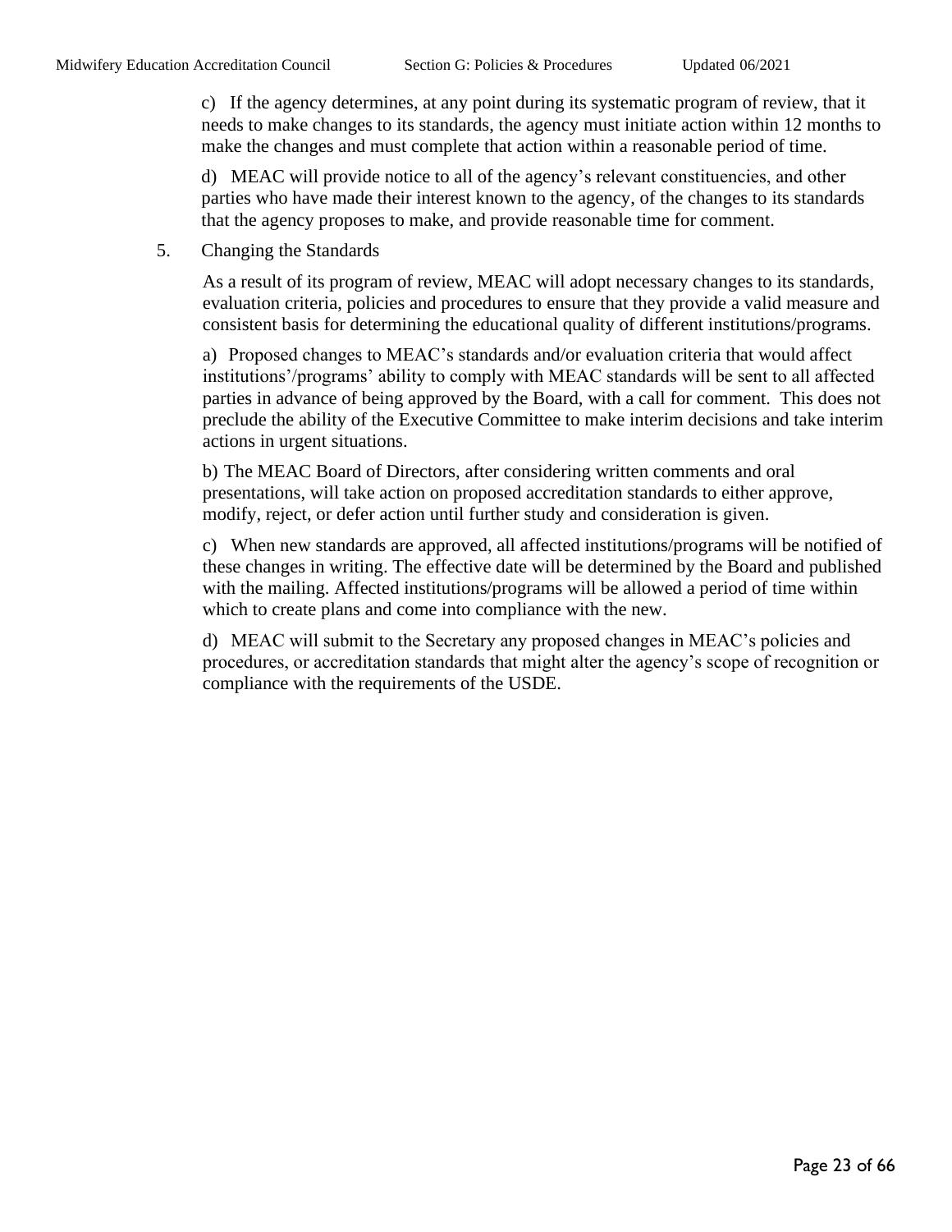c) If the agency determines, at any point during its systematic program of review, that it needs to make changes to its standards, the agency must initiate action within 12 months to make the changes and must complete that action within a reasonable period of time.

d) MEAC will provide notice to all of the agency's relevant constituencies, and other parties who have made their interest known to the agency, of the changes to its standards that the agency proposes to make, and provide reasonable time for comment.

5. Changing the Standards

As a result of its program of review, MEAC will adopt necessary changes to its standards, evaluation criteria, policies and procedures to ensure that they provide a valid measure and consistent basis for determining the educational quality of different institutions/programs.

a) Proposed changes to MEAC's standards and/or evaluation criteria that would affect institutions'/programs' ability to comply with MEAC standards will be sent to all affected parties in advance of being approved by the Board, with a call for comment. This does not preclude the ability of the Executive Committee to make interim decisions and take interim actions in urgent situations.

b) The MEAC Board of Directors, after considering written comments and oral presentations, will take action on proposed accreditation standards to either approve, modify, reject, or defer action until further study and consideration is given.

c) When new standards are approved, all affected institutions/programs will be notified of these changes in writing. The effective date will be determined by the Board and published with the mailing. Affected institutions/programs will be allowed a period of time within which to create plans and come into compliance with the new.

d) MEAC will submit to the Secretary any proposed changes in MEAC's policies and procedures, or accreditation standards that might alter the agency's scope of recognition or compliance with the requirements of the USDE.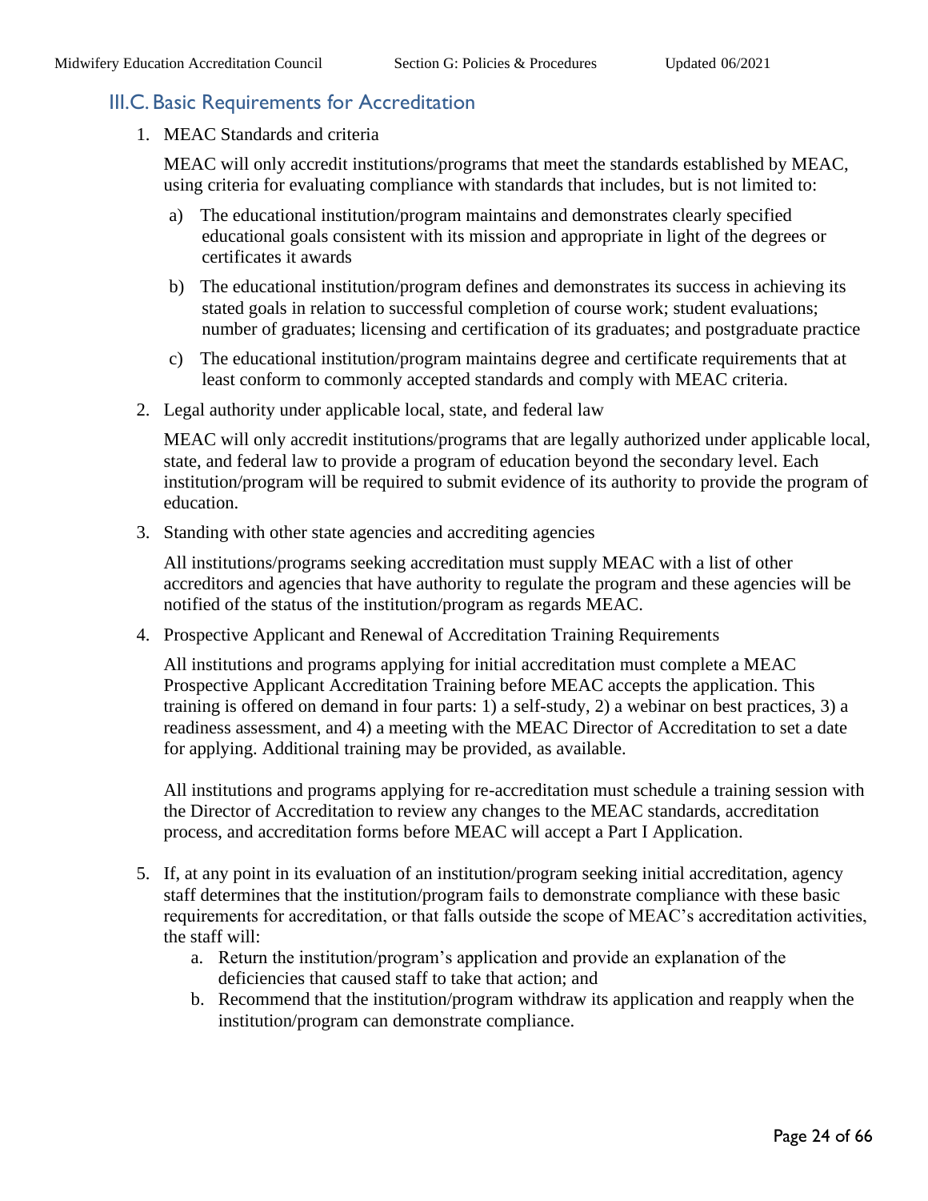## III.C. Basic Requirements for Accreditation

1. MEAC Standards and criteria

   MEAC will only accredit institutions/programs that meet the standards established by MEAC, using criteria for evaluating compliance with standards that includes, but is not limited to:

   a) The educational institution/program maintains and demonstrates clearly specified educational goals consistent with its mission and appropriate in light of the degrees or certificates it awards

   b) The educational institution/program defines and demonstrates its success in achieving its stated goals in relation to successful completion of course work; student evaluations; number of graduates; licensing and certification of its graduates; and postgraduate practice

   c) The educational institution/program maintains degree and certificate requirements that at least conform to commonly accepted standards and comply with MEAC criteria.

2. Legal authority under applicable local, state, and federal law

   MEAC will only accredit institutions/programs that are legally authorized under applicable local, state, and federal law to provide a program of education beyond the secondary level. Each institution/program will be required to submit evidence of its authority to provide the program of education.

3. Standing with other state agencies and accrediting agencies

   All institutions/programs seeking accreditation must supply MEAC with a list of other accreditors and agencies that have authority to regulate the program and these agencies will be notified of the status of the institution/program as regards MEAC.

4. Prospective Applicant and Renewal of Accreditation Training Requirements

   All institutions and programs applying for initial accreditation must complete a MEAC Prospective Applicant Accreditation Training before MEAC accepts the application. This training is offered on demand in four parts: 1) a self-study, 2) a webinar on best practices, 3) a readiness assessment, and 4) a meeting with the MEAC Director of Accreditation to set a date for applying. Additional training may be provided, as available.

   All institutions and programs applying for re-accreditation must schedule a training session with the Director of Accreditation to review any changes to the MEAC standards, accreditation process, and accreditation forms before MEAC will accept a Part I Application.

5. If, at any point in its evaluation of an institution/program seeking initial accreditation, agency staff determines that the institution/program fails to demonstrate compliance with these basic requirements for accreditation, or that falls outside the scope of MEAC's accreditation activities, the staff will:
   a. Return the institution/program's application and provide an explanation of the deficiencies that caused staff to take that action; and
   b. Recommend that the institution/program withdraw its application and reapply when the institution/program can demonstrate compliance.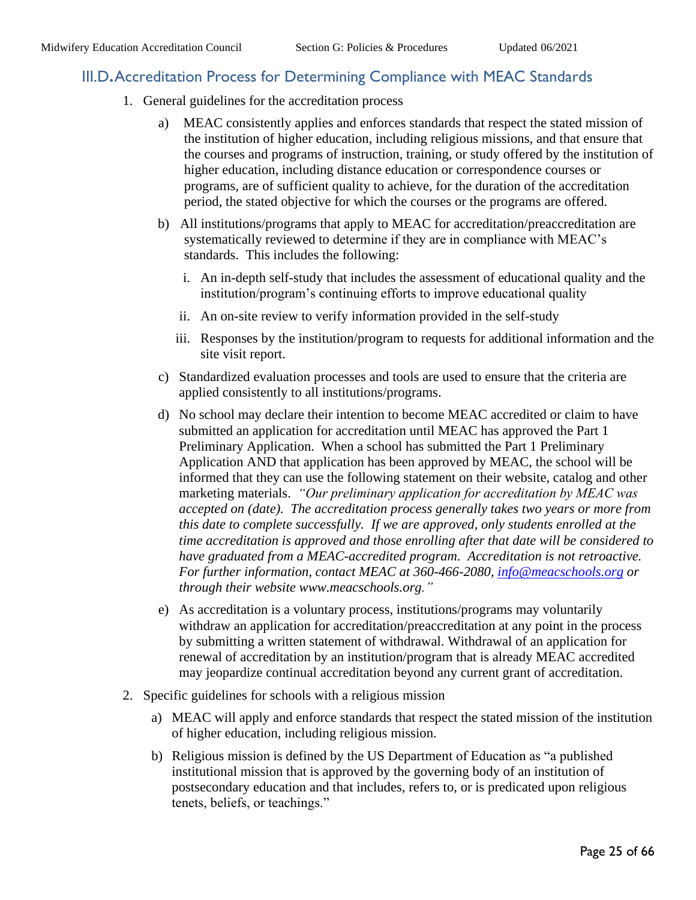## III.D. Accreditation Process for Determining Compliance with MEAC Standards

1. General guidelines for the accreditation process

   a) MEAC consistently applies and enforces standards that respect the stated mission of the institution of higher education, including religious missions, and that ensure that the courses and programs of instruction, training, or study offered by the institution of higher education, including distance education or correspondence courses or programs, are of sufficient quality to achieve, for the duration of the accreditation period, the stated objective for which the courses or the programs are offered.

   b) All institutions/programs that apply to MEAC for accreditation/preaccreditation are systematically reviewed to determine if they are in compliance with MEAC's standards. This includes the following:

      i. An in-depth self-study that includes the assessment of educational quality and the institution/program's continuing efforts to improve educational quality

      ii. An on-site review to verify information provided in the self-study

      iii. Responses by the institution/program to requests for additional information and the site visit report.

   c) Standardized evaluation processes and tools are used to ensure that the criteria are applied consistently to all institutions/programs.

   d) No school may declare their intention to become MEAC accredited or claim to have submitted an application for accreditation until MEAC has approved the Part 1 Preliminary Application. When a school has submitted the Part 1 Preliminary Application AND that application has been approved by MEAC, the school will be informed that they can use the following statement on their website, catalog and other marketing materials. *"Our preliminary application for accreditation by MEAC was accepted on (date). The accreditation process generally takes two years or more from this date to complete successfully. If we are approved, only students enrolled at the time accreditation is approved and those enrolling after that date will be considered to have graduated from a MEAC-accredited program. Accreditation is not retroactive. For further information, contact MEAC at 360-466-2080, info@meacschools.org or through their website www.meacschools.org."*

   e) As accreditation is a voluntary process, institutions/programs may voluntarily withdraw an application for accreditation/preaccreditation at any point in the process by submitting a written statement of withdrawal. Withdrawal of an application for renewal of accreditation by an institution/program that is already MEAC accredited may jeopardize continual accreditation beyond any current grant of accreditation.

2. Specific guidelines for schools with a religious mission

   a) MEAC will apply and enforce standards that respect the stated mission of the institution of higher education, including religious mission.

   b) Religious mission is defined by the US Department of Education as "a published institutional mission that is approved by the governing body of an institution of postsecondary education and that includes, refers to, or is predicated upon religious tenets, beliefs, or teachings."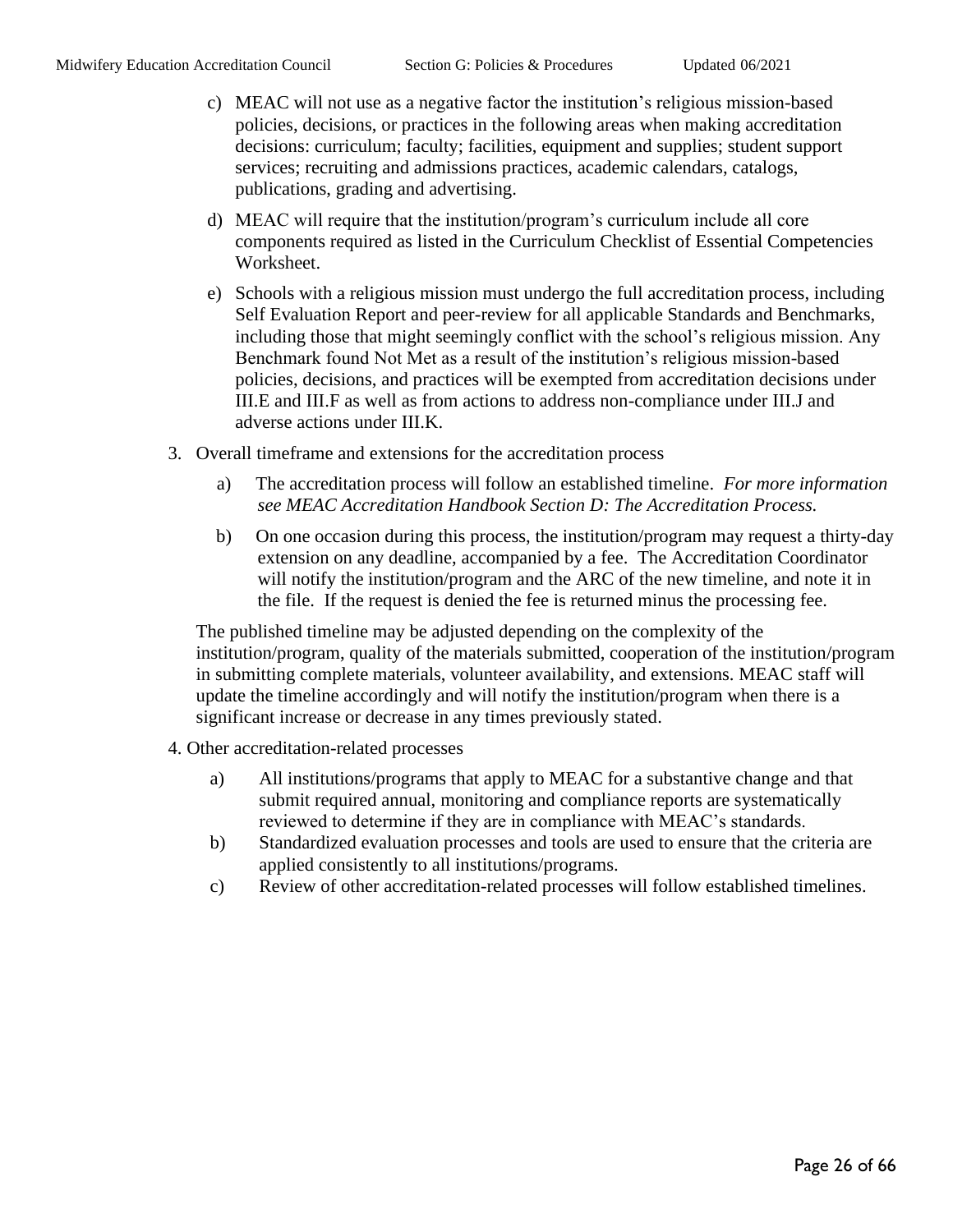c) MEAC will not use as a negative factor the institution's religious mission-based policies, decisions, or practices in the following areas when making accreditation decisions: curriculum; faculty; facilities, equipment and supplies; student support services; recruiting and admissions practices, academic calendars, catalogs, publications, grading and advertising.

d) MEAC will require that the institution/program's curriculum include all core components required as listed in the Curriculum Checklist of Essential Competencies Worksheet.

e) Schools with a religious mission must undergo the full accreditation process, including Self Evaluation Report and peer-review for all applicable Standards and Benchmarks, including those that might seemingly conflict with the school's religious mission. Any Benchmark found Not Met as a result of the institution's religious mission-based policies, decisions, and practices will be exempted from accreditation decisions under III.E and III.F as well as from actions to address non-compliance under III.J and adverse actions under III.K.

3. Overall timeframe and extensions for the accreditation process

   a) The accreditation process will follow an established timeline. *For more information see MEAC Accreditation Handbook Section D: The Accreditation Process.*

   b) On one occasion during this process, the institution/program may request a thirty-day extension on any deadline, accompanied by a fee. The Accreditation Coordinator will notify the institution/program and the ARC of the new timeline, and note it in the file. If the request is denied the fee is returned minus the processing fee.

   The published timeline may be adjusted depending on the complexity of the institution/program, quality of the materials submitted, cooperation of the institution/program in submitting complete materials, volunteer availability, and extensions. MEAC staff will update the timeline accordingly and will notify the institution/program when there is a significant increase or decrease in any times previously stated.

4. Other accreditation-related processes

   a) All institutions/programs that apply to MEAC for a substantive change and that submit required annual, monitoring and compliance reports are systematically reviewed to determine if they are in compliance with MEAC's standards.

   b) Standardized evaluation processes and tools are used to ensure that the criteria are applied consistently to all institutions/programs.

   c) Review of other accreditation-related processes will follow established timelines.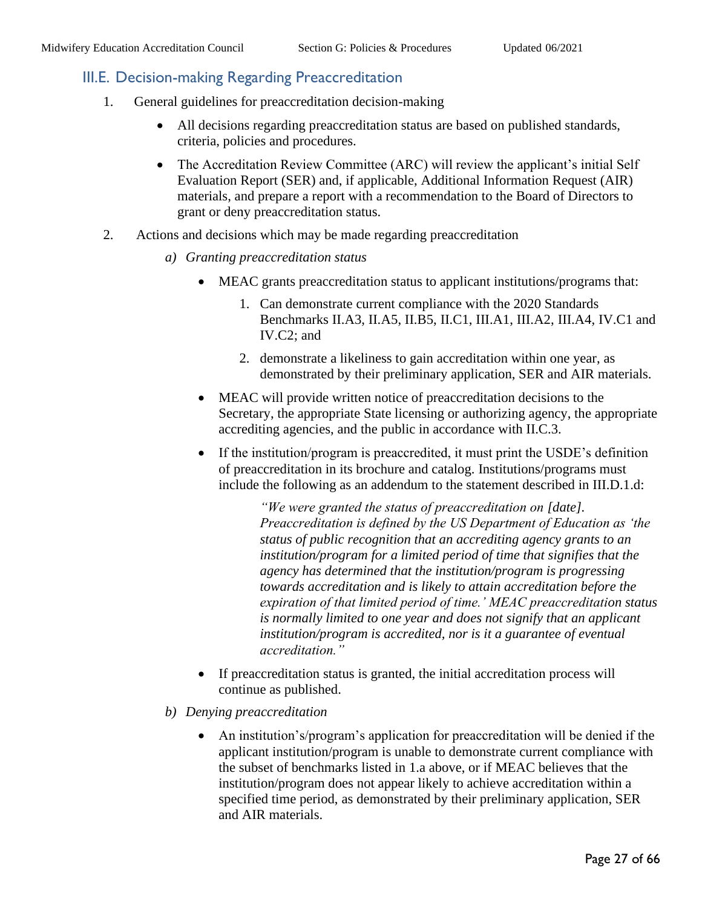## III.E. Decision-making Regarding Preaccreditation

1. General guidelines for preaccreditation decision-making

    - All decisions regarding preaccreditation status are based on published standards, criteria, policies and procedures.
    - The Accreditation Review Committee (ARC) will review the applicant's initial Self Evaluation Report (SER) and, if applicable, Additional Information Request (AIR) materials, and prepare a report with a recommendation to the Board of Directors to grant or deny preaccreditation status.

2. Actions and decisions which may be made regarding preaccreditation

    *a) Granting preaccreditation status*

    - MEAC grants preaccreditation status to applicant institutions/programs that:
        1. Can demonstrate current compliance with the 2020 Standards Benchmarks II.A3, II.A5, II.B5, II.C1, III.A1, III.A2, III.A4, IV.C1 and IV.C2; and
        2. demonstrate a likeliness to gain accreditation within one year, as demonstrated by their preliminary application, SER and AIR materials.
    - MEAC will provide written notice of preaccreditation decisions to the Secretary, the appropriate State licensing or authorizing agency, the appropriate accrediting agencies, and the public in accordance with II.C.3.
    - If the institution/program is preaccredited, it must print the USDE's definition of preaccreditation in its brochure and catalog. Institutions/programs must include the following as an addendum to the statement described in III.D.1.d:

        > *"We were granted the status of preaccreditation on [date]. Preaccreditation is defined by the US Department of Education as 'the status of public recognition that an accrediting agency grants to an institution/program for a limited period of time that signifies that the agency has determined that the institution/program is progressing towards accreditation and is likely to attain accreditation before the expiration of that limited period of time.' MEAC preaccreditation status is normally limited to one year and does not signify that an applicant institution/program is accredited, nor is it a guarantee of eventual accreditation."*

    - If preaccreditation status is granted, the initial accreditation process will continue as published.

    *b) Denying preaccreditation*

    - An institution's/program's application for preaccreditation will be denied if the applicant institution/program is unable to demonstrate current compliance with the subset of benchmarks listed in 1.a above, or if MEAC believes that the institution/program does not appear likely to achieve accreditation within a specified time period, as demonstrated by their preliminary application, SER and AIR materials.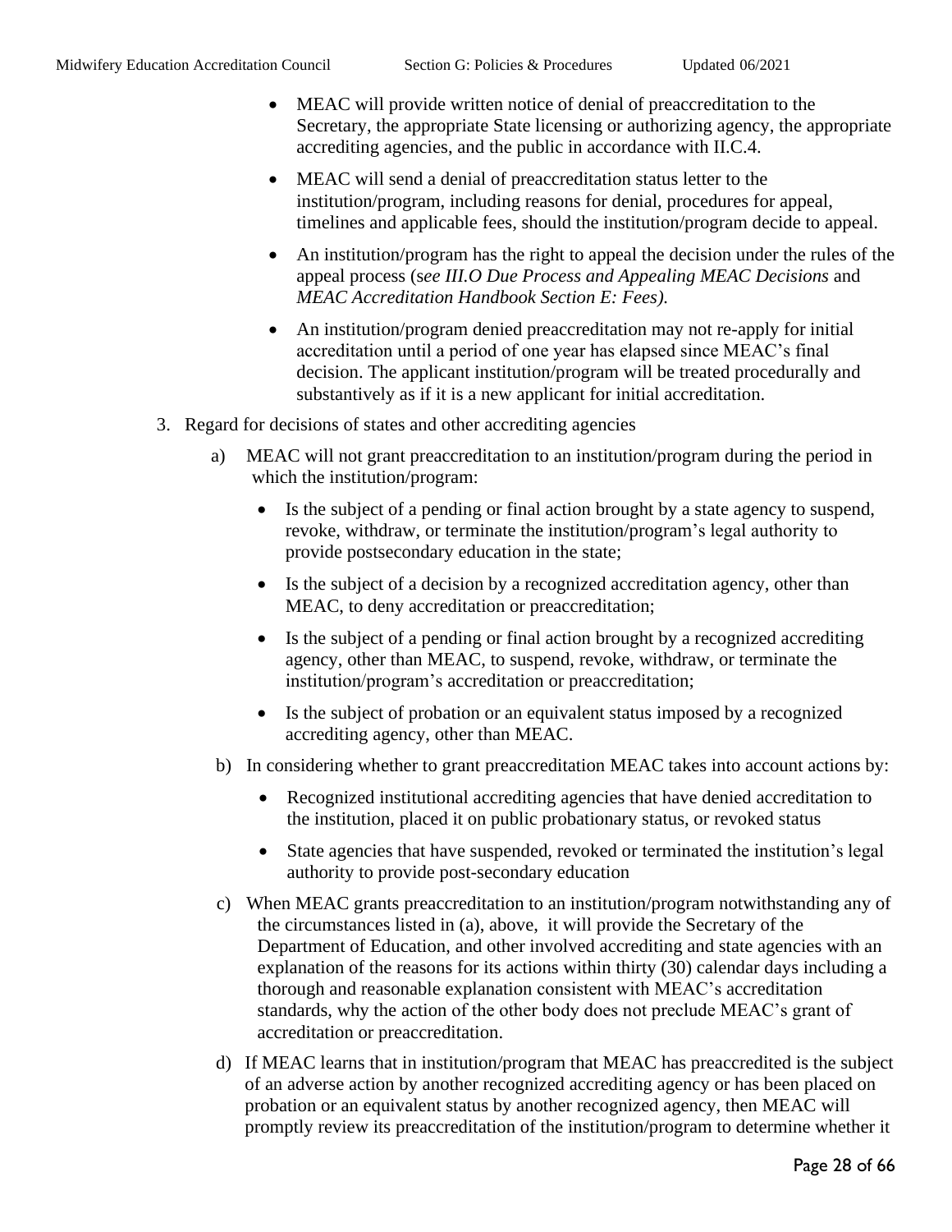- MEAC will provide written notice of denial of preaccreditation to the Secretary, the appropriate State licensing or authorizing agency, the appropriate accrediting agencies, and the public in accordance with II.C.4.
- MEAC will send a denial of preaccreditation status letter to the institution/program, including reasons for denial, procedures for appeal, timelines and applicable fees, should the institution/program decide to appeal.
- An institution/program has the right to appeal the decision under the rules of the appeal process (s*ee III.O Due Process and Appealing MEAC Decisions* and *MEAC Accreditation Handbook Section E: Fees).*
- An institution/program denied preaccreditation may not re-apply for initial accreditation until a period of one year has elapsed since MEAC's final decision. The applicant institution/program will be treated procedurally and substantively as if it is a new applicant for initial accreditation.

3. Regard for decisions of states and other accrediting agencies

   a) MEAC will not grant preaccreditation to an institution/program during the period in which the institution/program:

      - Is the subject of a pending or final action brought by a state agency to suspend, revoke, withdraw, or terminate the institution/program's legal authority to provide postsecondary education in the state;
      - Is the subject of a decision by a recognized accreditation agency, other than MEAC, to deny accreditation or preaccreditation;
      - Is the subject of a pending or final action brought by a recognized accrediting agency, other than MEAC, to suspend, revoke, withdraw, or terminate the institution/program's accreditation or preaccreditation;
      - Is the subject of probation or an equivalent status imposed by a recognized accrediting agency, other than MEAC.

   b) In considering whether to grant preaccreditation MEAC takes into account actions by:

      - Recognized institutional accrediting agencies that have denied accreditation to the institution, placed it on public probationary status, or revoked status
      - State agencies that have suspended, revoked or terminated the institution's legal authority to provide post-secondary education

   c) When MEAC grants preaccreditation to an institution/program notwithstanding any of the circumstances listed in (a), above, it will provide the Secretary of the Department of Education, and other involved accrediting and state agencies with an explanation of the reasons for its actions within thirty (30) calendar days including a thorough and reasonable explanation consistent with MEAC's accreditation standards, why the action of the other body does not preclude MEAC's grant of accreditation or preaccreditation.

   d) If MEAC learns that in institution/program that MEAC has preaccredited is the subject of an adverse action by another recognized accrediting agency or has been placed on probation or an equivalent status by another recognized agency, then MEAC will promptly review its preaccreditation of the institution/program to determine whether it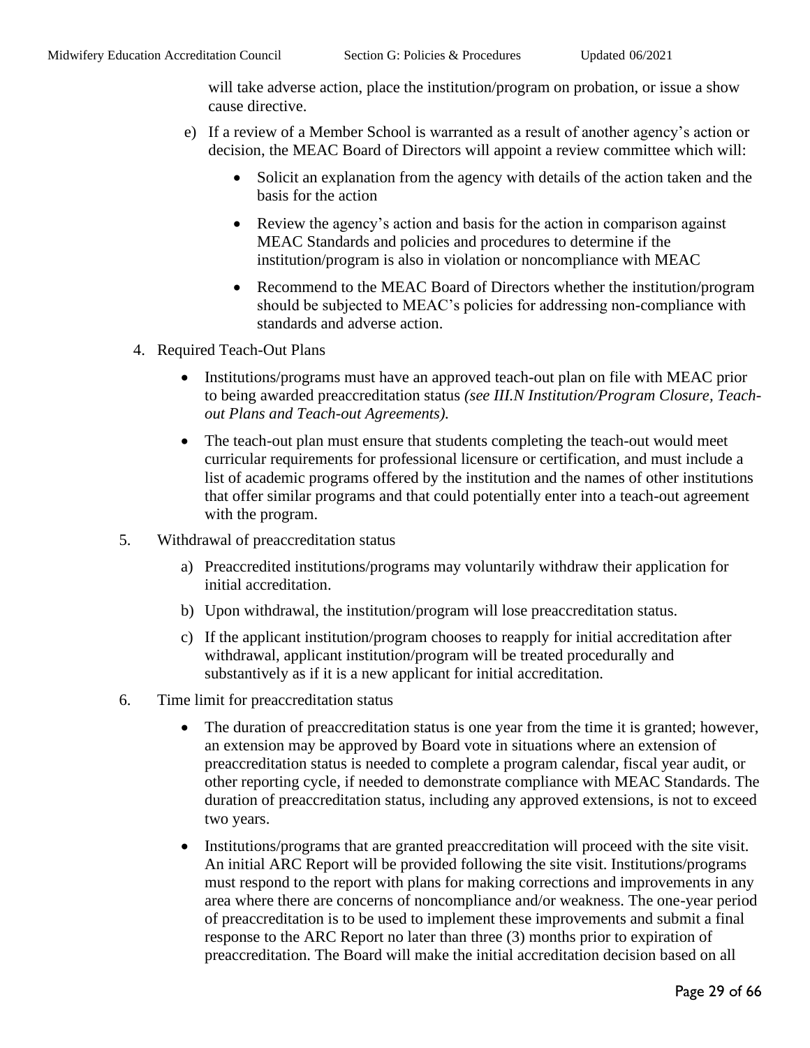will take adverse action, place the institution/program on probation, or issue a show cause directive.

e) If a review of a Member School is warranted as a result of another agency's action or decision, the MEAC Board of Directors will appoint a review committee which will:

- Solicit an explanation from the agency with details of the action taken and the basis for the action
- Review the agency's action and basis for the action in comparison against MEAC Standards and policies and procedures to determine if the institution/program is also in violation or noncompliance with MEAC
- Recommend to the MEAC Board of Directors whether the institution/program should be subjected to MEAC's policies for addressing non-compliance with standards and adverse action.

4. Required Teach-Out Plans

- Institutions/programs must have an approved teach-out plan on file with MEAC prior to being awarded preaccreditation status *(see III.N Institution/Program Closure, Teach-out Plans and Teach-out Agreements).*
- The teach-out plan must ensure that students completing the teach-out would meet curricular requirements for professional licensure or certification, and must include a list of academic programs offered by the institution and the names of other institutions that offer similar programs and that could potentially enter into a teach-out agreement with the program.

5. Withdrawal of preaccreditation status

a) Preaccredited institutions/programs may voluntarily withdraw their application for initial accreditation.

b) Upon withdrawal, the institution/program will lose preaccreditation status.

c) If the applicant institution/program chooses to reapply for initial accreditation after withdrawal, applicant institution/program will be treated procedurally and substantively as if it is a new applicant for initial accreditation.

6. Time limit for preaccreditation status

- The duration of preaccreditation status is one year from the time it is granted; however, an extension may be approved by Board vote in situations where an extension of preaccreditation status is needed to complete a program calendar, fiscal year audit, or other reporting cycle, if needed to demonstrate compliance with MEAC Standards. The duration of preaccreditation status, including any approved extensions, is not to exceed two years.
- Institutions/programs that are granted preaccreditation will proceed with the site visit. An initial ARC Report will be provided following the site visit. Institutions/programs must respond to the report with plans for making corrections and improvements in any area where there are concerns of noncompliance and/or weakness. The one-year period of preaccreditation is to be used to implement these improvements and submit a final response to the ARC Report no later than three (3) months prior to expiration of preaccreditation. The Board will make the initial accreditation decision based on all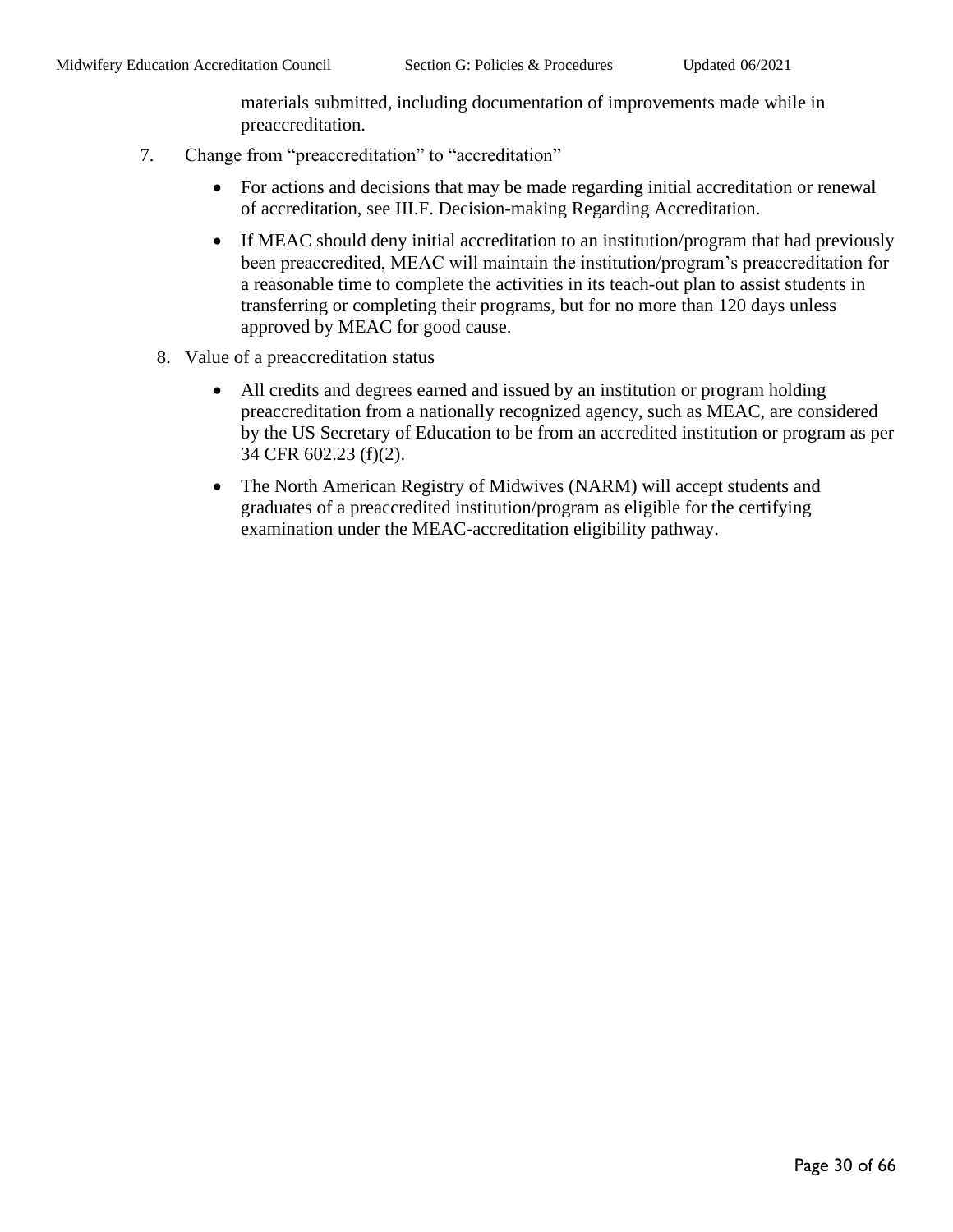materials submitted, including documentation of improvements made while in preaccreditation.

7. Change from "preaccreditation" to "accreditation"

    - For actions and decisions that may be made regarding initial accreditation or renewal of accreditation, see III.F. Decision-making Regarding Accreditation.
    - If MEAC should deny initial accreditation to an institution/program that had previously been preaccredited, MEAC will maintain the institution/program's preaccreditation for a reasonable time to complete the activities in its teach-out plan to assist students in transferring or completing their programs, but for no more than 120 days unless approved by MEAC for good cause.

8. Value of a preaccreditation status

    - All credits and degrees earned and issued by an institution or program holding preaccreditation from a nationally recognized agency, such as MEAC, are considered by the US Secretary of Education to be from an accredited institution or program as per 34 CFR 602.23 (f)(2).
    - The North American Registry of Midwives (NARM) will accept students and graduates of a preaccredited institution/program as eligible for the certifying examination under the MEAC-accreditation eligibility pathway.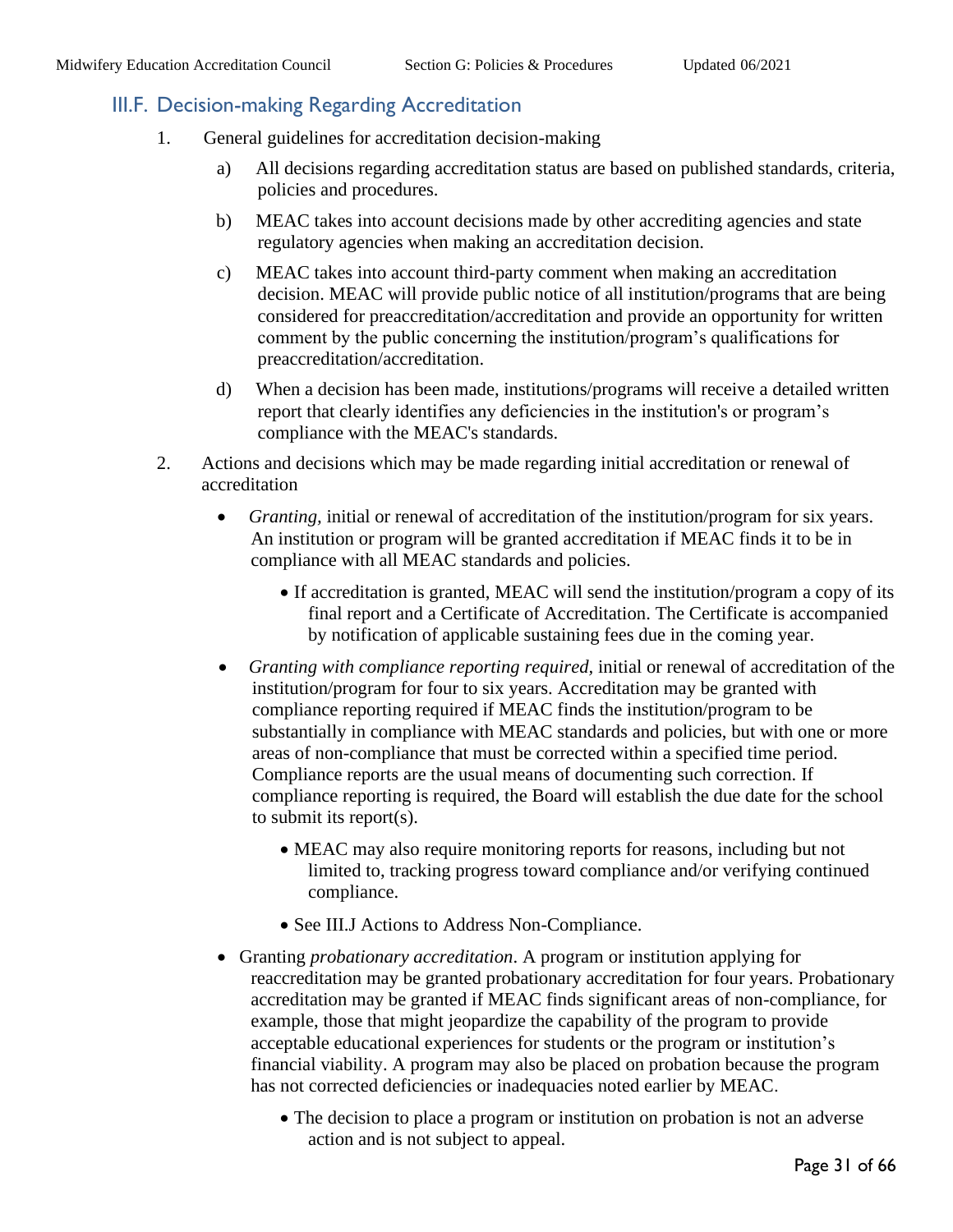## III.F. Decision-making Regarding Accreditation

1. General guidelines for accreditation decision-making

   a) All decisions regarding accreditation status are based on published standards, criteria, policies and procedures.

   b) MEAC takes into account decisions made by other accrediting agencies and state regulatory agencies when making an accreditation decision.

   c) MEAC takes into account third-party comment when making an accreditation decision. MEAC will provide public notice of all institution/programs that are being considered for preaccreditation/accreditation and provide an opportunity for written comment by the public concerning the institution/program's qualifications for preaccreditation/accreditation.

   d) When a decision has been made, institutions/programs will receive a detailed written report that clearly identifies any deficiencies in the institution's or program's compliance with the MEAC's standards.

2. Actions and decisions which may be made regarding initial accreditation or renewal of accreditation

   - *Granting,* initial or renewal of accreditation of the institution/program for six years. An institution or program will be granted accreditation if MEAC finds it to be in compliance with all MEAC standards and policies.
     - If accreditation is granted, MEAC will send the institution/program a copy of its final report and a Certificate of Accreditation. The Certificate is accompanied by notification of applicable sustaining fees due in the coming year.
   - *Granting with compliance reporting required,* initial or renewal of accreditation of the institution/program for four to six years. Accreditation may be granted with compliance reporting required if MEAC finds the institution/program to be substantially in compliance with MEAC standards and policies, but with one or more areas of non-compliance that must be corrected within a specified time period. Compliance reports are the usual means of documenting such correction. If compliance reporting is required, the Board will establish the due date for the school to submit its report(s).
     - MEAC may also require monitoring reports for reasons, including but not limited to, tracking progress toward compliance and/or verifying continued compliance.
     - See III.J Actions to Address Non-Compliance.
   - Granting *probationary accreditation*. A program or institution applying for reaccreditation may be granted probationary accreditation for four years. Probationary accreditation may be granted if MEAC finds significant areas of non-compliance, for example, those that might jeopardize the capability of the program to provide acceptable educational experiences for students or the program or institution's financial viability. A program may also be placed on probation because the program has not corrected deficiencies or inadequacies noted earlier by MEAC.
     - The decision to place a program or institution on probation is not an adverse action and is not subject to appeal.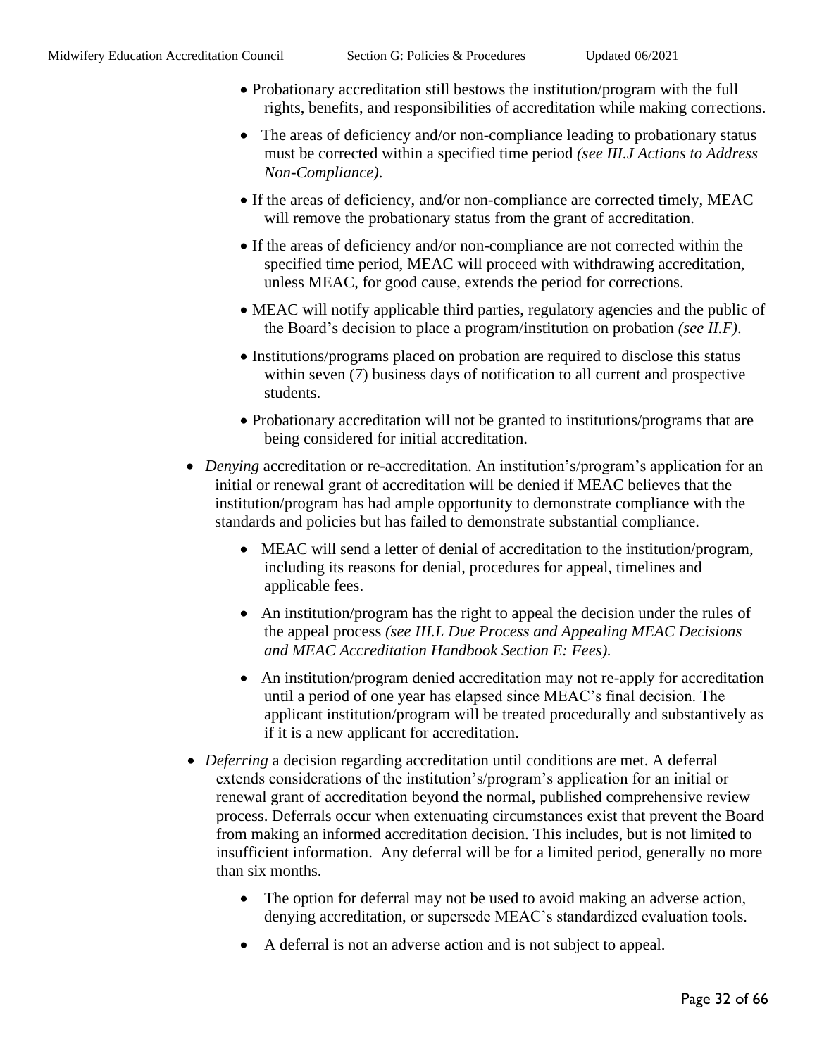- Probationary accreditation still bestows the institution/program with the full rights, benefits, and responsibilities of accreditation while making corrections.
  - The areas of deficiency and/or non-compliance leading to probationary status must be corrected within a specified time period *(see III.J Actions to Address Non-Compliance)*.
  - If the areas of deficiency, and/or non-compliance are corrected timely, MEAC will remove the probationary status from the grant of accreditation.
  - If the areas of deficiency and/or non-compliance are not corrected within the specified time period, MEAC will proceed with withdrawing accreditation, unless MEAC, for good cause, extends the period for corrections.
  - MEAC will notify applicable third parties, regulatory agencies and the public of the Board's decision to place a program/institution on probation *(see II.F)*.
  - Institutions/programs placed on probation are required to disclose this status within seven (7) business days of notification to all current and prospective students.
  - Probationary accreditation will not be granted to institutions/programs that are being considered for initial accreditation.
- *Denying* accreditation or re-accreditation. An institution's/program's application for an initial or renewal grant of accreditation will be denied if MEAC believes that the institution/program has had ample opportunity to demonstrate compliance with the standards and policies but has failed to demonstrate substantial compliance.
  - MEAC will send a letter of denial of accreditation to the institution/program, including its reasons for denial, procedures for appeal, timelines and applicable fees.
  - An institution/program has the right to appeal the decision under the rules of the appeal process *(see III.L Due Process and Appealing MEAC Decisions and MEAC Accreditation Handbook Section E: Fees).*
  - An institution/program denied accreditation may not re-apply for accreditation until a period of one year has elapsed since MEAC's final decision. The applicant institution/program will be treated procedurally and substantively as if it is a new applicant for accreditation.
- *Deferring* a decision regarding accreditation until conditions are met. A deferral extends considerations of the institution's/program's application for an initial or renewal grant of accreditation beyond the normal, published comprehensive review process. Deferrals occur when extenuating circumstances exist that prevent the Board from making an informed accreditation decision. This includes, but is not limited to insufficient information. Any deferral will be for a limited period, generally no more than six months.
  - The option for deferral may not be used to avoid making an adverse action, denying accreditation, or supersede MEAC's standardized evaluation tools.
  - A deferral is not an adverse action and is not subject to appeal.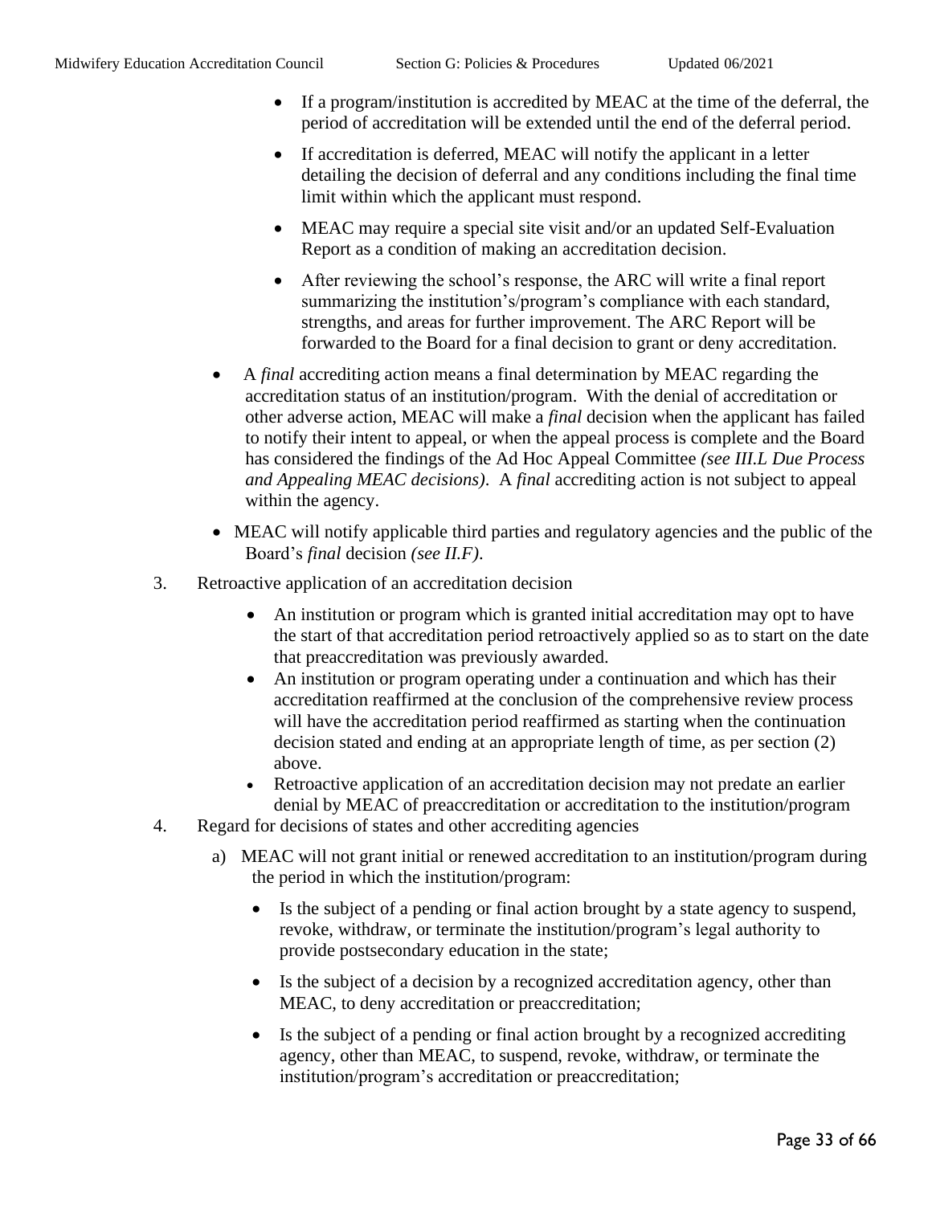- If a program/institution is accredited by MEAC at the time of the deferral, the period of accreditation will be extended until the end of the deferral period.
- If accreditation is deferred, MEAC will notify the applicant in a letter detailing the decision of deferral and any conditions including the final time limit within which the applicant must respond.
- MEAC may require a special site visit and/or an updated Self-Evaluation Report as a condition of making an accreditation decision.
- After reviewing the school's response, the ARC will write a final report summarizing the institution's/program's compliance with each standard, strengths, and areas for further improvement. The ARC Report will be forwarded to the Board for a final decision to grant or deny accreditation.

- A *final* accrediting action means a final determination by MEAC regarding the accreditation status of an institution/program. With the denial of accreditation or other adverse action, MEAC will make a *final* decision when the applicant has failed to notify their intent to appeal, or when the appeal process is complete and the Board has considered the findings of the Ad Hoc Appeal Committee *(see III.L Due Process and Appealing MEAC decisions)*. A *final* accrediting action is not subject to appeal within the agency.
- MEAC will notify applicable third parties and regulatory agencies and the public of the Board's *final* decision *(see II.F)*.

3. Retroactive application of an accreditation decision
   - An institution or program which is granted initial accreditation may opt to have the start of that accreditation period retroactively applied so as to start on the date that preaccreditation was previously awarded.
   - An institution or program operating under a continuation and which has their accreditation reaffirmed at the conclusion of the comprehensive review process will have the accreditation period reaffirmed as starting when the continuation decision stated and ending at an appropriate length of time, as per section (2) above.
   - Retroactive application of an accreditation decision may not predate an earlier denial by MEAC of preaccreditation or accreditation to the institution/program
4. Regard for decisions of states and other accrediting agencies
   a) MEAC will not grant initial or renewed accreditation to an institution/program during the period in which the institution/program:
      - Is the subject of a pending or final action brought by a state agency to suspend, revoke, withdraw, or terminate the institution/program's legal authority to provide postsecondary education in the state;
      - Is the subject of a decision by a recognized accreditation agency, other than MEAC, to deny accreditation or preaccreditation;
      - Is the subject of a pending or final action brought by a recognized accrediting agency, other than MEAC, to suspend, revoke, withdraw, or terminate the institution/program's accreditation or preaccreditation;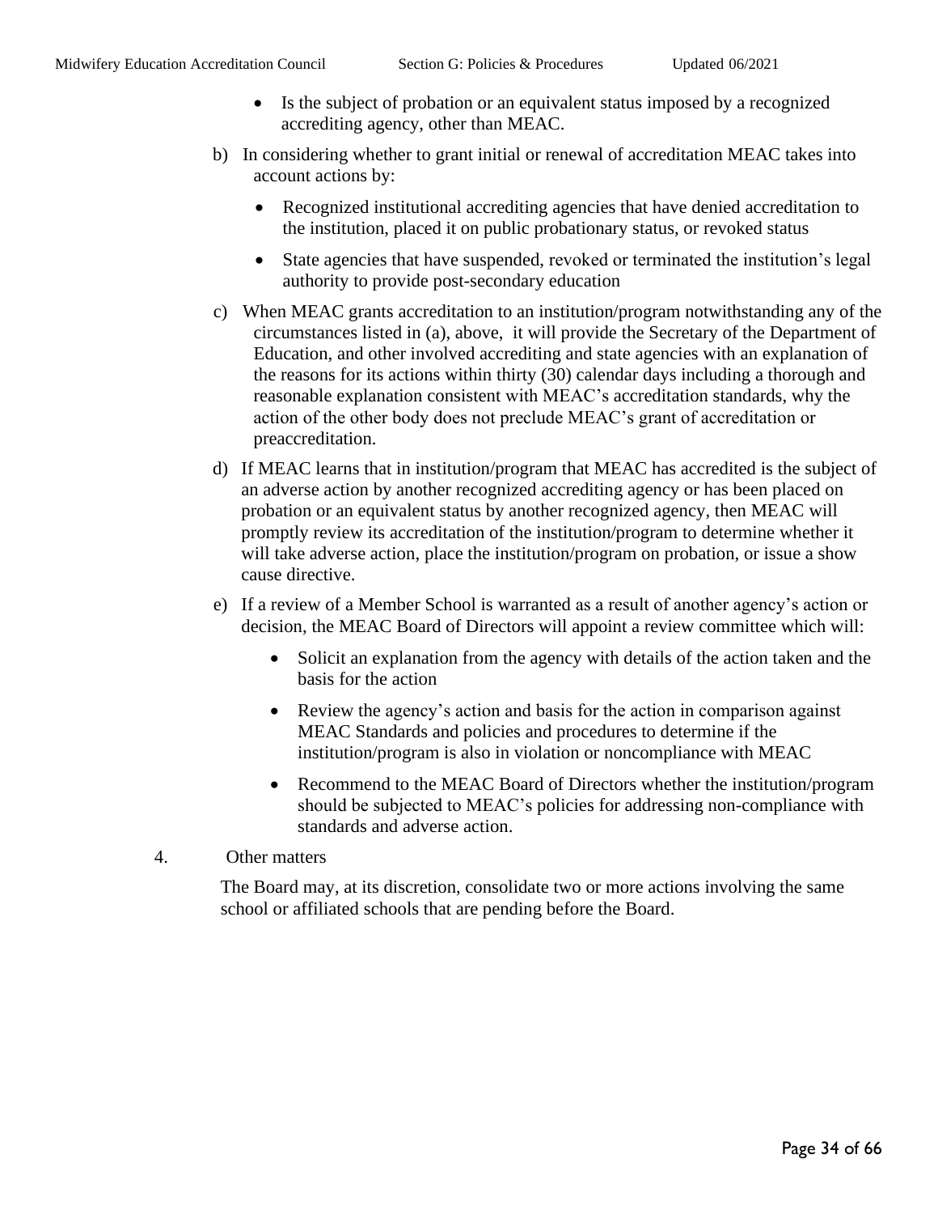- Is the subject of probation or an equivalent status imposed by a recognized accrediting agency, other than MEAC.

b) In considering whether to grant initial or renewal of accreditation MEAC takes into account actions by:

- Recognized institutional accrediting agencies that have denied accreditation to the institution, placed it on public probationary status, or revoked status
- State agencies that have suspended, revoked or terminated the institution's legal authority to provide post-secondary education

c) When MEAC grants accreditation to an institution/program notwithstanding any of the circumstances listed in (a), above, it will provide the Secretary of the Department of Education, and other involved accrediting and state agencies with an explanation of the reasons for its actions within thirty (30) calendar days including a thorough and reasonable explanation consistent with MEAC's accreditation standards, why the action of the other body does not preclude MEAC's grant of accreditation or preaccreditation.

d) If MEAC learns that in institution/program that MEAC has accredited is the subject of an adverse action by another recognized accrediting agency or has been placed on probation or an equivalent status by another recognized agency, then MEAC will promptly review its accreditation of the institution/program to determine whether it will take adverse action, place the institution/program on probation, or issue a show cause directive.

e) If a review of a Member School is warranted as a result of another agency's action or decision, the MEAC Board of Directors will appoint a review committee which will:

- Solicit an explanation from the agency with details of the action taken and the basis for the action
- Review the agency's action and basis for the action in comparison against MEAC Standards and policies and procedures to determine if the institution/program is also in violation or noncompliance with MEAC
- Recommend to the MEAC Board of Directors whether the institution/program should be subjected to MEAC's policies for addressing non-compliance with standards and adverse action.

4. Other matters

The Board may, at its discretion, consolidate two or more actions involving the same school or affiliated schools that are pending before the Board.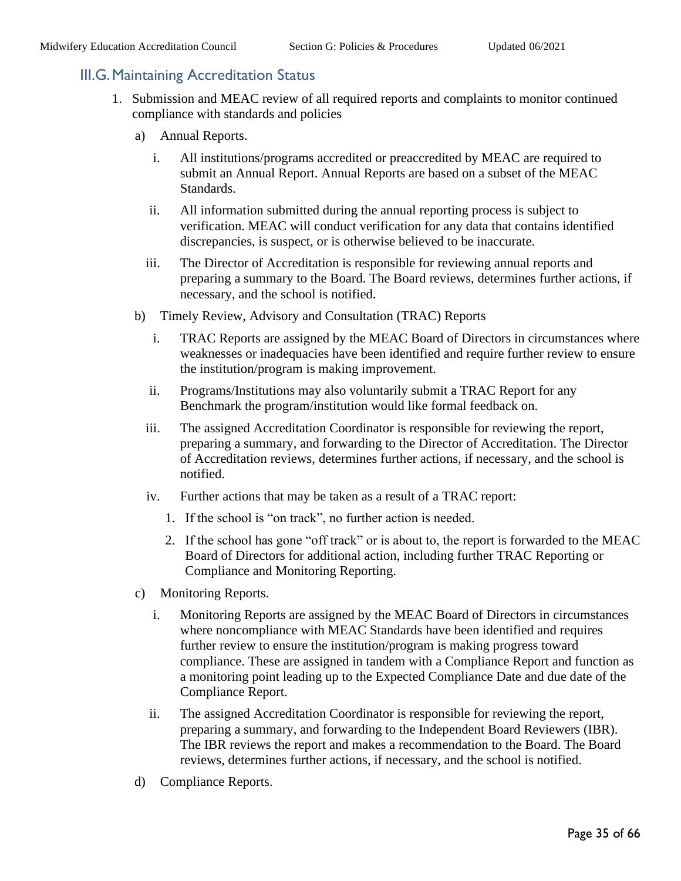## III.G. Maintaining Accreditation Status

1. Submission and MEAC review of all required reports and complaints to monitor continued compliance with standards and policies

   a) Annual Reports.

      i. All institutions/programs accredited or preaccredited by MEAC are required to submit an Annual Report. Annual Reports are based on a subset of the MEAC Standards.

      ii. All information submitted during the annual reporting process is subject to verification. MEAC will conduct verification for any data that contains identified discrepancies, is suspect, or is otherwise believed to be inaccurate.

      iii. The Director of Accreditation is responsible for reviewing annual reports and preparing a summary to the Board. The Board reviews, determines further actions, if necessary, and the school is notified.

   b) Timely Review, Advisory and Consultation (TRAC) Reports

      i. TRAC Reports are assigned by the MEAC Board of Directors in circumstances where weaknesses or inadequacies have been identified and require further review to ensure the institution/program is making improvement.

      ii. Programs/Institutions may also voluntarily submit a TRAC Report for any Benchmark the program/institution would like formal feedback on.

      iii. The assigned Accreditation Coordinator is responsible for reviewing the report, preparing a summary, and forwarding to the Director of Accreditation. The Director of Accreditation reviews, determines further actions, if necessary, and the school is notified.

      iv. Further actions that may be taken as a result of a TRAC report:

         1. If the school is "on track", no further action is needed.

         2. If the school has gone "off track" or is about to, the report is forwarded to the MEAC Board of Directors for additional action, including further TRAC Reporting or Compliance and Monitoring Reporting.

   c) Monitoring Reports.

      i. Monitoring Reports are assigned by the MEAC Board of Directors in circumstances where noncompliance with MEAC Standards have been identified and requires further review to ensure the institution/program is making progress toward compliance. These are assigned in tandem with a Compliance Report and function as a monitoring point leading up to the Expected Compliance Date and due date of the Compliance Report.

      ii. The assigned Accreditation Coordinator is responsible for reviewing the report, preparing a summary, and forwarding to the Independent Board Reviewers (IBR). The IBR reviews the report and makes a recommendation to the Board. The Board reviews, determines further actions, if necessary, and the school is notified.

   d) Compliance Reports.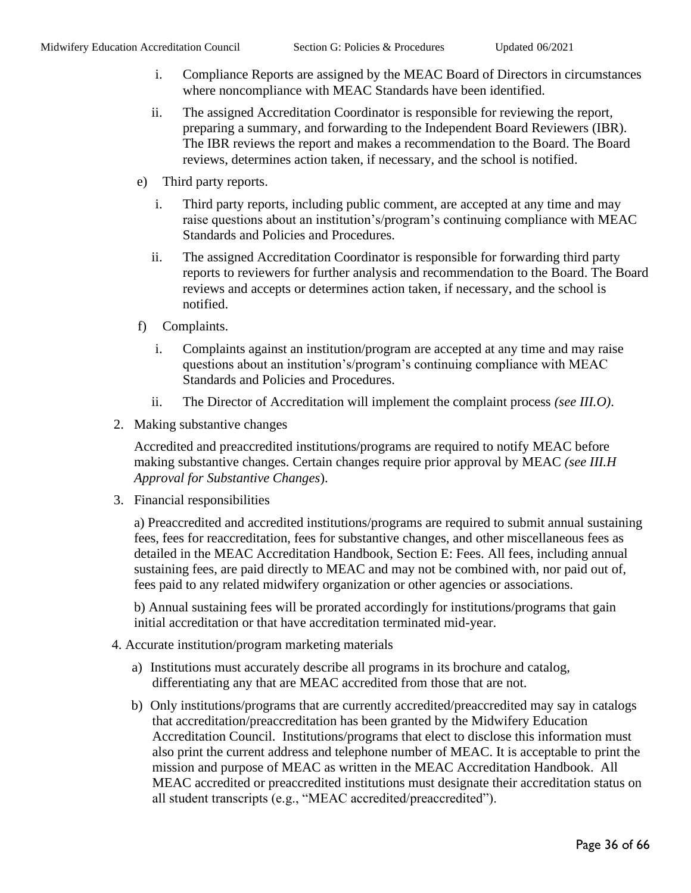i. Compliance Reports are assigned by the MEAC Board of Directors in circumstances where noncompliance with MEAC Standards have been identified.

ii. The assigned Accreditation Coordinator is responsible for reviewing the report, preparing a summary, and forwarding to the Independent Board Reviewers (IBR). The IBR reviews the report and makes a recommendation to the Board. The Board reviews, determines action taken, if necessary, and the school is notified.

e) Third party reports.

i. Third party reports, including public comment, are accepted at any time and may raise questions about an institution's/program's continuing compliance with MEAC Standards and Policies and Procedures.

ii. The assigned Accreditation Coordinator is responsible for forwarding third party reports to reviewers for further analysis and recommendation to the Board. The Board reviews and accepts or determines action taken, if necessary, and the school is notified.

f) Complaints.

i. Complaints against an institution/program are accepted at any time and may raise questions about an institution's/program's continuing compliance with MEAC Standards and Policies and Procedures.

ii. The Director of Accreditation will implement the complaint process *(see III.O)*.

2. Making substantive changes

Accredited and preaccredited institutions/programs are required to notify MEAC before making substantive changes. Certain changes require prior approval by MEAC *(see III.H Approval for Substantive Changes*).

3. Financial responsibilities

a) Preaccredited and accredited institutions/programs are required to submit annual sustaining fees, fees for reaccreditation, fees for substantive changes, and other miscellaneous fees as detailed in the MEAC Accreditation Handbook, Section E: Fees. All fees, including annual sustaining fees, are paid directly to MEAC and may not be combined with, nor paid out of, fees paid to any related midwifery organization or other agencies or associations.

b) Annual sustaining fees will be prorated accordingly for institutions/programs that gain initial accreditation or that have accreditation terminated mid-year.

4. Accurate institution/program marketing materials

a) Institutions must accurately describe all programs in its brochure and catalog, differentiating any that are MEAC accredited from those that are not.

b) Only institutions/programs that are currently accredited/preaccredited may say in catalogs that accreditation/preaccreditation has been granted by the Midwifery Education Accreditation Council. Institutions/programs that elect to disclose this information must also print the current address and telephone number of MEAC. It is acceptable to print the mission and purpose of MEAC as written in the MEAC Accreditation Handbook. All MEAC accredited or preaccredited institutions must designate their accreditation status on all student transcripts (e.g., "MEAC accredited/preaccredited").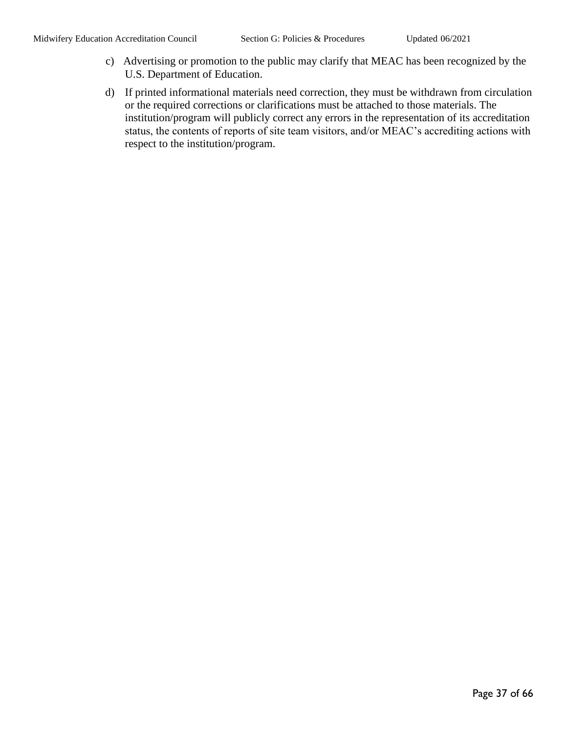c) Advertising or promotion to the public may clarify that MEAC has been recognized by the U.S. Department of Education.

d) If printed informational materials need correction, they must be withdrawn from circulation or the required corrections or clarifications must be attached to those materials. The institution/program will publicly correct any errors in the representation of its accreditation status, the contents of reports of site team visitors, and/or MEAC's accrediting actions with respect to the institution/program.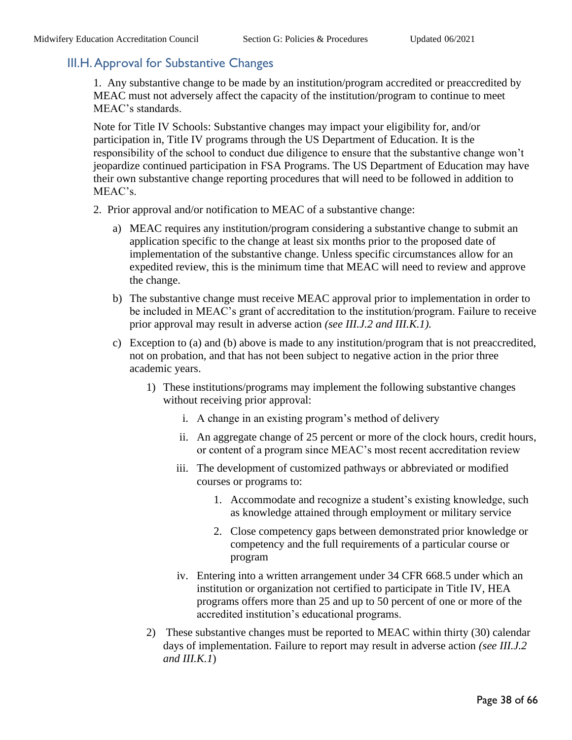## III.H. Approval for Substantive Changes

1. Any substantive change to be made by an institution/program accredited or preaccredited by MEAC must not adversely affect the capacity of the institution/program to continue to meet MEAC's standards.

Note for Title IV Schools: Substantive changes may impact your eligibility for, and/or participation in, Title IV programs through the US Department of Education. It is the responsibility of the school to conduct due diligence to ensure that the substantive change won't jeopardize continued participation in FSA Programs. The US Department of Education may have their own substantive change reporting procedures that will need to be followed in addition to MEAC's.

2. Prior approval and/or notification to MEAC of a substantive change:

   a) MEAC requires any institution/program considering a substantive change to submit an application specific to the change at least six months prior to the proposed date of implementation of the substantive change. Unless specific circumstances allow for an expedited review, this is the minimum time that MEAC will need to review and approve the change.

   b) The substantive change must receive MEAC approval prior to implementation in order to be included in MEAC's grant of accreditation to the institution/program. Failure to receive prior approval may result in adverse action *(see III.J.2 and III.K.1).*

   c) Exception to (a) and (b) above is made to any institution/program that is not preaccredited, not on probation, and that has not been subject to negative action in the prior three academic years.

      1) These institutions/programs may implement the following substantive changes without receiving prior approval:

         i. A change in an existing program's method of delivery

         ii. An aggregate change of 25 percent or more of the clock hours, credit hours, or content of a program since MEAC's most recent accreditation review

         iii. The development of customized pathways or abbreviated or modified courses or programs to:

            1. Accommodate and recognize a student's existing knowledge, such as knowledge attained through employment or military service

            2. Close competency gaps between demonstrated prior knowledge or competency and the full requirements of a particular course or program

         iv. Entering into a written arrangement under 34 CFR 668.5 under which an institution or organization not certified to participate in Title IV, HEA programs offers more than 25 and up to 50 percent of one or more of the accredited institution's educational programs.

      2) These substantive changes must be reported to MEAC within thirty (30) calendar days of implementation. Failure to report may result in adverse action *(see III.J.2 and III.K.1*)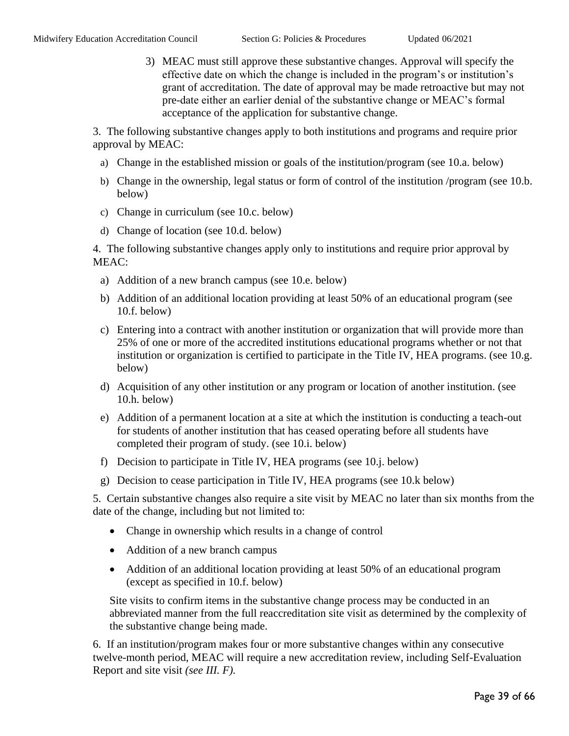3) MEAC must still approve these substantive changes. Approval will specify the effective date on which the change is included in the program's or institution's grant of accreditation. The date of approval may be made retroactive but may not pre-date either an earlier denial of the substantive change or MEAC's formal acceptance of the application for substantive change.

3. The following substantive changes apply to both institutions and programs and require prior approval by MEAC:

a) Change in the established mission or goals of the institution/program (see 10.a. below)

b) Change in the ownership, legal status or form of control of the institution /program (see 10.b. below)

c) Change in curriculum (see 10.c. below)

d) Change of location (see 10.d. below)

4. The following substantive changes apply only to institutions and require prior approval by MEAC:

a) Addition of a new branch campus (see 10.e. below)

b) Addition of an additional location providing at least 50% of an educational program (see 10.f. below)

c) Entering into a contract with another institution or organization that will provide more than 25% of one or more of the accredited institutions educational programs whether or not that institution or organization is certified to participate in the Title IV, HEA programs. (see 10.g. below)

d) Acquisition of any other institution or any program or location of another institution. (see 10.h. below)

e) Addition of a permanent location at a site at which the institution is conducting a teach-out for students of another institution that has ceased operating before all students have completed their program of study. (see 10.i. below)

f) Decision to participate in Title IV, HEA programs (see 10.j. below)

g) Decision to cease participation in Title IV, HEA programs (see 10.k below)

5. Certain substantive changes also require a site visit by MEAC no later than six months from the date of the change, including but not limited to:

- Change in ownership which results in a change of control
- Addition of a new branch campus
- Addition of an additional location providing at least 50% of an educational program (except as specified in 10.f. below)

Site visits to confirm items in the substantive change process may be conducted in an abbreviated manner from the full reaccreditation site visit as determined by the complexity of the substantive change being made.

6. If an institution/program makes four or more substantive changes within any consecutive twelve-month period, MEAC will require a new accreditation review, including Self-Evaluation Report and site visit *(see III. F).*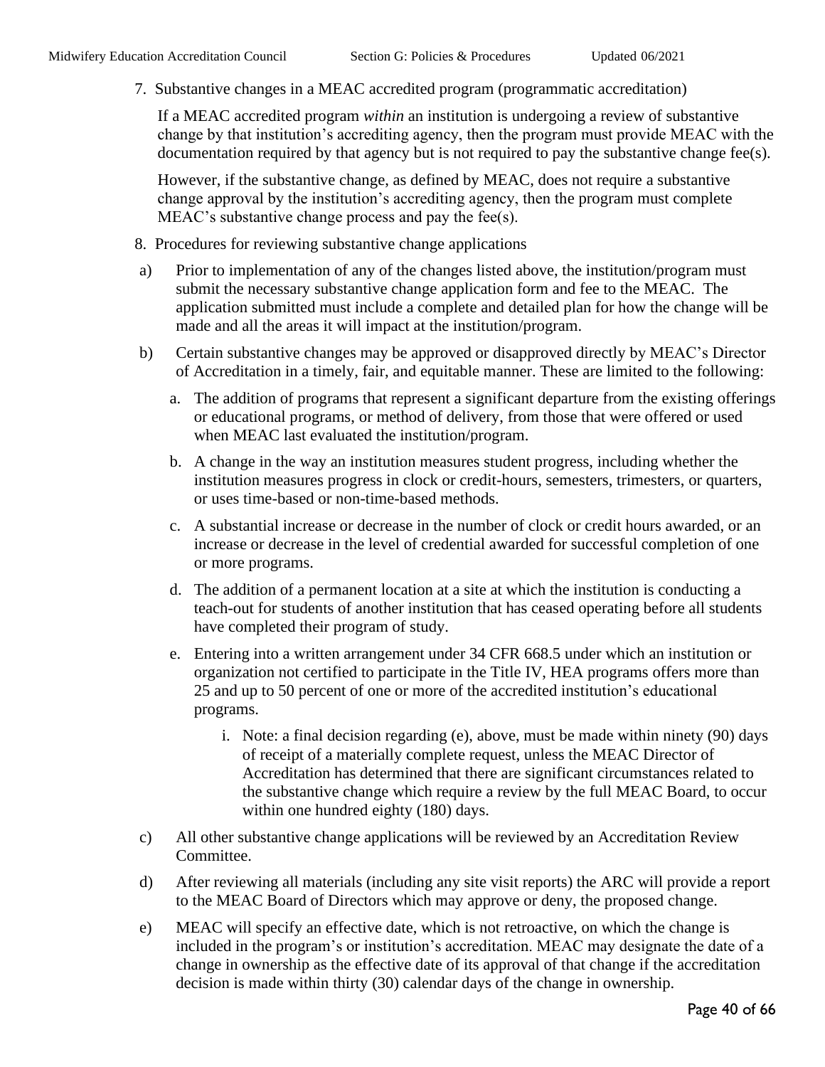7. Substantive changes in a MEAC accredited program (programmatic accreditation)

   If a MEAC accredited program *within* an institution is undergoing a review of substantive change by that institution's accrediting agency, then the program must provide MEAC with the documentation required by that agency but is not required to pay the substantive change fee(s).

   However, if the substantive change, as defined by MEAC, does not require a substantive change approval by the institution's accrediting agency, then the program must complete MEAC's substantive change process and pay the fee(s).

8. Procedures for reviewing substantive change applications

a) Prior to implementation of any of the changes listed above, the institution/program must submit the necessary substantive change application form and fee to the MEAC. The application submitted must include a complete and detailed plan for how the change will be made and all the areas it will impact at the institution/program.

b) Certain substantive changes may be approved or disapproved directly by MEAC's Director of Accreditation in a timely, fair, and equitable manner. These are limited to the following:

   a. The addition of programs that represent a significant departure from the existing offerings or educational programs, or method of delivery, from those that were offered or used when MEAC last evaluated the institution/program.

   b. A change in the way an institution measures student progress, including whether the institution measures progress in clock or credit-hours, semesters, trimesters, or quarters, or uses time-based or non-time-based methods.

   c. A substantial increase or decrease in the number of clock or credit hours awarded, or an increase or decrease in the level of credential awarded for successful completion of one or more programs.

   d. The addition of a permanent location at a site at which the institution is conducting a teach-out for students of another institution that has ceased operating before all students have completed their program of study.

   e. Entering into a written arrangement under 34 CFR 668.5 under which an institution or organization not certified to participate in the Title IV, HEA programs offers more than 25 and up to 50 percent of one or more of the accredited institution's educational programs.

      i. Note: a final decision regarding (e), above, must be made within ninety (90) days of receipt of a materially complete request, unless the MEAC Director of Accreditation has determined that there are significant circumstances related to the substantive change which require a review by the full MEAC Board, to occur within one hundred eighty (180) days.

c) All other substantive change applications will be reviewed by an Accreditation Review Committee.

d) After reviewing all materials (including any site visit reports) the ARC will provide a report to the MEAC Board of Directors which may approve or deny, the proposed change.

e) MEAC will specify an effective date, which is not retroactive, on which the change is included in the program's or institution's accreditation. MEAC may designate the date of a change in ownership as the effective date of its approval of that change if the accreditation decision is made within thirty (30) calendar days of the change in ownership.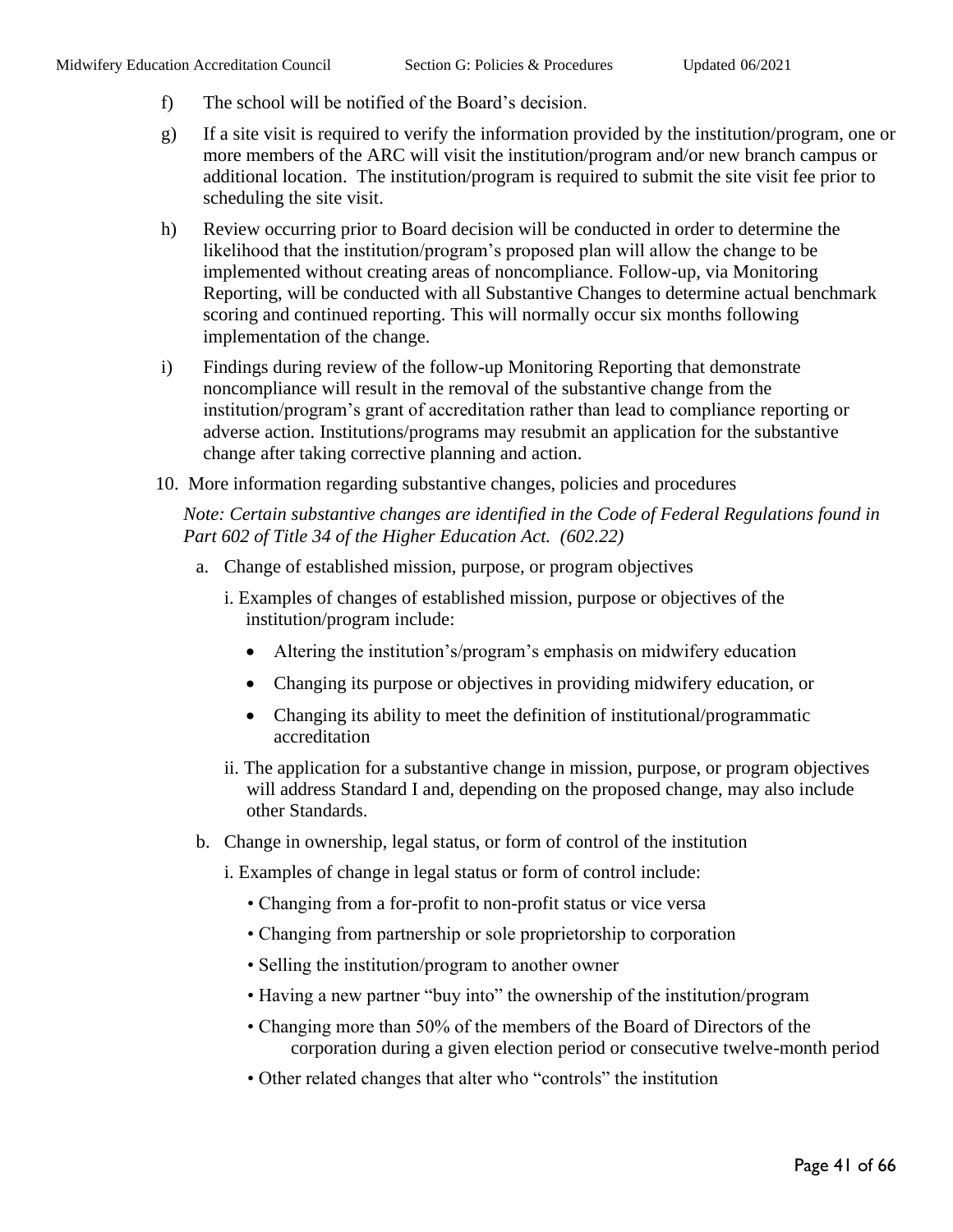f) The school will be notified of the Board's decision.

g) If a site visit is required to verify the information provided by the institution/program, one or more members of the ARC will visit the institution/program and/or new branch campus or additional location. The institution/program is required to submit the site visit fee prior to scheduling the site visit.

h) Review occurring prior to Board decision will be conducted in order to determine the likelihood that the institution/program's proposed plan will allow the change to be implemented without creating areas of noncompliance. Follow-up, via Monitoring Reporting, will be conducted with all Substantive Changes to determine actual benchmark scoring and continued reporting. This will normally occur six months following implementation of the change.

i) Findings during review of the follow-up Monitoring Reporting that demonstrate noncompliance will result in the removal of the substantive change from the institution/program's grant of accreditation rather than lead to compliance reporting or adverse action. Institutions/programs may resubmit an application for the substantive change after taking corrective planning and action.

10. More information regarding substantive changes, policies and procedures

*Note: Certain substantive changes are identified in the Code of Federal Regulations found in Part 602 of Title 34 of the Higher Education Act. (602.22)*

a. Change of established mission, purpose, or program objectives

i. Examples of changes of established mission, purpose or objectives of the institution/program include:

- Altering the institution's/program's emphasis on midwifery education
- Changing its purpose or objectives in providing midwifery education, or
- Changing its ability to meet the definition of institutional/programmatic accreditation

ii. The application for a substantive change in mission, purpose, or program objectives will address Standard I and, depending on the proposed change, may also include other Standards.

b. Change in ownership, legal status, or form of control of the institution

i. Examples of change in legal status or form of control include:

- Changing from a for-profit to non-profit status or vice versa
- Changing from partnership or sole proprietorship to corporation
- Selling the institution/program to another owner
- Having a new partner "buy into" the ownership of the institution/program
- Changing more than 50% of the members of the Board of Directors of the corporation during a given election period or consecutive twelve-month period
- Other related changes that alter who "controls" the institution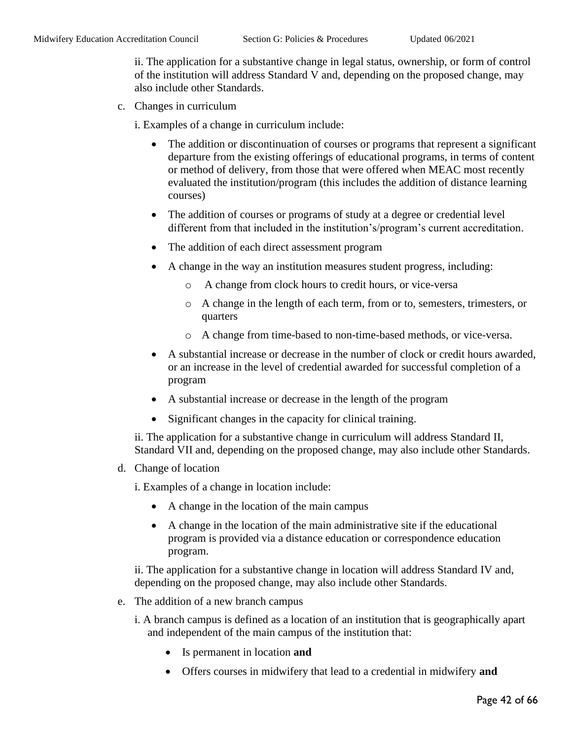ii. The application for a substantive change in legal status, ownership, or form of control of the institution will address Standard V and, depending on the proposed change, may also include other Standards.

c. Changes in curriculum

i. Examples of a change in curriculum include:

- The addition or discontinuation of courses or programs that represent a significant departure from the existing offerings of educational programs, in terms of content or method of delivery, from those that were offered when MEAC most recently evaluated the institution/program (this includes the addition of distance learning courses)
- The addition of courses or programs of study at a degree or credential level different from that included in the institution's/program's current accreditation.
- The addition of each direct assessment program
- A change in the way an institution measures student progress, including:
    - A change from clock hours to credit hours, or vice-versa
    - A change in the length of each term, from or to, semesters, trimesters, or quarters
    - A change from time-based to non-time-based methods, or vice-versa.
- A substantial increase or decrease in the number of clock or credit hours awarded, or an increase in the level of credential awarded for successful completion of a program
- A substantial increase or decrease in the length of the program
- Significant changes in the capacity for clinical training.

ii. The application for a substantive change in curriculum will address Standard II, Standard VII and, depending on the proposed change, may also include other Standards.

d. Change of location

i. Examples of a change in location include:

- A change in the location of the main campus
- A change in the location of the main administrative site if the educational program is provided via a distance education or correspondence education program.

ii. The application for a substantive change in location will address Standard IV and, depending on the proposed change, may also include other Standards.

e. The addition of a new branch campus

i. A branch campus is defined as a location of an institution that is geographically apart and independent of the main campus of the institution that:

- Is permanent in location **and**
- Offers courses in midwifery that lead to a credential in midwifery **and**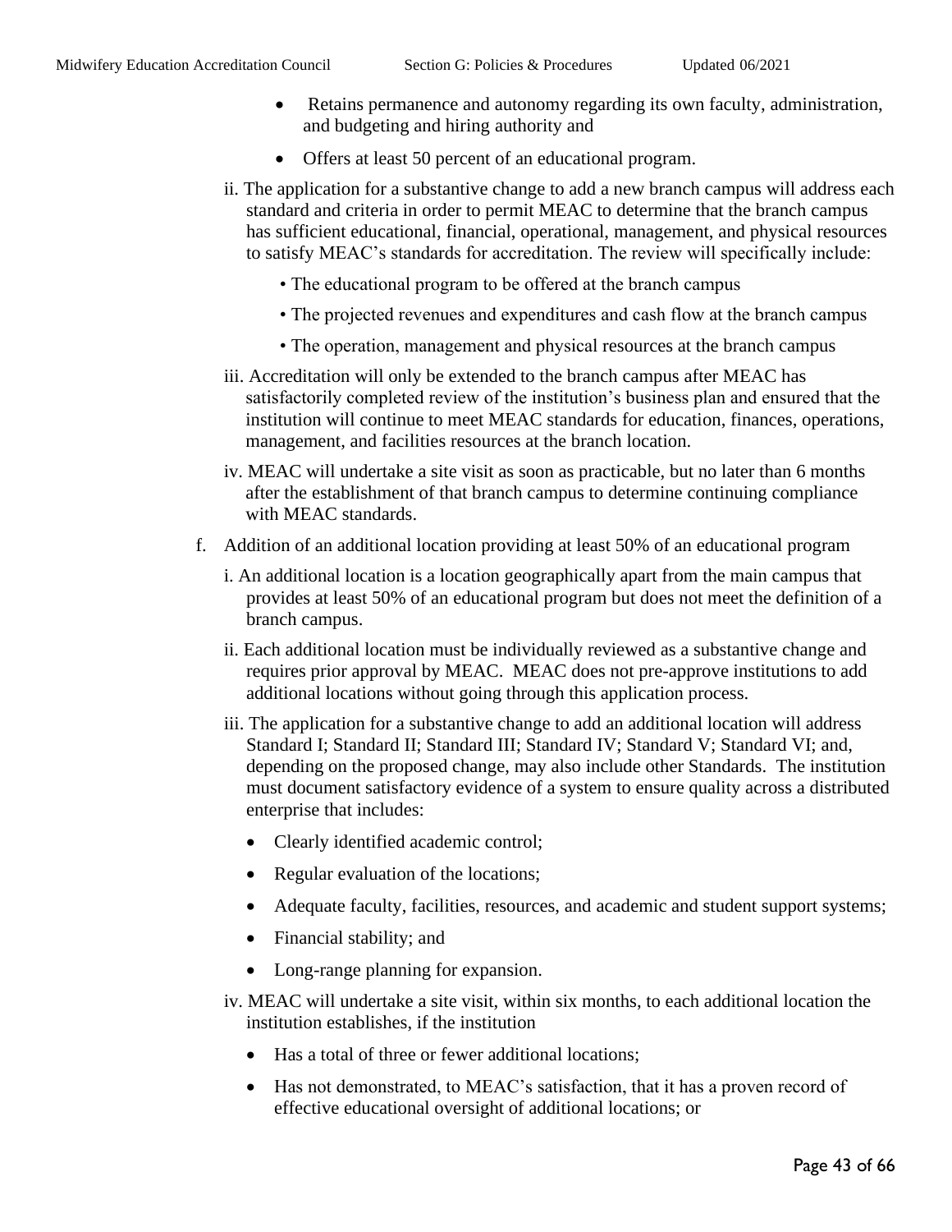- Retains permanence and autonomy regarding its own faculty, administration, and budgeting and hiring authority and
- Offers at least 50 percent of an educational program.

ii. The application for a substantive change to add a new branch campus will address each standard and criteria in order to permit MEAC to determine that the branch campus has sufficient educational, financial, operational, management, and physical resources to satisfy MEAC's standards for accreditation. The review will specifically include:

- The educational program to be offered at the branch campus
- The projected revenues and expenditures and cash flow at the branch campus
- The operation, management and physical resources at the branch campus

iii. Accreditation will only be extended to the branch campus after MEAC has satisfactorily completed review of the institution's business plan and ensured that the institution will continue to meet MEAC standards for education, finances, operations, management, and facilities resources at the branch location.

iv. MEAC will undertake a site visit as soon as practicable, but no later than 6 months after the establishment of that branch campus to determine continuing compliance with MEAC standards.

f. Addition of an additional location providing at least 50% of an educational program

i. An additional location is a location geographically apart from the main campus that provides at least 50% of an educational program but does not meet the definition of a branch campus.

ii. Each additional location must be individually reviewed as a substantive change and requires prior approval by MEAC. MEAC does not pre-approve institutions to add additional locations without going through this application process.

iii. The application for a substantive change to add an additional location will address Standard I; Standard II; Standard III; Standard IV; Standard V; Standard VI; and, depending on the proposed change, may also include other Standards. The institution must document satisfactory evidence of a system to ensure quality across a distributed enterprise that includes:

- Clearly identified academic control;
- Regular evaluation of the locations;
- Adequate faculty, facilities, resources, and academic and student support systems;
- Financial stability; and
- Long-range planning for expansion.

iv. MEAC will undertake a site visit, within six months, to each additional location the institution establishes, if the institution

- Has a total of three or fewer additional locations;
- Has not demonstrated, to MEAC's satisfaction, that it has a proven record of effective educational oversight of additional locations; or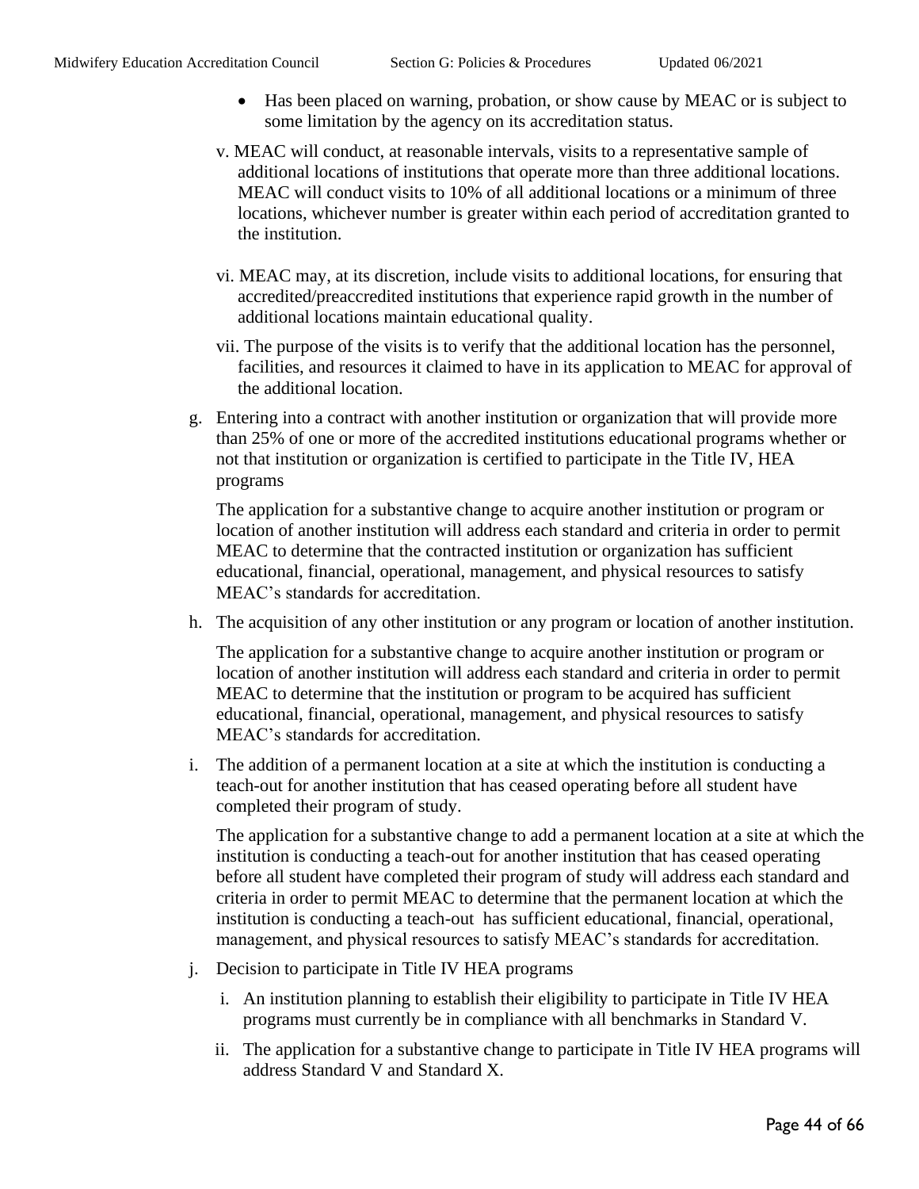- Has been placed on warning, probation, or show cause by MEAC or is subject to some limitation by the agency on its accreditation status.

v. MEAC will conduct, at reasonable intervals, visits to a representative sample of additional locations of institutions that operate more than three additional locations. MEAC will conduct visits to 10% of all additional locations or a minimum of three locations, whichever number is greater within each period of accreditation granted to the institution.

vi. MEAC may, at its discretion, include visits to additional locations, for ensuring that accredited/preaccredited institutions that experience rapid growth in the number of additional locations maintain educational quality.

vii. The purpose of the visits is to verify that the additional location has the personnel, facilities, and resources it claimed to have in its application to MEAC for approval of the additional location.

g. Entering into a contract with another institution or organization that will provide more than 25% of one or more of the accredited institutions educational programs whether or not that institution or organization is certified to participate in the Title IV, HEA programs

   The application for a substantive change to acquire another institution or program or location of another institution will address each standard and criteria in order to permit MEAC to determine that the contracted institution or organization has sufficient educational, financial, operational, management, and physical resources to satisfy MEAC's standards for accreditation.

h. The acquisition of any other institution or any program or location of another institution.

   The application for a substantive change to acquire another institution or program or location of another institution will address each standard and criteria in order to permit MEAC to determine that the institution or program to be acquired has sufficient educational, financial, operational, management, and physical resources to satisfy MEAC's standards for accreditation.

i. The addition of a permanent location at a site at which the institution is conducting a teach-out for another institution that has ceased operating before all student have completed their program of study.

   The application for a substantive change to add a permanent location at a site at which the institution is conducting a teach-out for another institution that has ceased operating before all student have completed their program of study will address each standard and criteria in order to permit MEAC to determine that the permanent location at which the institution is conducting a teach-out has sufficient educational, financial, operational, management, and physical resources to satisfy MEAC's standards for accreditation.

j. Decision to participate in Title IV HEA programs

   i. An institution planning to establish their eligibility to participate in Title IV HEA programs must currently be in compliance with all benchmarks in Standard V.

   ii. The application for a substantive change to participate in Title IV HEA programs will address Standard V and Standard X.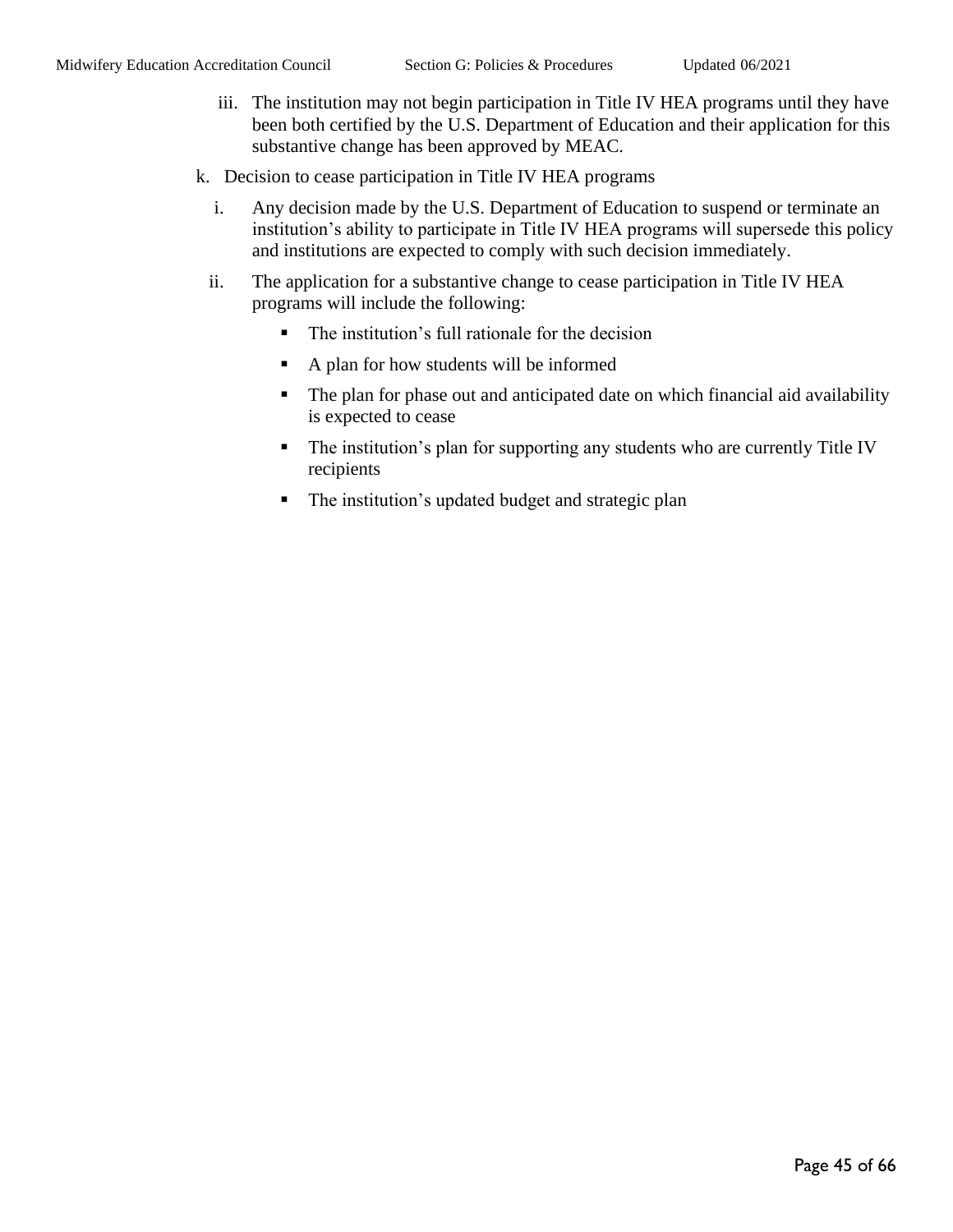iii. The institution may not begin participation in Title IV HEA programs until they have been both certified by the U.S. Department of Education and their application for this substantive change has been approved by MEAC.

k. Decision to cease participation in Title IV HEA programs

   i. Any decision made by the U.S. Department of Education to suspend or terminate an institution's ability to participate in Title IV HEA programs will supersede this policy and institutions are expected to comply with such decision immediately.

   ii. The application for a substantive change to cease participation in Title IV HEA programs will include the following:

      - The institution's full rationale for the decision
      - A plan for how students will be informed
      - The plan for phase out and anticipated date on which financial aid availability is expected to cease
      - The institution's plan for supporting any students who are currently Title IV recipients
      - The institution's updated budget and strategic plan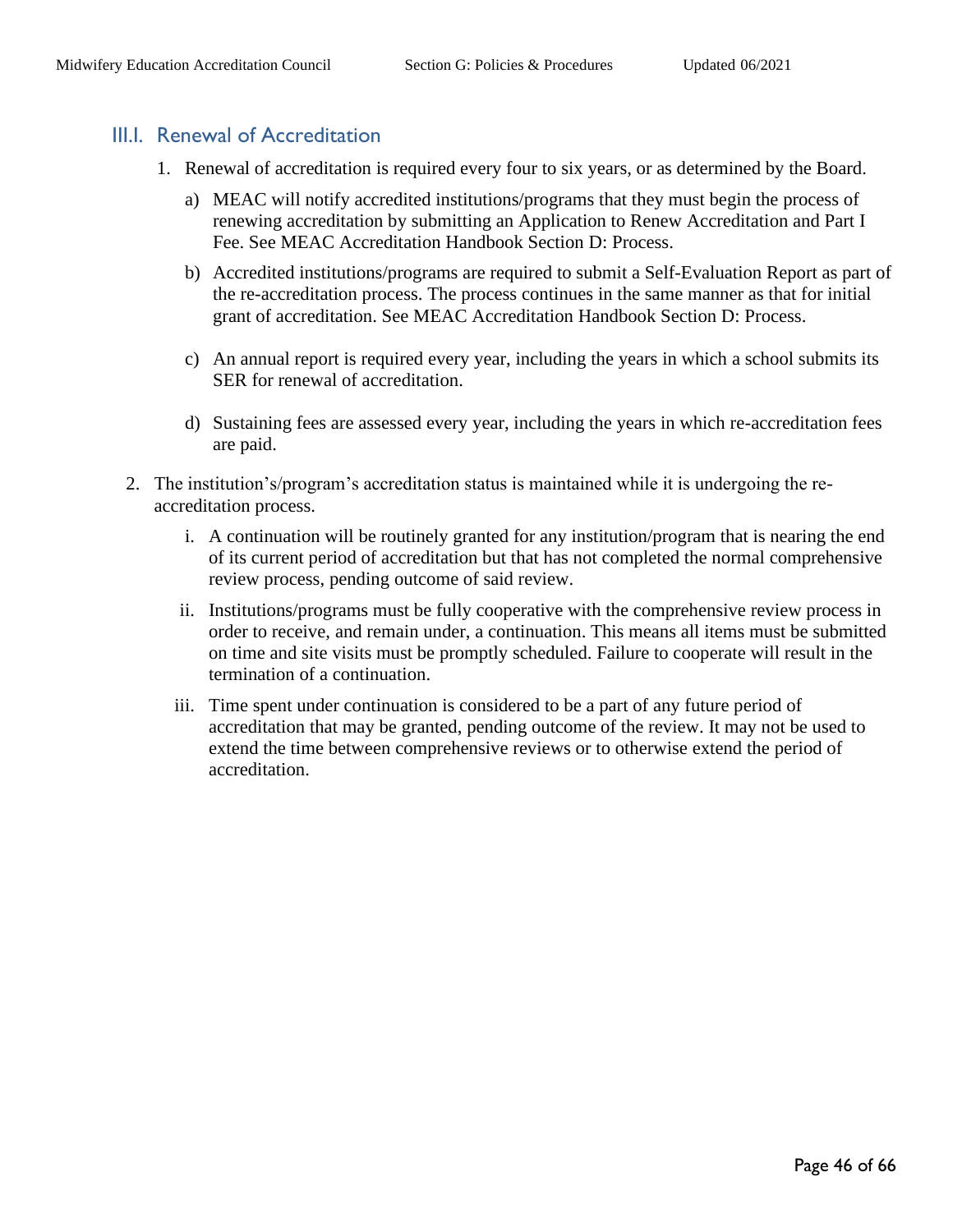## III.I. Renewal of Accreditation

1. Renewal of accreditation is required every four to six years, or as determined by the Board.

   a) MEAC will notify accredited institutions/programs that they must begin the process of renewing accreditation by submitting an Application to Renew Accreditation and Part I Fee. See MEAC Accreditation Handbook Section D: Process.

   b) Accredited institutions/programs are required to submit a Self-Evaluation Report as part of the re-accreditation process. The process continues in the same manner as that for initial grant of accreditation. See MEAC Accreditation Handbook Section D: Process.

   c) An annual report is required every year, including the years in which a school submits its SER for renewal of accreditation.

   d) Sustaining fees are assessed every year, including the years in which re-accreditation fees are paid.

2. The institution's/program's accreditation status is maintained while it is undergoing the re-accreditation process.

   i. A continuation will be routinely granted for any institution/program that is nearing the end of its current period of accreditation but that has not completed the normal comprehensive review process, pending outcome of said review.

   ii. Institutions/programs must be fully cooperative with the comprehensive review process in order to receive, and remain under, a continuation. This means all items must be submitted on time and site visits must be promptly scheduled. Failure to cooperate will result in the termination of a continuation.

   iii. Time spent under continuation is considered to be a part of any future period of accreditation that may be granted, pending outcome of the review. It may not be used to extend the time between comprehensive reviews or to otherwise extend the period of accreditation.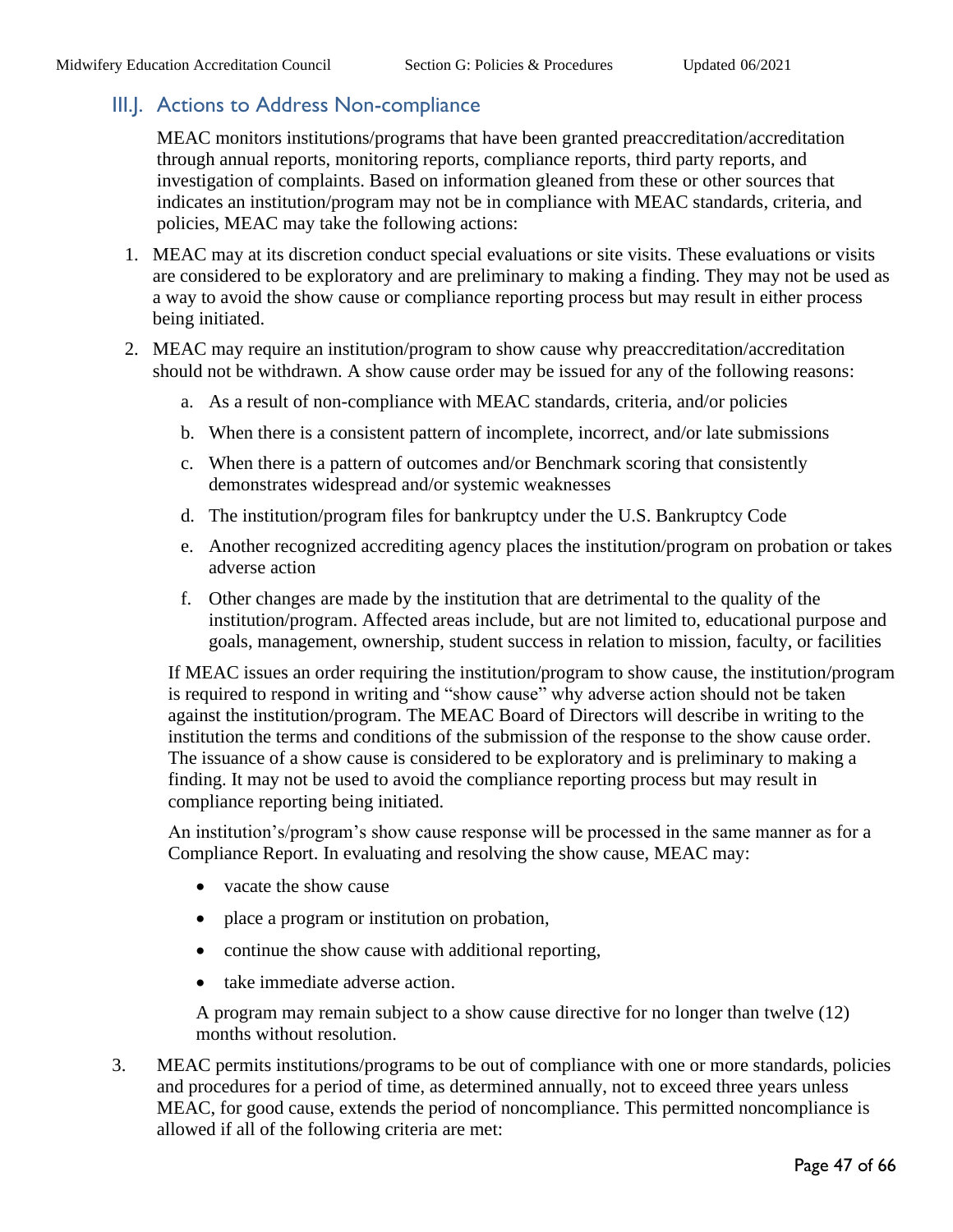## III.J. Actions to Address Non-compliance

MEAC monitors institutions/programs that have been granted preaccreditation/accreditation through annual reports, monitoring reports, compliance reports, third party reports, and investigation of complaints. Based on information gleaned from these or other sources that indicates an institution/program may not be in compliance with MEAC standards, criteria, and policies, MEAC may take the following actions:

1. MEAC may at its discretion conduct special evaluations or site visits. These evaluations or visits are considered to be exploratory and are preliminary to making a finding. They may not be used as a way to avoid the show cause or compliance reporting process but may result in either process being initiated.
2. MEAC may require an institution/program to show cause why preaccreditation/accreditation should not be withdrawn. A show cause order may be issued for any of the following reasons:
   a. As a result of non-compliance with MEAC standards, criteria, and/or policies
   b. When there is a consistent pattern of incomplete, incorrect, and/or late submissions
   c. When there is a pattern of outcomes and/or Benchmark scoring that consistently demonstrates widespread and/or systemic weaknesses
   d. The institution/program files for bankruptcy under the U.S. Bankruptcy Code
   e. Another recognized accrediting agency places the institution/program on probation or takes adverse action
   f. Other changes are made by the institution that are detrimental to the quality of the institution/program. Affected areas include, but are not limited to, educational purpose and goals, management, ownership, student success in relation to mission, faculty, or facilities

   If MEAC issues an order requiring the institution/program to show cause, the institution/program is required to respond in writing and "show cause" why adverse action should not be taken against the institution/program. The MEAC Board of Directors will describe in writing to the institution the terms and conditions of the submission of the response to the show cause order. The issuance of a show cause is considered to be exploratory and is preliminary to making a finding. It may not be used to avoid the compliance reporting process but may result in compliance reporting being initiated.

   An institution's/program's show cause response will be processed in the same manner as for a Compliance Report. In evaluating and resolving the show cause, MEAC may:

   - vacate the show cause
   - place a program or institution on probation,
   - continue the show cause with additional reporting,
   - take immediate adverse action.

   A program may remain subject to a show cause directive for no longer than twelve (12) months without resolution.

3. MEAC permits institutions/programs to be out of compliance with one or more standards, policies and procedures for a period of time, as determined annually, not to exceed three years unless MEAC, for good cause, extends the period of noncompliance. This permitted noncompliance is allowed if all of the following criteria are met: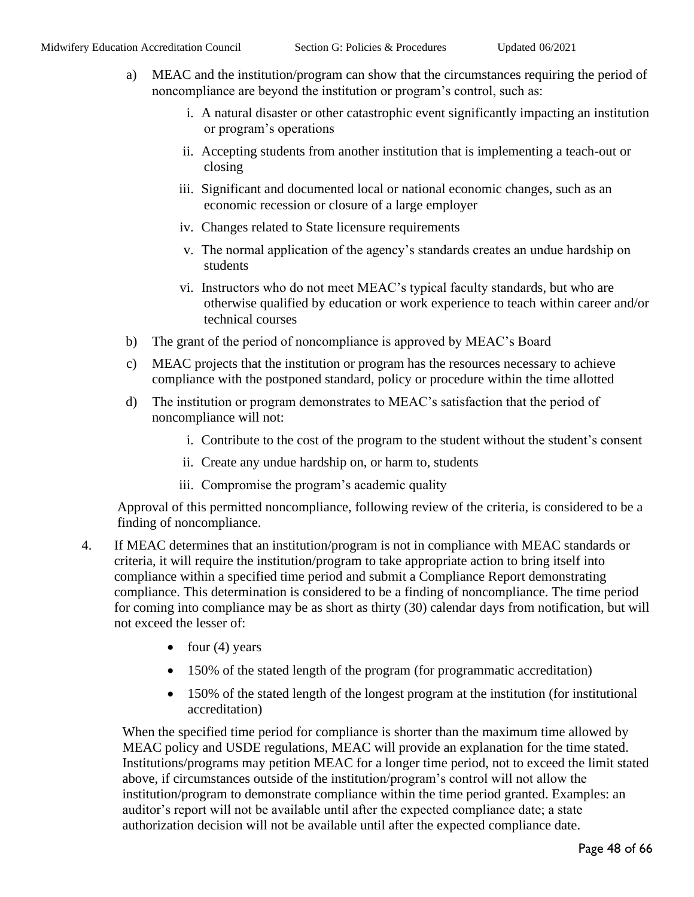a) MEAC and the institution/program can show that the circumstances requiring the period of noncompliance are beyond the institution or program's control, such as:

   i. A natural disaster or other catastrophic event significantly impacting an institution or program's operations

   ii. Accepting students from another institution that is implementing a teach-out or closing

   iii. Significant and documented local or national economic changes, such as an economic recession or closure of a large employer

   iv. Changes related to State licensure requirements

   v. The normal application of the agency's standards creates an undue hardship on students

   vi. Instructors who do not meet MEAC's typical faculty standards, but who are otherwise qualified by education or work experience to teach within career and/or technical courses

b) The grant of the period of noncompliance is approved by MEAC's Board

c) MEAC projects that the institution or program has the resources necessary to achieve compliance with the postponed standard, policy or procedure within the time allotted

d) The institution or program demonstrates to MEAC's satisfaction that the period of noncompliance will not:

   i. Contribute to the cost of the program to the student without the student's consent

   ii. Create any undue hardship on, or harm to, students

   iii. Compromise the program's academic quality

Approval of this permitted noncompliance, following review of the criteria, is considered to be a finding of noncompliance.

4. If MEAC determines that an institution/program is not in compliance with MEAC standards or criteria, it will require the institution/program to take appropriate action to bring itself into compliance within a specified time period and submit a Compliance Report demonstrating compliance. This determination is considered to be a finding of noncompliance. The time period for coming into compliance may be as short as thirty (30) calendar days from notification, but will not exceed the lesser of:

   - four (4) years
   - 150% of the stated length of the program (for programmatic accreditation)
   - 150% of the stated length of the longest program at the institution (for institutional accreditation)

   When the specified time period for compliance is shorter than the maximum time allowed by MEAC policy and USDE regulations, MEAC will provide an explanation for the time stated. Institutions/programs may petition MEAC for a longer time period, not to exceed the limit stated above, if circumstances outside of the institution/program's control will not allow the institution/program to demonstrate compliance within the time period granted. Examples: an auditor's report will not be available until after the expected compliance date; a state authorization decision will not be available until after the expected compliance date.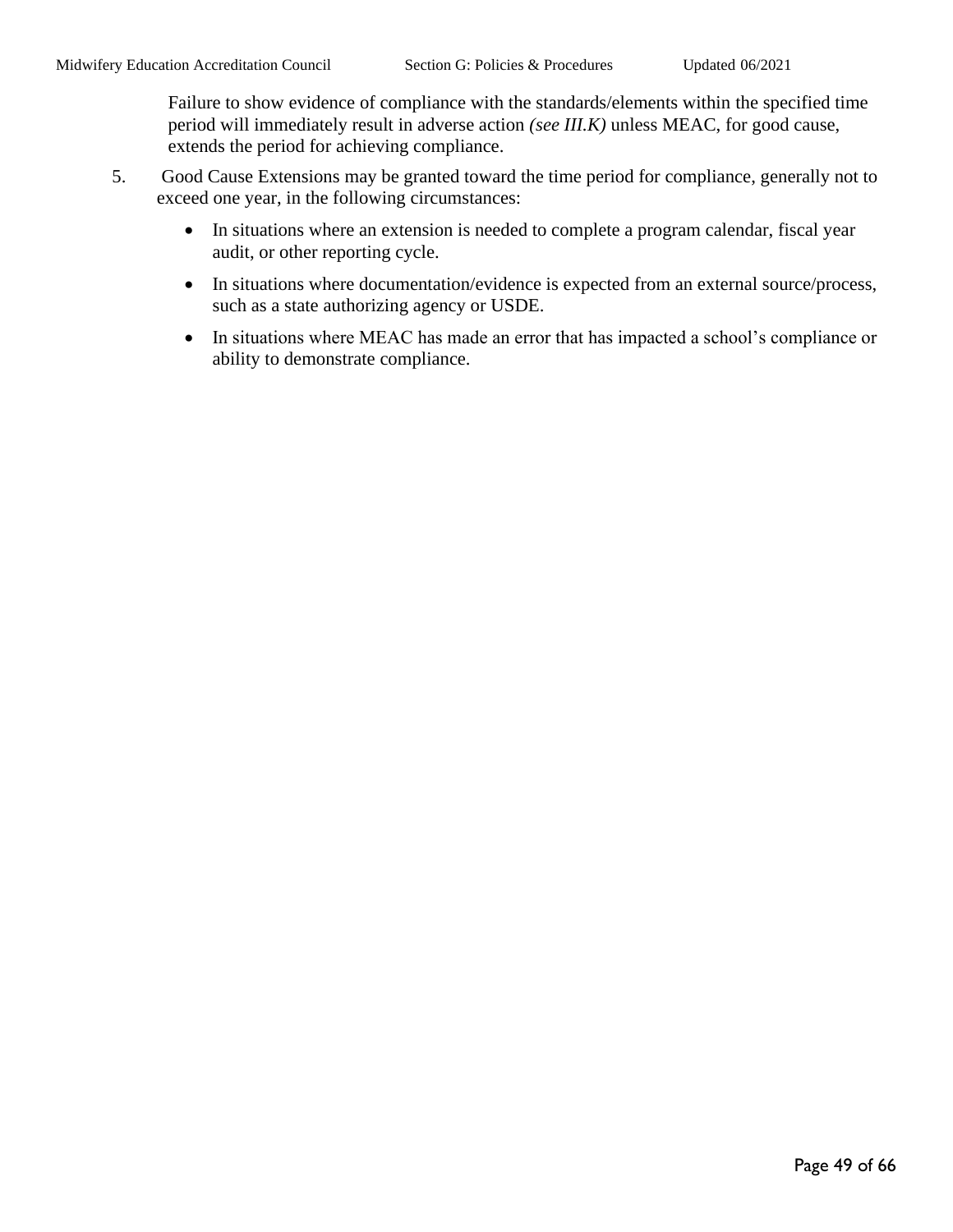Failure to show evidence of compliance with the standards/elements within the specified time period will immediately result in adverse action *(see III.K)* unless MEAC, for good cause, extends the period for achieving compliance.

5. Good Cause Extensions may be granted toward the time period for compliance, generally not to exceed one year, in the following circumstances:

   - In situations where an extension is needed to complete a program calendar, fiscal year audit, or other reporting cycle.
   - In situations where documentation/evidence is expected from an external source/process, such as a state authorizing agency or USDE.
   - In situations where MEAC has made an error that has impacted a school's compliance or ability to demonstrate compliance.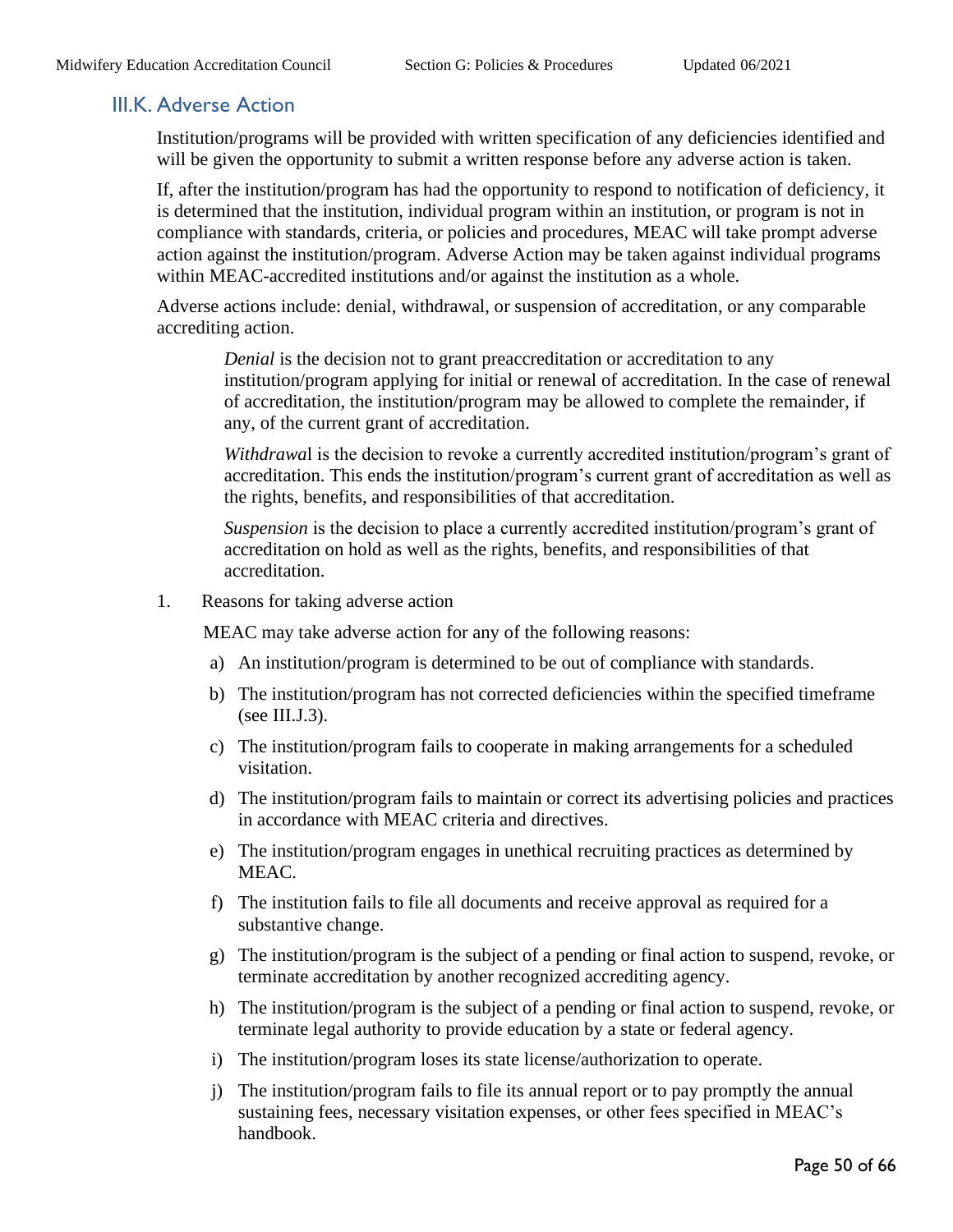## III.K. Adverse Action

Institution/programs will be provided with written specification of any deficiencies identified and will be given the opportunity to submit a written response before any adverse action is taken.

If, after the institution/program has had the opportunity to respond to notification of deficiency, it is determined that the institution, individual program within an institution, or program is not in compliance with standards, criteria, or policies and procedures, MEAC will take prompt adverse action against the institution/program. Adverse Action may be taken against individual programs within MEAC-accredited institutions and/or against the institution as a whole.

Adverse actions include: denial, withdrawal, or suspension of accreditation, or any comparable accrediting action.

> *Denial* is the decision not to grant preaccreditation or accreditation to any institution/program applying for initial or renewal of accreditation. In the case of renewal of accreditation, the institution/program may be allowed to complete the remainder, if any, of the current grant of accreditation.
>
> *Withdrawal* is the decision to revoke a currently accredited institution/program's grant of accreditation. This ends the institution/program's current grant of accreditation as well as the rights, benefits, and responsibilities of that accreditation.
>
> *Suspension* is the decision to place a currently accredited institution/program's grant of accreditation on hold as well as the rights, benefits, and responsibilities of that accreditation.

1. Reasons for taking adverse action

   MEAC may take adverse action for any of the following reasons:

   a) An institution/program is determined to be out of compliance with standards.
   b) The institution/program has not corrected deficiencies within the specified timeframe (see III.J.3).
   c) The institution/program fails to cooperate in making arrangements for a scheduled visitation.
   d) The institution/program fails to maintain or correct its advertising policies and practices in accordance with MEAC criteria and directives.
   e) The institution/program engages in unethical recruiting practices as determined by MEAC.
   f) The institution fails to file all documents and receive approval as required for a substantive change.
   g) The institution/program is the subject of a pending or final action to suspend, revoke, or terminate accreditation by another recognized accrediting agency.
   h) The institution/program is the subject of a pending or final action to suspend, revoke, or terminate legal authority to provide education by a state or federal agency.
   i) The institution/program loses its state license/authorization to operate.
   j) The institution/program fails to file its annual report or to pay promptly the annual sustaining fees, necessary visitation expenses, or other fees specified in MEAC's handbook.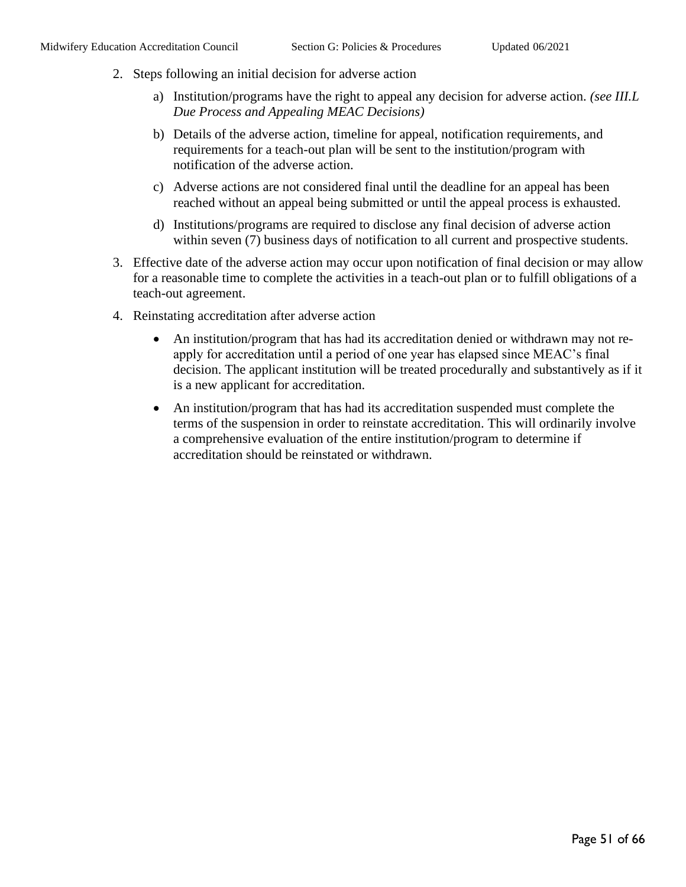2. Steps following an initial decision for adverse action

    a) Institution/programs have the right to appeal any decision for adverse action. *(see III.L Due Process and Appealing MEAC Decisions)*

    b) Details of the adverse action, timeline for appeal, notification requirements, and requirements for a teach-out plan will be sent to the institution/program with notification of the adverse action.

    c) Adverse actions are not considered final until the deadline for an appeal has been reached without an appeal being submitted or until the appeal process is exhausted.

    d) Institutions/programs are required to disclose any final decision of adverse action within seven (7) business days of notification to all current and prospective students.

3. Effective date of the adverse action may occur upon notification of final decision or may allow for a reasonable time to complete the activities in a teach-out plan or to fulfill obligations of a teach-out agreement.

4. Reinstating accreditation after adverse action

    - An institution/program that has had its accreditation denied or withdrawn may not re-apply for accreditation until a period of one year has elapsed since MEAC's final decision. The applicant institution will be treated procedurally and substantively as if it is a new applicant for accreditation.

    - An institution/program that has had its accreditation suspended must complete the terms of the suspension in order to reinstate accreditation. This will ordinarily involve a comprehensive evaluation of the entire institution/program to determine if accreditation should be reinstated or withdrawn.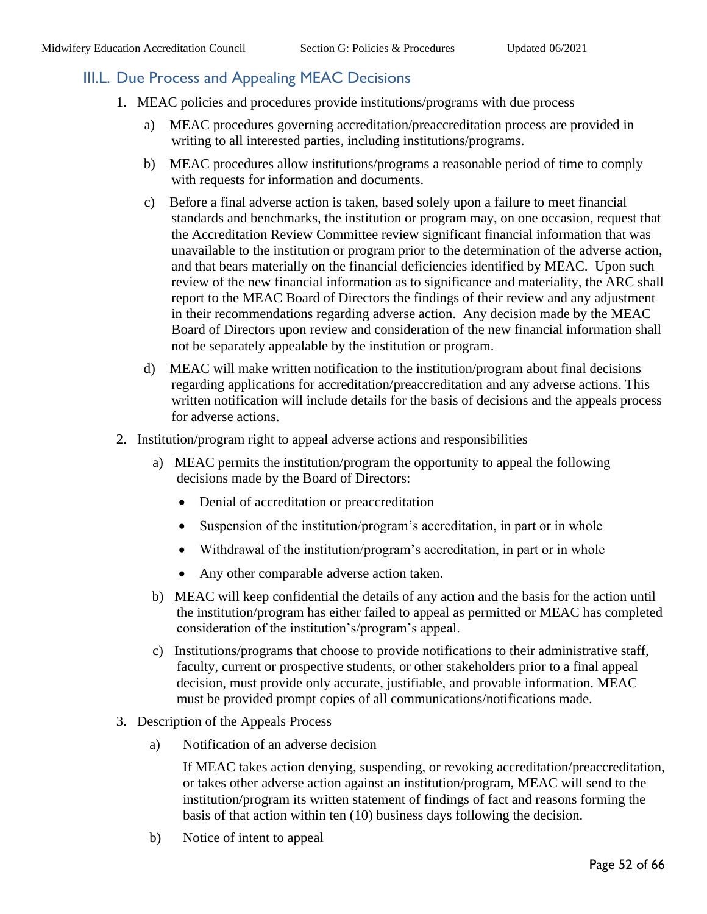## III.L. Due Process and Appealing MEAC Decisions

1. MEAC policies and procedures provide institutions/programs with due process

   a) MEAC procedures governing accreditation/preaccreditation process are provided in writing to all interested parties, including institutions/programs.

   b) MEAC procedures allow institutions/programs a reasonable period of time to comply with requests for information and documents.

   c) Before a final adverse action is taken, based solely upon a failure to meet financial standards and benchmarks, the institution or program may, on one occasion, request that the Accreditation Review Committee review significant financial information that was unavailable to the institution or program prior to the determination of the adverse action, and that bears materially on the financial deficiencies identified by MEAC. Upon such review of the new financial information as to significance and materiality, the ARC shall report to the MEAC Board of Directors the findings of their review and any adjustment in their recommendations regarding adverse action. Any decision made by the MEAC Board of Directors upon review and consideration of the new financial information shall not be separately appealable by the institution or program.

   d) MEAC will make written notification to the institution/program about final decisions regarding applications for accreditation/preaccreditation and any adverse actions. This written notification will include details for the basis of decisions and the appeals process for adverse actions.

2. Institution/program right to appeal adverse actions and responsibilities

   a) MEAC permits the institution/program the opportunity to appeal the following decisions made by the Board of Directors:

      - Denial of accreditation or preaccreditation
      - Suspension of the institution/program's accreditation, in part or in whole
      - Withdrawal of the institution/program's accreditation, in part or in whole
      - Any other comparable adverse action taken.

   b) MEAC will keep confidential the details of any action and the basis for the action until the institution/program has either failed to appeal as permitted or MEAC has completed consideration of the institution's/program's appeal.

   c) Institutions/programs that choose to provide notifications to their administrative staff, faculty, current or prospective students, or other stakeholders prior to a final appeal decision, must provide only accurate, justifiable, and provable information. MEAC must be provided prompt copies of all communications/notifications made.

3. Description of the Appeals Process

   a) Notification of an adverse decision

      If MEAC takes action denying, suspending, or revoking accreditation/preaccreditation, or takes other adverse action against an institution/program, MEAC will send to the institution/program its written statement of findings of fact and reasons forming the basis of that action within ten (10) business days following the decision.

   b) Notice of intent to appeal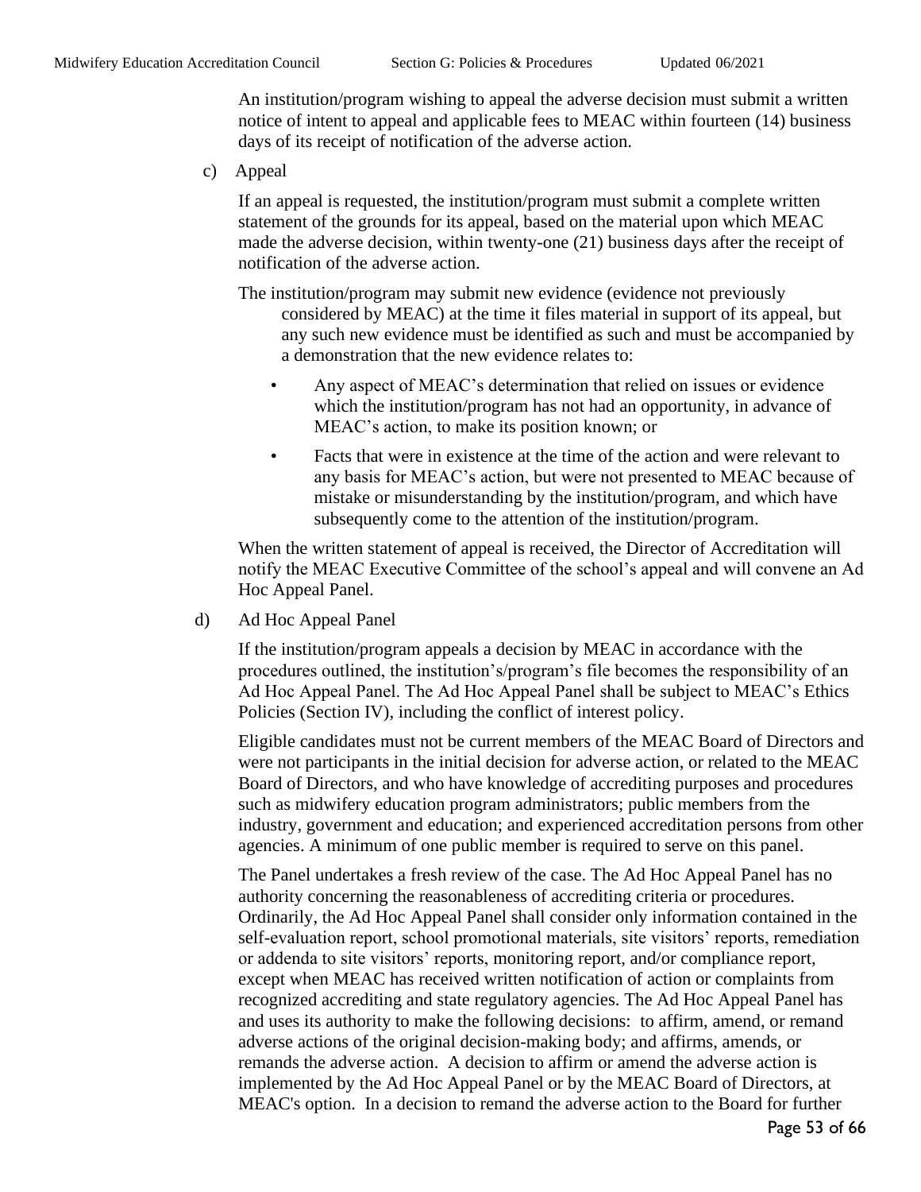An institution/program wishing to appeal the adverse decision must submit a written notice of intent to appeal and applicable fees to MEAC within fourteen (14) business days of its receipt of notification of the adverse action.

c) Appeal

If an appeal is requested, the institution/program must submit a complete written statement of the grounds for its appeal, based on the material upon which MEAC made the adverse decision, within twenty-one (21) business days after the receipt of notification of the adverse action.

The institution/program may submit new evidence (evidence not previously considered by MEAC) at the time it files material in support of its appeal, but any such new evidence must be identified as such and must be accompanied by a demonstration that the new evidence relates to:

- Any aspect of MEAC's determination that relied on issues or evidence which the institution/program has not had an opportunity, in advance of MEAC's action, to make its position known; or
- Facts that were in existence at the time of the action and were relevant to any basis for MEAC's action, but were not presented to MEAC because of mistake or misunderstanding by the institution/program, and which have subsequently come to the attention of the institution/program.

When the written statement of appeal is received, the Director of Accreditation will notify the MEAC Executive Committee of the school's appeal and will convene an Ad Hoc Appeal Panel.

d) Ad Hoc Appeal Panel

If the institution/program appeals a decision by MEAC in accordance with the procedures outlined, the institution's/program's file becomes the responsibility of an Ad Hoc Appeal Panel. The Ad Hoc Appeal Panel shall be subject to MEAC's Ethics Policies (Section IV), including the conflict of interest policy.

Eligible candidates must not be current members of the MEAC Board of Directors and were not participants in the initial decision for adverse action, or related to the MEAC Board of Directors, and who have knowledge of accrediting purposes and procedures such as midwifery education program administrators; public members from the industry, government and education; and experienced accreditation persons from other agencies. A minimum of one public member is required to serve on this panel.

The Panel undertakes a fresh review of the case. The Ad Hoc Appeal Panel has no authority concerning the reasonableness of accrediting criteria or procedures. Ordinarily, the Ad Hoc Appeal Panel shall consider only information contained in the self-evaluation report, school promotional materials, site visitors' reports, remediation or addenda to site visitors' reports, monitoring report, and/or compliance report, except when MEAC has received written notification of action or complaints from recognized accrediting and state regulatory agencies. The Ad Hoc Appeal Panel has and uses its authority to make the following decisions: to affirm, amend, or remand adverse actions of the original decision-making body; and affirms, amends, or remands the adverse action. A decision to affirm or amend the adverse action is implemented by the Ad Hoc Appeal Panel or by the MEAC Board of Directors, at MEAC's option. In a decision to remand the adverse action to the Board for further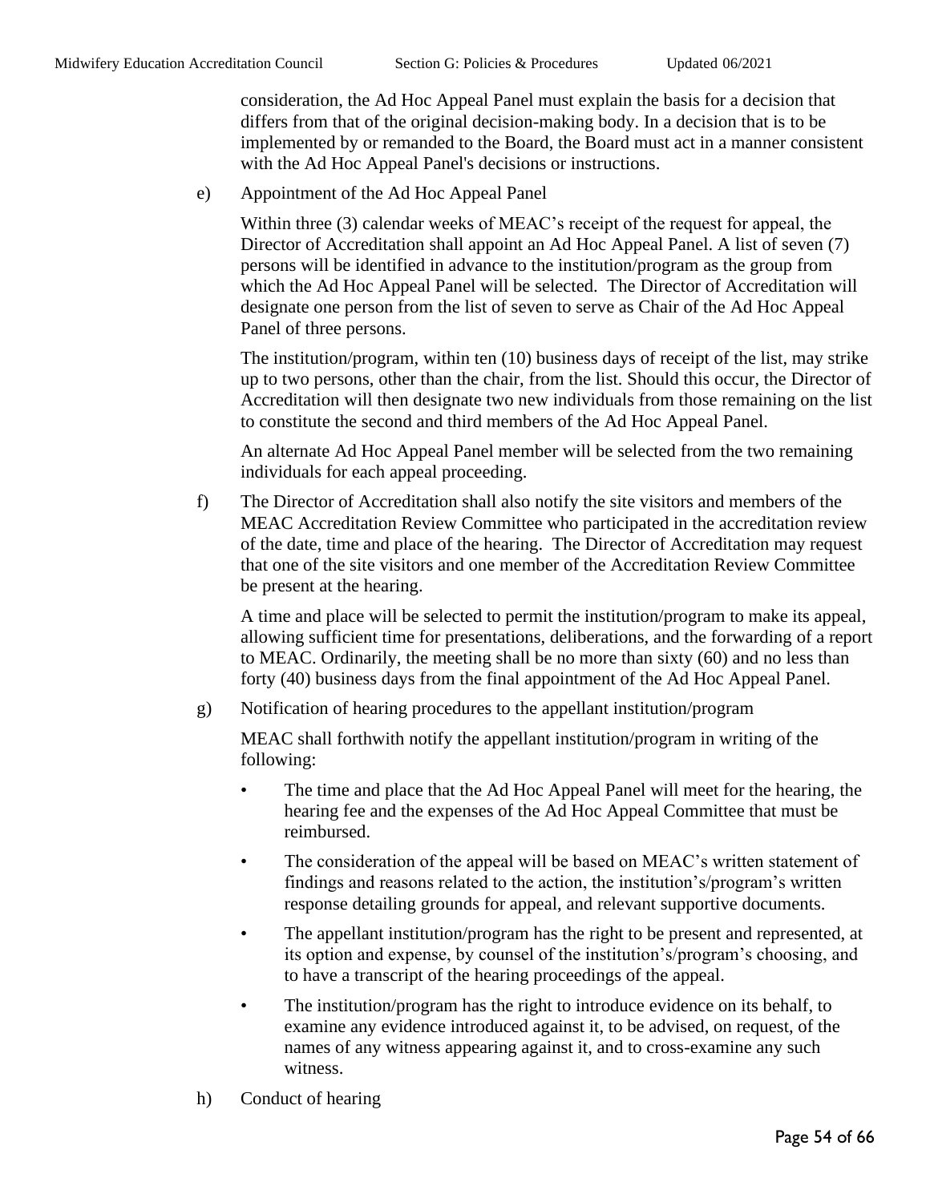consideration, the Ad Hoc Appeal Panel must explain the basis for a decision that differs from that of the original decision-making body. In a decision that is to be implemented by or remanded to the Board, the Board must act in a manner consistent with the Ad Hoc Appeal Panel's decisions or instructions.

e) Appointment of the Ad Hoc Appeal Panel

Within three (3) calendar weeks of MEAC's receipt of the request for appeal, the Director of Accreditation shall appoint an Ad Hoc Appeal Panel. A list of seven (7) persons will be identified in advance to the institution/program as the group from which the Ad Hoc Appeal Panel will be selected. The Director of Accreditation will designate one person from the list of seven to serve as Chair of the Ad Hoc Appeal Panel of three persons.

The institution/program, within ten (10) business days of receipt of the list, may strike up to two persons, other than the chair, from the list. Should this occur, the Director of Accreditation will then designate two new individuals from those remaining on the list to constitute the second and third members of the Ad Hoc Appeal Panel.

An alternate Ad Hoc Appeal Panel member will be selected from the two remaining individuals for each appeal proceeding.

f) The Director of Accreditation shall also notify the site visitors and members of the MEAC Accreditation Review Committee who participated in the accreditation review of the date, time and place of the hearing. The Director of Accreditation may request that one of the site visitors and one member of the Accreditation Review Committee be present at the hearing.

A time and place will be selected to permit the institution/program to make its appeal, allowing sufficient time for presentations, deliberations, and the forwarding of a report to MEAC. Ordinarily, the meeting shall be no more than sixty (60) and no less than forty (40) business days from the final appointment of the Ad Hoc Appeal Panel.

g) Notification of hearing procedures to the appellant institution/program

MEAC shall forthwith notify the appellant institution/program in writing of the following:

- The time and place that the Ad Hoc Appeal Panel will meet for the hearing, the hearing fee and the expenses of the Ad Hoc Appeal Committee that must be reimbursed.
- The consideration of the appeal will be based on MEAC's written statement of findings and reasons related to the action, the institution's/program's written response detailing grounds for appeal, and relevant supportive documents.
- The appellant institution/program has the right to be present and represented, at its option and expense, by counsel of the institution's/program's choosing, and to have a transcript of the hearing proceedings of the appeal.
- The institution/program has the right to introduce evidence on its behalf, to examine any evidence introduced against it, to be advised, on request, of the names of any witness appearing against it, and to cross-examine any such witness.

h) Conduct of hearing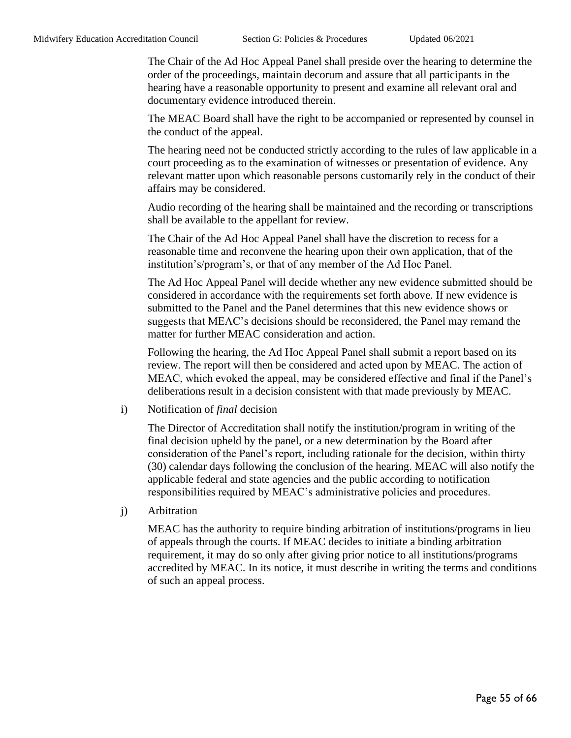The Chair of the Ad Hoc Appeal Panel shall preside over the hearing to determine the order of the proceedings, maintain decorum and assure that all participants in the hearing have a reasonable opportunity to present and examine all relevant oral and documentary evidence introduced therein.

The MEAC Board shall have the right to be accompanied or represented by counsel in the conduct of the appeal.

The hearing need not be conducted strictly according to the rules of law applicable in a court proceeding as to the examination of witnesses or presentation of evidence. Any relevant matter upon which reasonable persons customarily rely in the conduct of their affairs may be considered.

Audio recording of the hearing shall be maintained and the recording or transcriptions shall be available to the appellant for review.

The Chair of the Ad Hoc Appeal Panel shall have the discretion to recess for a reasonable time and reconvene the hearing upon their own application, that of the institution's/program's, or that of any member of the Ad Hoc Panel.

The Ad Hoc Appeal Panel will decide whether any new evidence submitted should be considered in accordance with the requirements set forth above. If new evidence is submitted to the Panel and the Panel determines that this new evidence shows or suggests that MEAC's decisions should be reconsidered, the Panel may remand the matter for further MEAC consideration and action.

Following the hearing, the Ad Hoc Appeal Panel shall submit a report based on its review. The report will then be considered and acted upon by MEAC. The action of MEAC, which evoked the appeal, may be considered effective and final if the Panel's deliberations result in a decision consistent with that made previously by MEAC.

i) Notification of *final* decision

The Director of Accreditation shall notify the institution/program in writing of the final decision upheld by the panel, or a new determination by the Board after consideration of the Panel's report, including rationale for the decision, within thirty (30) calendar days following the conclusion of the hearing. MEAC will also notify the applicable federal and state agencies and the public according to notification responsibilities required by MEAC's administrative policies and procedures.

j) Arbitration

MEAC has the authority to require binding arbitration of institutions/programs in lieu of appeals through the courts. If MEAC decides to initiate a binding arbitration requirement, it may do so only after giving prior notice to all institutions/programs accredited by MEAC. In its notice, it must describe in writing the terms and conditions of such an appeal process.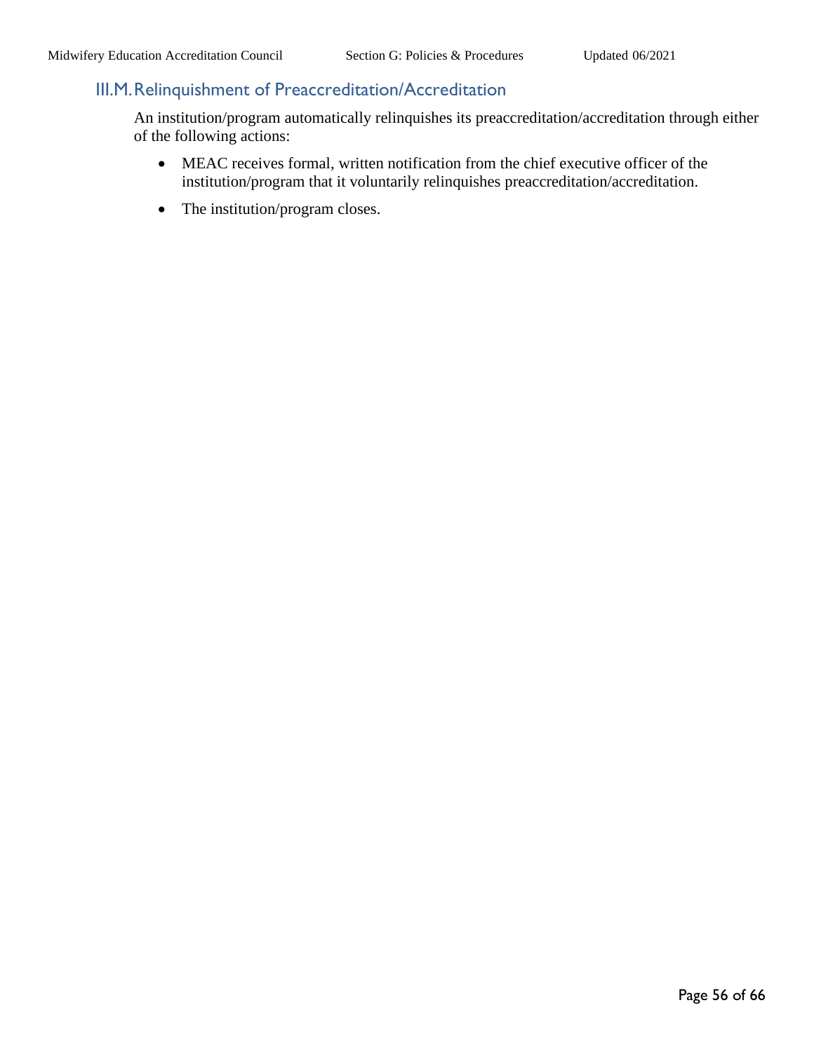### III.M. Relinquishment of Preaccreditation/Accreditation

An institution/program automatically relinquishes its preaccreditation/accreditation through either of the following actions:

- MEAC receives formal, written notification from the chief executive officer of the institution/program that it voluntarily relinquishes preaccreditation/accreditation.
- The institution/program closes.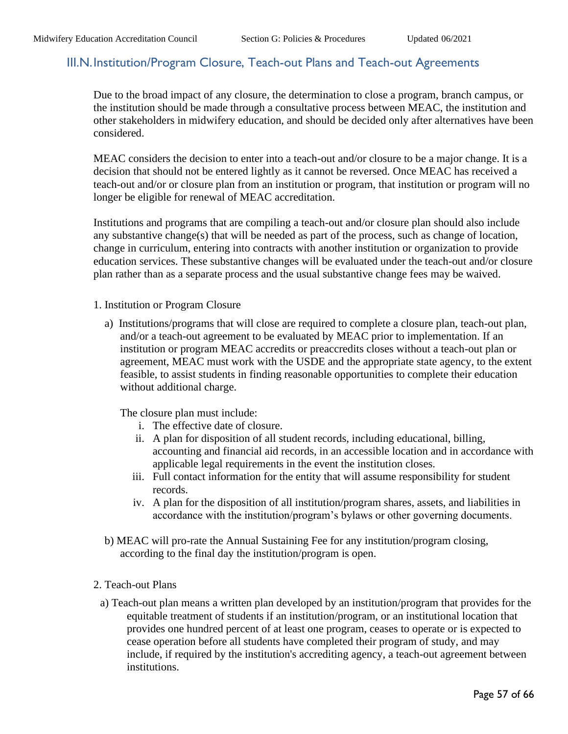## III.N. Institution/Program Closure, Teach-out Plans and Teach-out Agreements

Due to the broad impact of any closure, the determination to close a program, branch campus, or the institution should be made through a consultative process between MEAC, the institution and other stakeholders in midwifery education, and should be decided only after alternatives have been considered.

MEAC considers the decision to enter into a teach-out and/or closure to be a major change. It is a decision that should not be entered lightly as it cannot be reversed. Once MEAC has received a teach-out and/or or closure plan from an institution or program, that institution or program will no longer be eligible for renewal of MEAC accreditation.

Institutions and programs that are compiling a teach-out and/or closure plan should also include any substantive change(s) that will be needed as part of the process, such as change of location, change in curriculum, entering into contracts with another institution or organization to provide education services. These substantive changes will be evaluated under the teach-out and/or closure plan rather than as a separate process and the usual substantive change fees may be waived.

1. Institution or Program Closure

   a) Institutions/programs that will close are required to complete a closure plan, teach-out plan, and/or a teach-out agreement to be evaluated by MEAC prior to implementation. If an institution or program MEAC accredits or preaccredits closes without a teach-out plan or agreement, MEAC must work with the USDE and the appropriate state agency, to the extent feasible, to assist students in finding reasonable opportunities to complete their education without additional charge.

      The closure plan must include:

      i. The effective date of closure.
      ii. A plan for disposition of all student records, including educational, billing, accounting and financial aid records, in an accessible location and in accordance with applicable legal requirements in the event the institution closes.
      iii. Full contact information for the entity that will assume responsibility for student records.
      iv. A plan for the disposition of all institution/program shares, assets, and liabilities in accordance with the institution/program's bylaws or other governing documents.

   b) MEAC will pro-rate the Annual Sustaining Fee for any institution/program closing, according to the final day the institution/program is open.

2. Teach-out Plans

   a) Teach-out plan means a written plan developed by an institution/program that provides for the equitable treatment of students if an institution/program, or an institutional location that provides one hundred percent of at least one program, ceases to operate or is expected to cease operation before all students have completed their program of study, and may include, if required by the institution's accrediting agency, a teach-out agreement between institutions.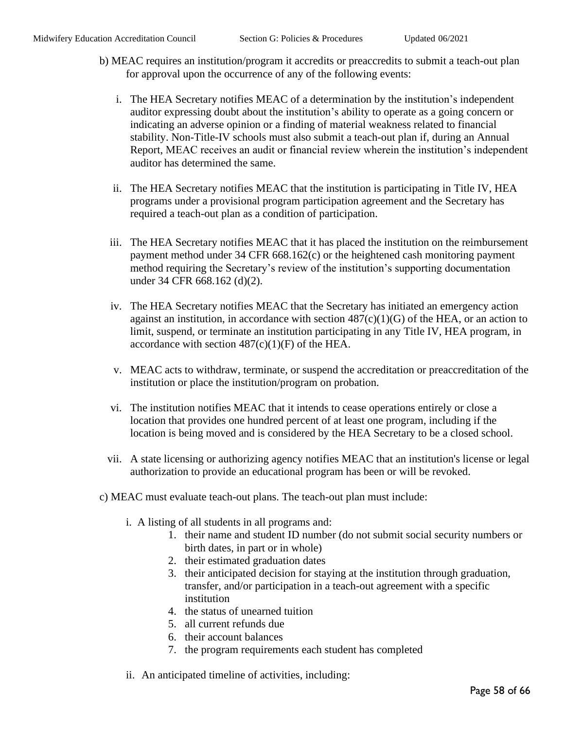b) MEAC requires an institution/program it accredits or preaccredits to submit a teach-out plan for approval upon the occurrence of any of the following events:

   i. The HEA Secretary notifies MEAC of a determination by the institution's independent auditor expressing doubt about the institution's ability to operate as a going concern or indicating an adverse opinion or a finding of material weakness related to financial stability. Non-Title-IV schools must also submit a teach-out plan if, during an Annual Report, MEAC receives an audit or financial review wherein the institution's independent auditor has determined the same.

   ii. The HEA Secretary notifies MEAC that the institution is participating in Title IV, HEA programs under a provisional program participation agreement and the Secretary has required a teach-out plan as a condition of participation.

   iii. The HEA Secretary notifies MEAC that it has placed the institution on the reimbursement payment method under 34 CFR 668.162(c) or the heightened cash monitoring payment method requiring the Secretary's review of the institution's supporting documentation under 34 CFR 668.162 (d)(2).

   iv. The HEA Secretary notifies MEAC that the Secretary has initiated an emergency action against an institution, in accordance with section 487(c)(1)(G) of the HEA, or an action to limit, suspend, or terminate an institution participating in any Title IV, HEA program, in accordance with section 487(c)(1)(F) of the HEA.

   v. MEAC acts to withdraw, terminate, or suspend the accreditation or preaccreditation of the institution or place the institution/program on probation.

   vi. The institution notifies MEAC that it intends to cease operations entirely or close a location that provides one hundred percent of at least one program, including if the location is being moved and is considered by the HEA Secretary to be a closed school.

   vii. A state licensing or authorizing agency notifies MEAC that an institution's license or legal authorization to provide an educational program has been or will be revoked.

c) MEAC must evaluate teach-out plans. The teach-out plan must include:

   i. A listing of all students in all programs and:
      1. their name and student ID number (do not submit social security numbers or birth dates, in part or in whole)
      2. their estimated graduation dates
      3. their anticipated decision for staying at the institution through graduation, transfer, and/or participation in a teach-out agreement with a specific institution
      4. the status of unearned tuition
      5. all current refunds due
      6. their account balances
      7. the program requirements each student has completed

   ii. An anticipated timeline of activities, including: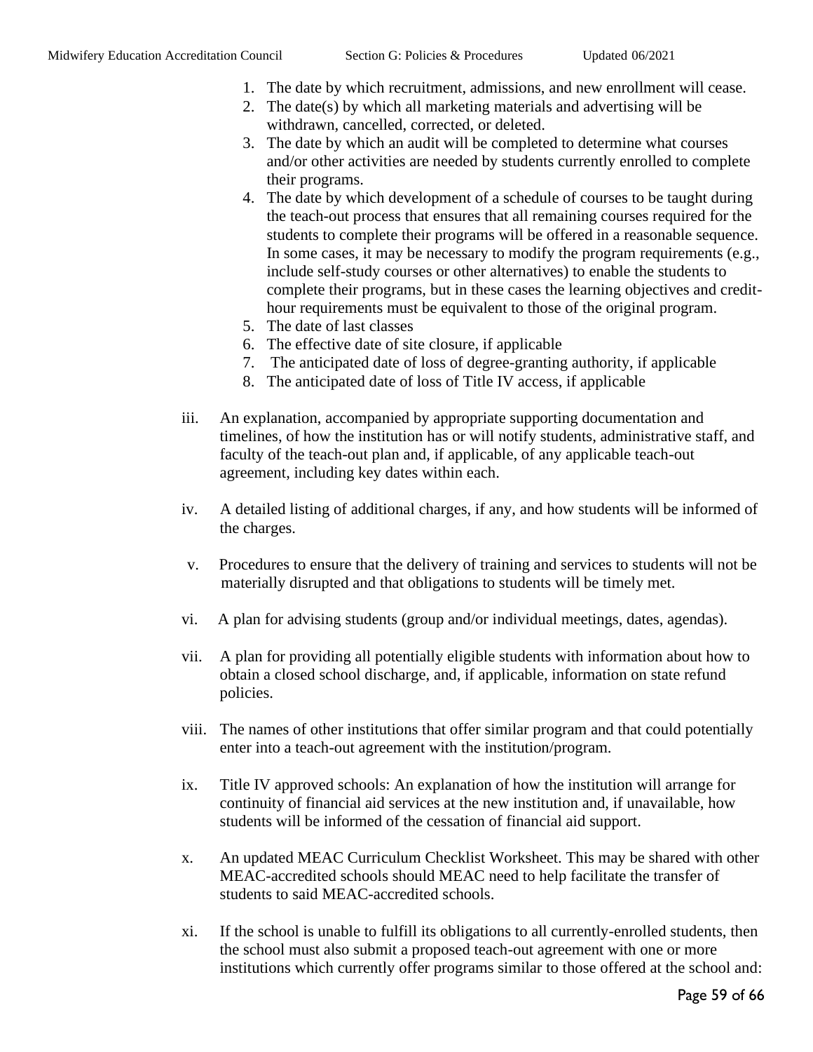1. The date by which recruitment, admissions, and new enrollment will cease.
2. The date(s) by which all marketing materials and advertising will be withdrawn, cancelled, corrected, or deleted.
3. The date by which an audit will be completed to determine what courses and/or other activities are needed by students currently enrolled to complete their programs.
4. The date by which development of a schedule of courses to be taught during the teach-out process that ensures that all remaining courses required for the students to complete their programs will be offered in a reasonable sequence. In some cases, it may be necessary to modify the program requirements (e.g., include self-study courses or other alternatives) to enable the students to complete their programs, but in these cases the learning objectives and credit-hour requirements must be equivalent to those of the original program.
5. The date of last classes
6. The effective date of site closure, if applicable
7. The anticipated date of loss of degree-granting authority, if applicable
8. The anticipated date of loss of Title IV access, if applicable

iii. An explanation, accompanied by appropriate supporting documentation and timelines, of how the institution has or will notify students, administrative staff, and faculty of the teach-out plan and, if applicable, of any applicable teach-out agreement, including key dates within each.

iv. A detailed listing of additional charges, if any, and how students will be informed of the charges.

v. Procedures to ensure that the delivery of training and services to students will not be materially disrupted and that obligations to students will be timely met.

vi. A plan for advising students (group and/or individual meetings, dates, agendas).

vii. A plan for providing all potentially eligible students with information about how to obtain a closed school discharge, and, if applicable, information on state refund policies.

viii. The names of other institutions that offer similar program and that could potentially enter into a teach-out agreement with the institution/program.

ix. Title IV approved schools: An explanation of how the institution will arrange for continuity of financial aid services at the new institution and, if unavailable, how students will be informed of the cessation of financial aid support.

x. An updated MEAC Curriculum Checklist Worksheet. This may be shared with other MEAC-accredited schools should MEAC need to help facilitate the transfer of students to said MEAC-accredited schools.

xi. If the school is unable to fulfill its obligations to all currently-enrolled students, then the school must also submit a proposed teach-out agreement with one or more institutions which currently offer programs similar to those offered at the school and: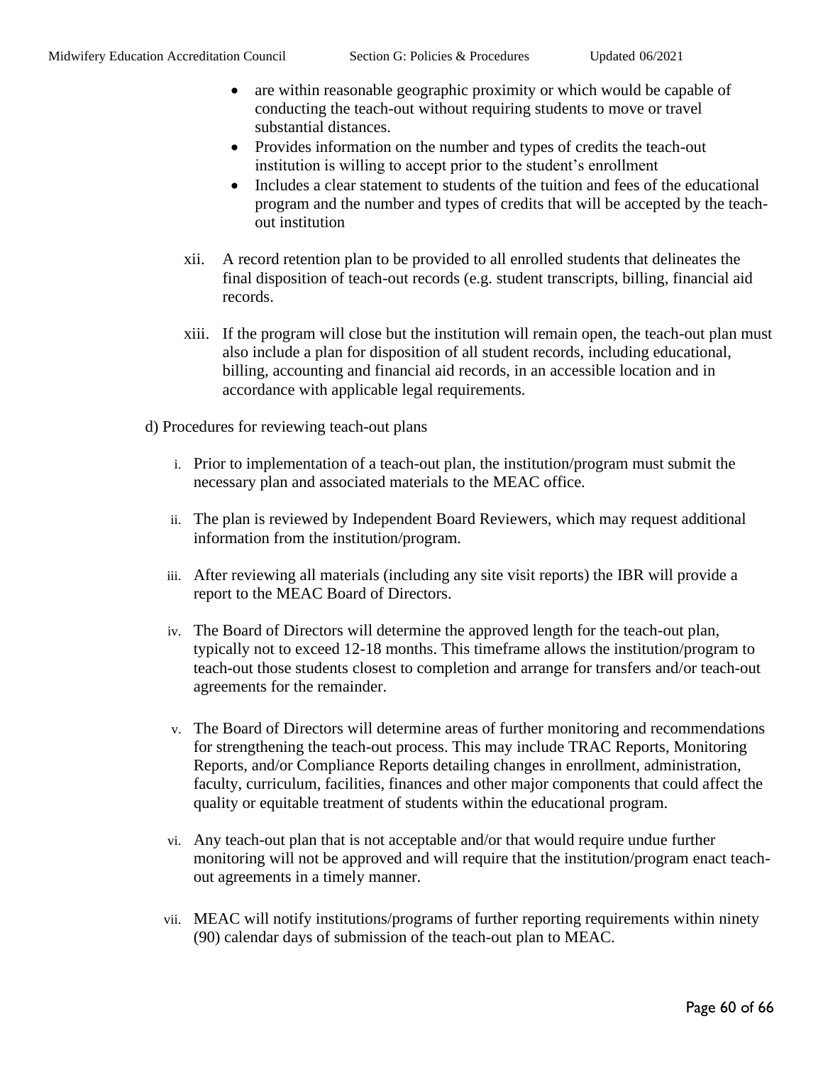- are within reasonable geographic proximity or which would be capable of conducting the teach-out without requiring students to move or travel substantial distances.
- Provides information on the number and types of credits the teach-out institution is willing to accept prior to the student's enrollment
- Includes a clear statement to students of the tuition and fees of the educational program and the number and types of credits that will be accepted by the teach-out institution

xii. A record retention plan to be provided to all enrolled students that delineates the final disposition of teach-out records (e.g. student transcripts, billing, financial aid records.

xiii. If the program will close but the institution will remain open, the teach-out plan must also include a plan for disposition of all student records, including educational, billing, accounting and financial aid records, in an accessible location and in accordance with applicable legal requirements.

d) Procedures for reviewing teach-out plans

i. Prior to implementation of a teach-out plan, the institution/program must submit the necessary plan and associated materials to the MEAC office.

ii. The plan is reviewed by Independent Board Reviewers, which may request additional information from the institution/program.

iii. After reviewing all materials (including any site visit reports) the IBR will provide a report to the MEAC Board of Directors.

iv. The Board of Directors will determine the approved length for the teach-out plan, typically not to exceed 12-18 months. This timeframe allows the institution/program to teach-out those students closest to completion and arrange for transfers and/or teach-out agreements for the remainder.

v. The Board of Directors will determine areas of further monitoring and recommendations for strengthening the teach-out process. This may include TRAC Reports, Monitoring Reports, and/or Compliance Reports detailing changes in enrollment, administration, faculty, curriculum, facilities, finances and other major components that could affect the quality or equitable treatment of students within the educational program.

vi. Any teach-out plan that is not acceptable and/or that would require undue further monitoring will not be approved and will require that the institution/program enact teach-out agreements in a timely manner.

vii. MEAC will notify institutions/programs of further reporting requirements within ninety (90) calendar days of submission of the teach-out plan to MEAC.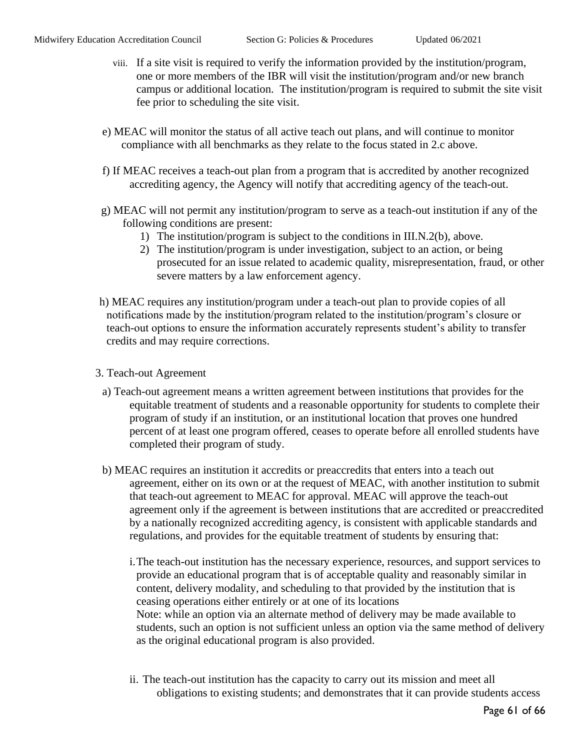viii. If a site visit is required to verify the information provided by the institution/program, one or more members of the IBR will visit the institution/program and/or new branch campus or additional location. The institution/program is required to submit the site visit fee prior to scheduling the site visit.

e) MEAC will monitor the status of all active teach out plans, and will continue to monitor compliance with all benchmarks as they relate to the focus stated in 2.c above.

f) If MEAC receives a teach-out plan from a program that is accredited by another recognized accrediting agency, the Agency will notify that accrediting agency of the teach-out.

g) MEAC will not permit any institution/program to serve as a teach-out institution if any of the following conditions are present:

1) The institution/program is subject to the conditions in III.N.2(b), above.
2) The institution/program is under investigation, subject to an action, or being prosecuted for an issue related to academic quality, misrepresentation, fraud, or other severe matters by a law enforcement agency.

h) MEAC requires any institution/program under a teach-out plan to provide copies of all notifications made by the institution/program related to the institution/program's closure or teach-out options to ensure the information accurately represents student's ability to transfer credits and may require corrections.

3. Teach-out Agreement

a) Teach-out agreement means a written agreement between institutions that provides for the equitable treatment of students and a reasonable opportunity for students to complete their program of study if an institution, or an institutional location that proves one hundred percent of at least one program offered, ceases to operate before all enrolled students have completed their program of study.

b) MEAC requires an institution it accredits or preaccredits that enters into a teach out agreement, either on its own or at the request of MEAC, with another institution to submit that teach-out agreement to MEAC for approval. MEAC will approve the teach-out agreement only if the agreement is between institutions that are accredited or preaccredited by a nationally recognized accrediting agency, is consistent with applicable standards and regulations, and provides for the equitable treatment of students by ensuring that:

i. The teach-out institution has the necessary experience, resources, and support services to provide an educational program that is of acceptable quality and reasonably similar in content, delivery modality, and scheduling to that provided by the institution that is ceasing operations either entirely or at one of its locations
Note: while an option via an alternate method of delivery may be made available to students, such an option is not sufficient unless an option via the same method of delivery as the original educational program is also provided.

ii. The teach-out institution has the capacity to carry out its mission and meet all obligations to existing students; and demonstrates that it can provide students access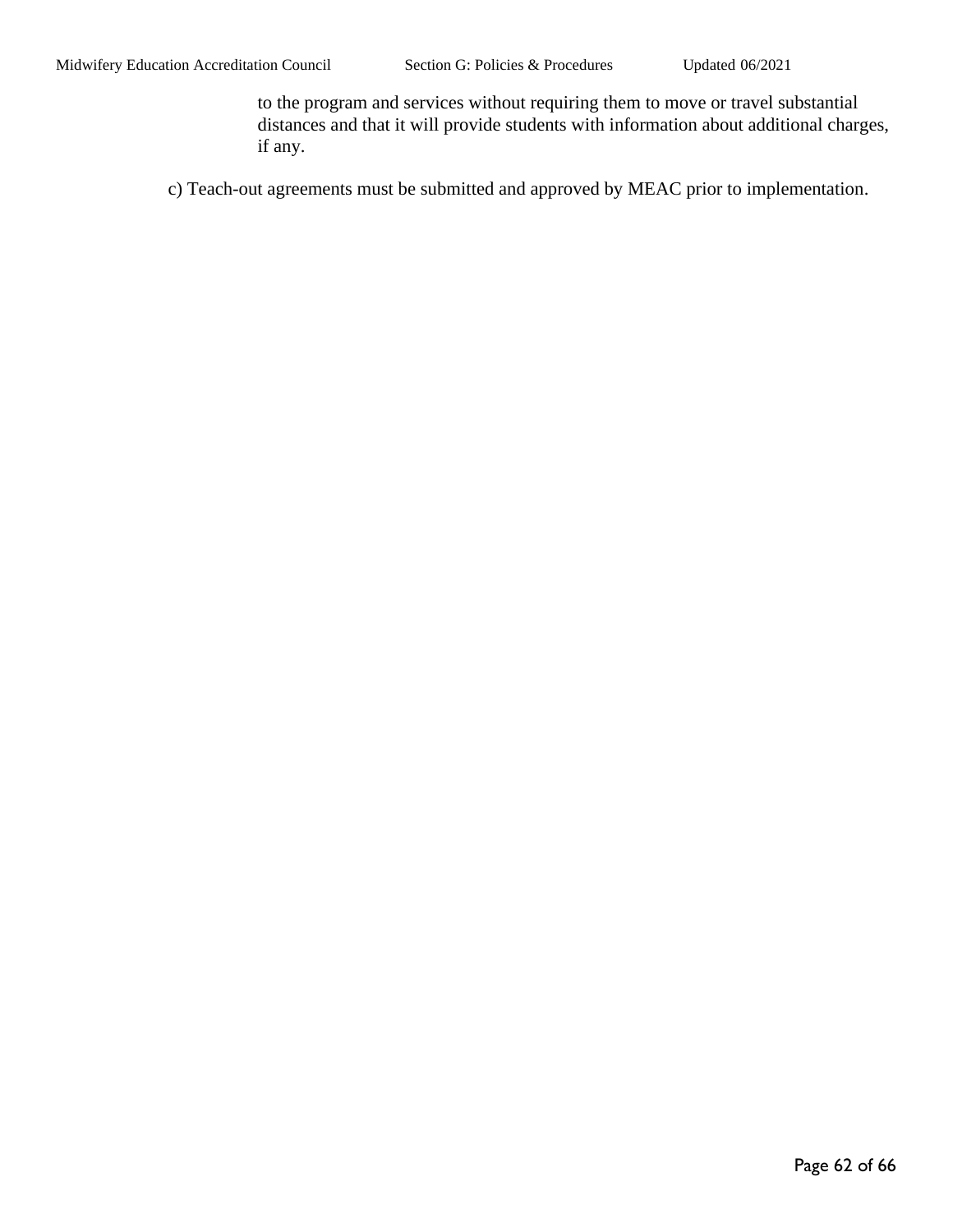to the program and services without requiring them to move or travel substantial distances and that it will provide students with information about additional charges, if any.

c) Teach-out agreements must be submitted and approved by MEAC prior to implementation.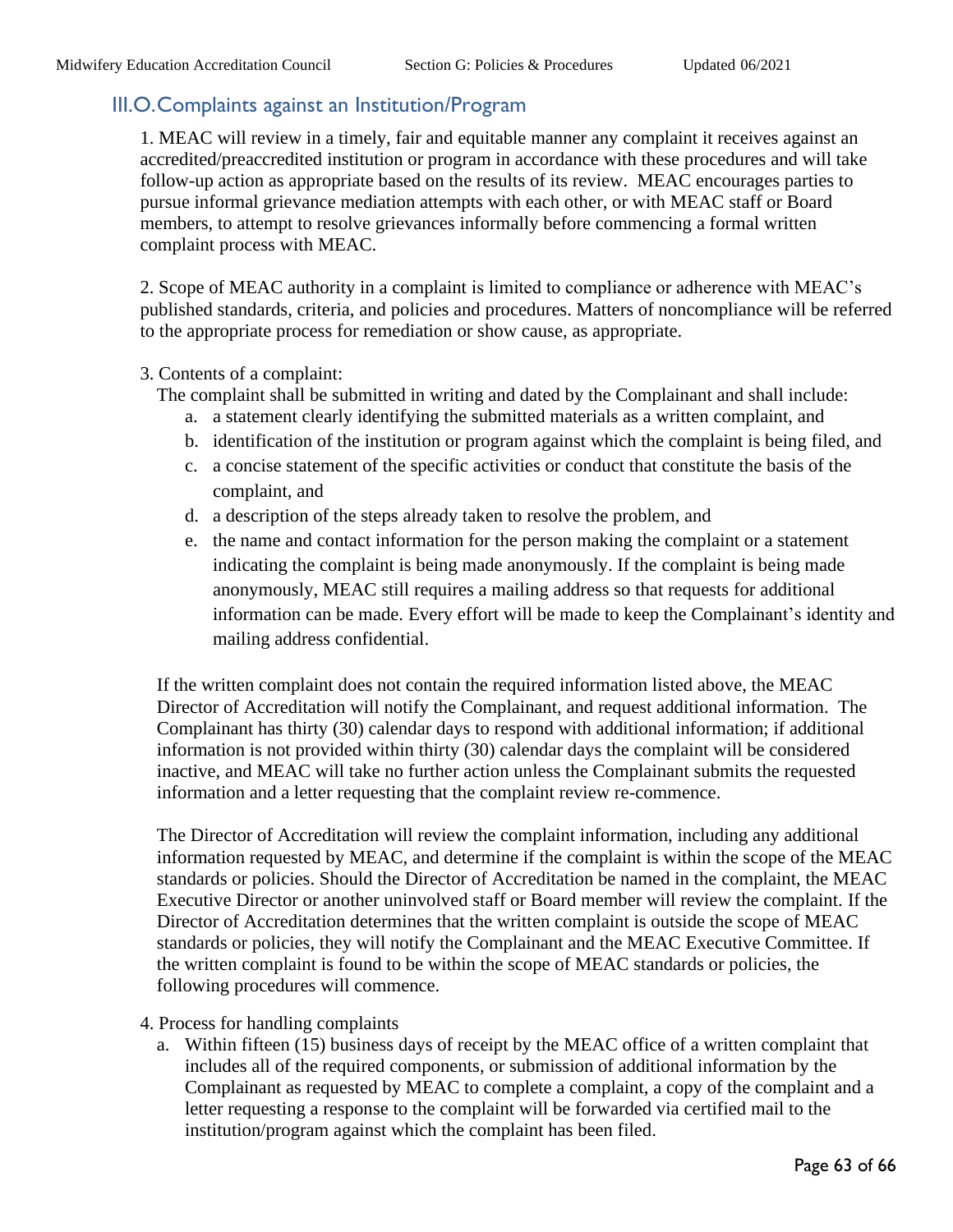## III.O. Complaints against an Institution/Program

1. MEAC will review in a timely, fair and equitable manner any complaint it receives against an accredited/preaccredited institution or program in accordance with these procedures and will take follow-up action as appropriate based on the results of its review. MEAC encourages parties to pursue informal grievance mediation attempts with each other, or with MEAC staff or Board members, to attempt to resolve grievances informally before commencing a formal written complaint process with MEAC.

2. Scope of MEAC authority in a complaint is limited to compliance or adherence with MEAC's published standards, criteria, and policies and procedures. Matters of noncompliance will be referred to the appropriate process for remediation or show cause, as appropriate.

3. Contents of a complaint:

The complaint shall be submitted in writing and dated by the Complainant and shall include:

a. a statement clearly identifying the submitted materials as a written complaint, and
b. identification of the institution or program against which the complaint is being filed, and
c. a concise statement of the specific activities or conduct that constitute the basis of the complaint, and
d. a description of the steps already taken to resolve the problem, and
e. the name and contact information for the person making the complaint or a statement indicating the complaint is being made anonymously. If the complaint is being made anonymously, MEAC still requires a mailing address so that requests for additional information can be made. Every effort will be made to keep the Complainant's identity and mailing address confidential.

If the written complaint does not contain the required information listed above, the MEAC Director of Accreditation will notify the Complainant, and request additional information. The Complainant has thirty (30) calendar days to respond with additional information; if additional information is not provided within thirty (30) calendar days the complaint will be considered inactive, and MEAC will take no further action unless the Complainant submits the requested information and a letter requesting that the complaint review re-commence.

The Director of Accreditation will review the complaint information, including any additional information requested by MEAC, and determine if the complaint is within the scope of the MEAC standards or policies. Should the Director of Accreditation be named in the complaint, the MEAC Executive Director or another uninvolved staff or Board member will review the complaint. If the Director of Accreditation determines that the written complaint is outside the scope of MEAC standards or policies, they will notify the Complainant and the MEAC Executive Committee. If the written complaint is found to be within the scope of MEAC standards or policies, the following procedures will commence.

4. Process for handling complaints

a. Within fifteen (15) business days of receipt by the MEAC office of a written complaint that includes all of the required components, or submission of additional information by the Complainant as requested by MEAC to complete a complaint, a copy of the complaint and a letter requesting a response to the complaint will be forwarded via certified mail to the institution/program against which the complaint has been filed.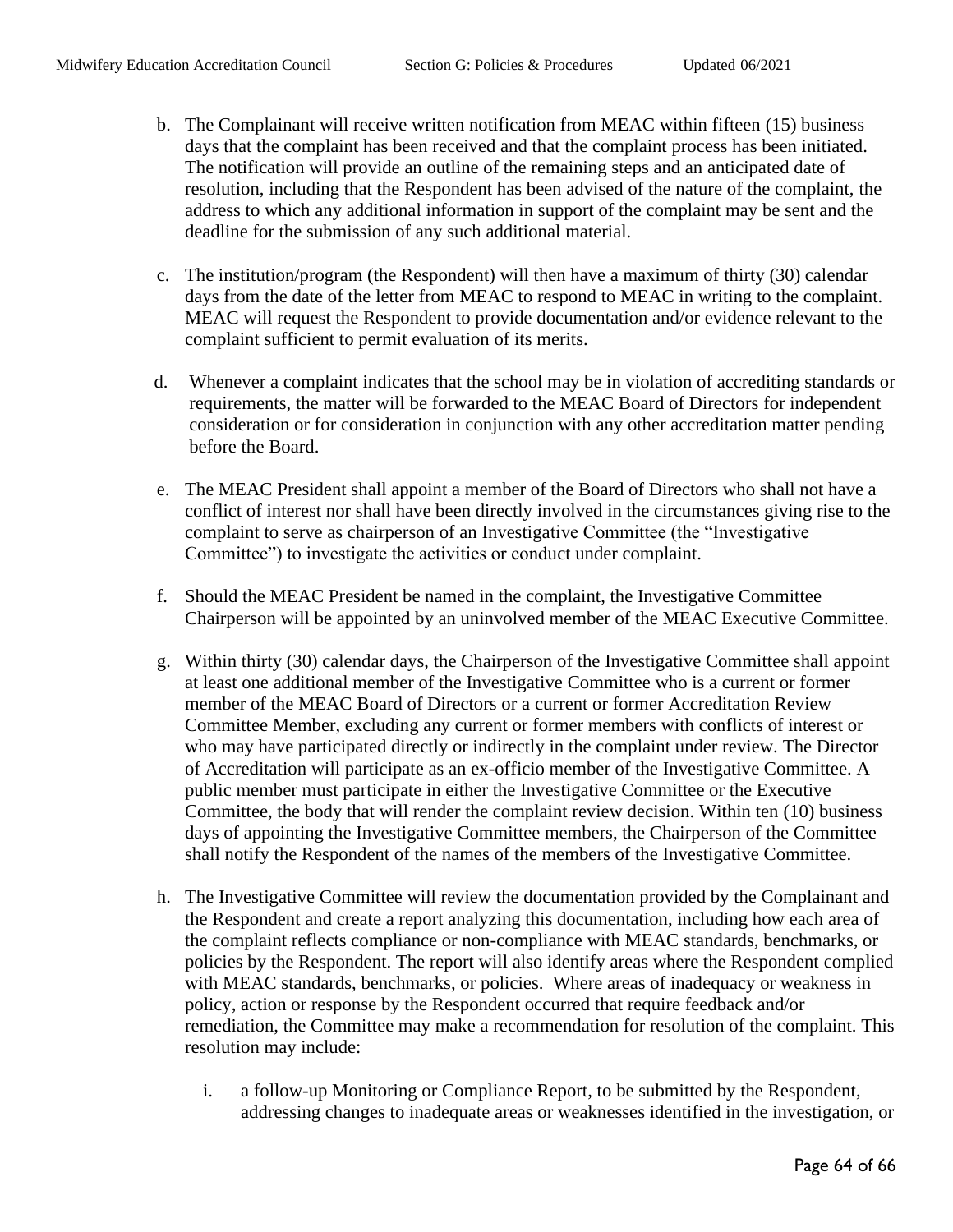b. The Complainant will receive written notification from MEAC within fifteen (15) business days that the complaint has been received and that the complaint process has been initiated. The notification will provide an outline of the remaining steps and an anticipated date of resolution, including that the Respondent has been advised of the nature of the complaint, the address to which any additional information in support of the complaint may be sent and the deadline for the submission of any such additional material.

c. The institution/program (the Respondent) will then have a maximum of thirty (30) calendar days from the date of the letter from MEAC to respond to MEAC in writing to the complaint. MEAC will request the Respondent to provide documentation and/or evidence relevant to the complaint sufficient to permit evaluation of its merits.

d. Whenever a complaint indicates that the school may be in violation of accrediting standards or requirements, the matter will be forwarded to the MEAC Board of Directors for independent consideration or for consideration in conjunction with any other accreditation matter pending before the Board.

e. The MEAC President shall appoint a member of the Board of Directors who shall not have a conflict of interest nor shall have been directly involved in the circumstances giving rise to the complaint to serve as chairperson of an Investigative Committee (the "Investigative Committee") to investigate the activities or conduct under complaint.

f. Should the MEAC President be named in the complaint, the Investigative Committee Chairperson will be appointed by an uninvolved member of the MEAC Executive Committee.

g. Within thirty (30) calendar days, the Chairperson of the Investigative Committee shall appoint at least one additional member of the Investigative Committee who is a current or former member of the MEAC Board of Directors or a current or former Accreditation Review Committee Member, excluding any current or former members with conflicts of interest or who may have participated directly or indirectly in the complaint under review. The Director of Accreditation will participate as an ex-officio member of the Investigative Committee. A public member must participate in either the Investigative Committee or the Executive Committee, the body that will render the complaint review decision. Within ten (10) business days of appointing the Investigative Committee members, the Chairperson of the Committee shall notify the Respondent of the names of the members of the Investigative Committee.

h. The Investigative Committee will review the documentation provided by the Complainant and the Respondent and create a report analyzing this documentation, including how each area of the complaint reflects compliance or non-compliance with MEAC standards, benchmarks, or policies by the Respondent. The report will also identify areas where the Respondent complied with MEAC standards, benchmarks, or policies. Where areas of inadequacy or weakness in policy, action or response by the Respondent occurred that require feedback and/or remediation, the Committee may make a recommendation for resolution of the complaint. This resolution may include:

    i. a follow-up Monitoring or Compliance Report, to be submitted by the Respondent, addressing changes to inadequate areas or weaknesses identified in the investigation, or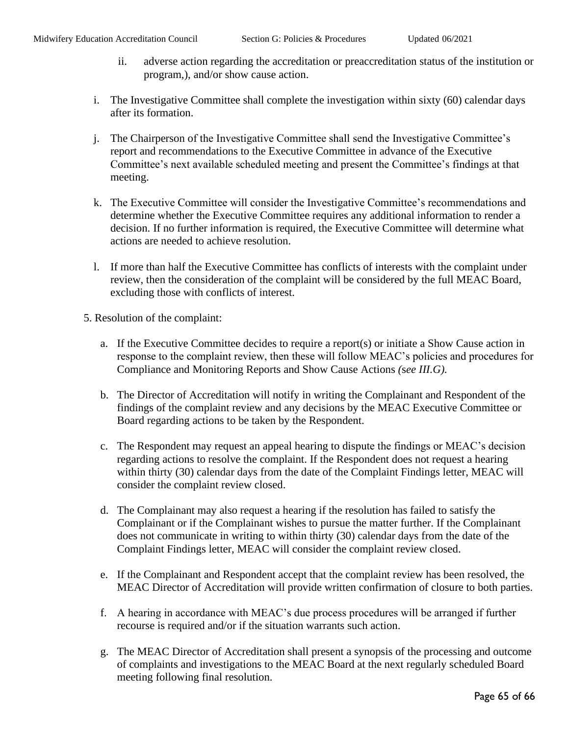ii. adverse action regarding the accreditation or preaccreditation status of the institution or program,), and/or show cause action.

i. The Investigative Committee shall complete the investigation within sixty (60) calendar days after its formation.

j. The Chairperson of the Investigative Committee shall send the Investigative Committee's report and recommendations to the Executive Committee in advance of the Executive Committee's next available scheduled meeting and present the Committee's findings at that meeting.

k. The Executive Committee will consider the Investigative Committee's recommendations and determine whether the Executive Committee requires any additional information to render a decision. If no further information is required, the Executive Committee will determine what actions are needed to achieve resolution.

l. If more than half the Executive Committee has conflicts of interests with the complaint under review, then the consideration of the complaint will be considered by the full MEAC Board, excluding those with conflicts of interest.

5. Resolution of the complaint:

a. If the Executive Committee decides to require a report(s) or initiate a Show Cause action in response to the complaint review, then these will follow MEAC's policies and procedures for Compliance and Monitoring Reports and Show Cause Actions *(see III.G).*

b. The Director of Accreditation will notify in writing the Complainant and Respondent of the findings of the complaint review and any decisions by the MEAC Executive Committee or Board regarding actions to be taken by the Respondent.

c. The Respondent may request an appeal hearing to dispute the findings or MEAC's decision regarding actions to resolve the complaint. If the Respondent does not request a hearing within thirty (30) calendar days from the date of the Complaint Findings letter, MEAC will consider the complaint review closed.

d. The Complainant may also request a hearing if the resolution has failed to satisfy the Complainant or if the Complainant wishes to pursue the matter further. If the Complainant does not communicate in writing to within thirty (30) calendar days from the date of the Complaint Findings letter, MEAC will consider the complaint review closed.

e. If the Complainant and Respondent accept that the complaint review has been resolved, the MEAC Director of Accreditation will provide written confirmation of closure to both parties.

f. A hearing in accordance with MEAC's due process procedures will be arranged if further recourse is required and/or if the situation warrants such action.

g. The MEAC Director of Accreditation shall present a synopsis of the processing and outcome of complaints and investigations to the MEAC Board at the next regularly scheduled Board meeting following final resolution.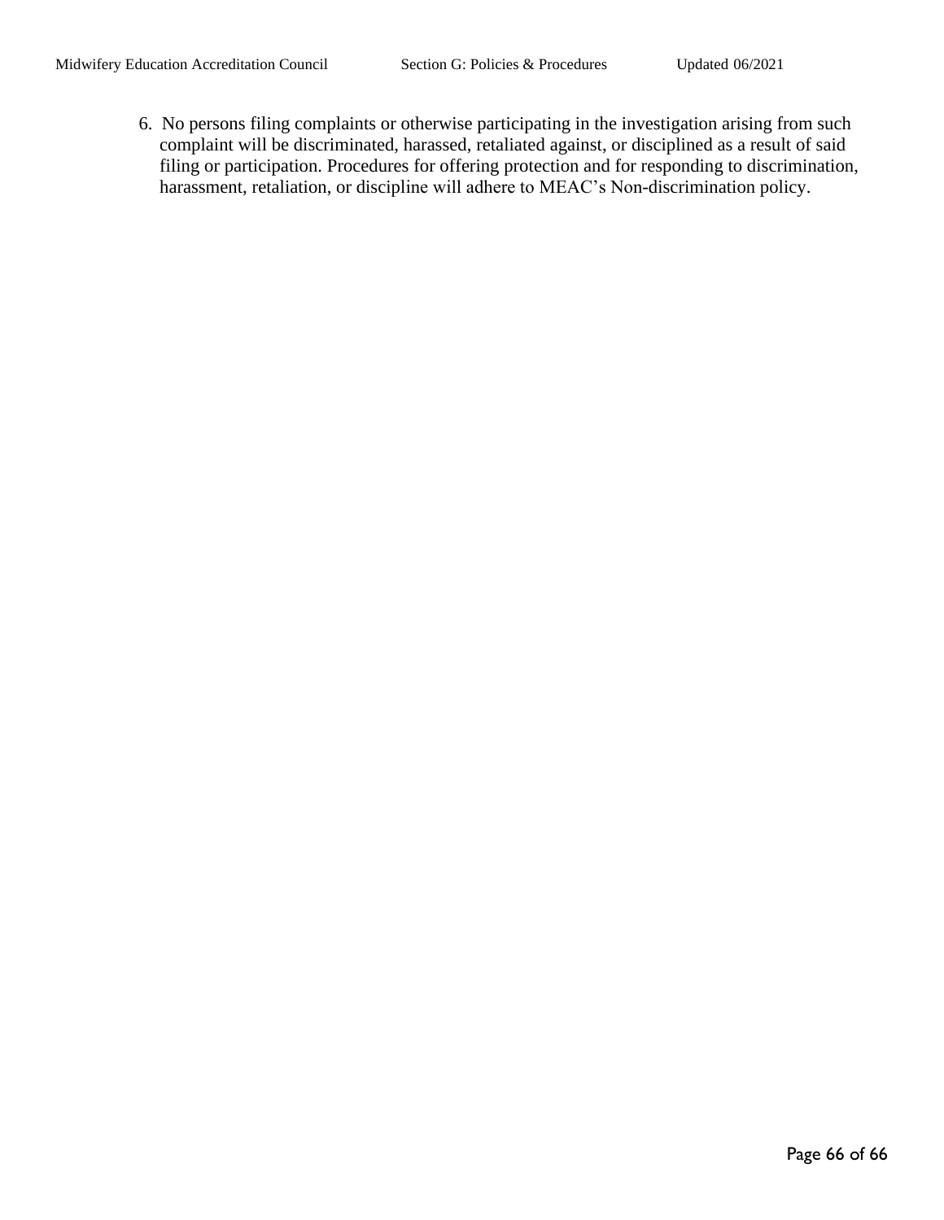6. No persons filing complaints or otherwise participating in the investigation arising from such complaint will be discriminated, harassed, retaliated against, or disciplined as a result of said filing or participation. Procedures for offering protection and for responding to discrimination, harassment, retaliation, or discipline will adhere to MEAC's Non-discrimination policy.